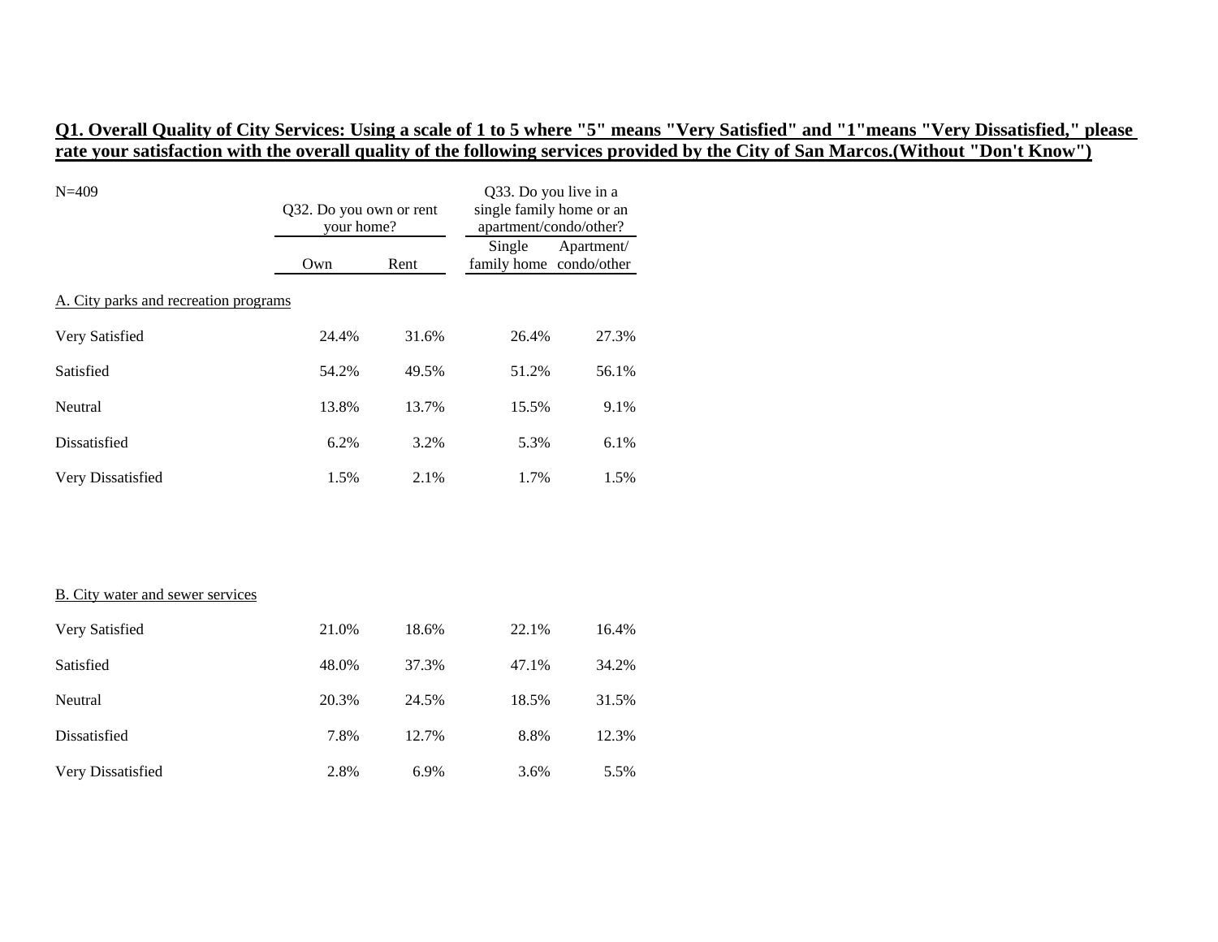**Q1. Overall Quality of City Services: Using a scale of 1 to 5 where "5" means "Very Satisfied" and "1"means "Very Dissatisfied," please rate your satisfaction with the overall quality of the following services provided by the City of San Marcos.(Without "Don't Know")**

| N=409 | Q32. Do you own or rent your home? | | Q33. Do you live in a single family home or an apartment/condo/other? | |
|---|---|---|---|---|
| | Own | Rent | Single family home | Apartment/ condo/other |
| A. City parks and recreation programs | | | | |
| Very Satisfied | 24.4% | 31.6% | 26.4% | 27.3% |
| Satisfied | 54.2% | 49.5% | 51.2% | 56.1% |
| Neutral | 13.8% | 13.7% | 15.5% | 9.1% |
| Dissatisfied | 6.2% | 3.2% | 5.3% | 6.1% |
| Very Dissatisfied | 1.5% | 2.1% | 1.7% | 1.5% |
| B. City water and sewer services | | | | |
| Very Satisfied | 21.0% | 18.6% | 22.1% | 16.4% |
| Satisfied | 48.0% | 37.3% | 47.1% | 34.2% |
| Neutral | 20.3% | 24.5% | 18.5% | 31.5% |
| Dissatisfied | 7.8% | 12.7% | 8.8% | 12.3% |
| Very Dissatisfied | 2.8% | 6.9% | 3.6% | 5.5% |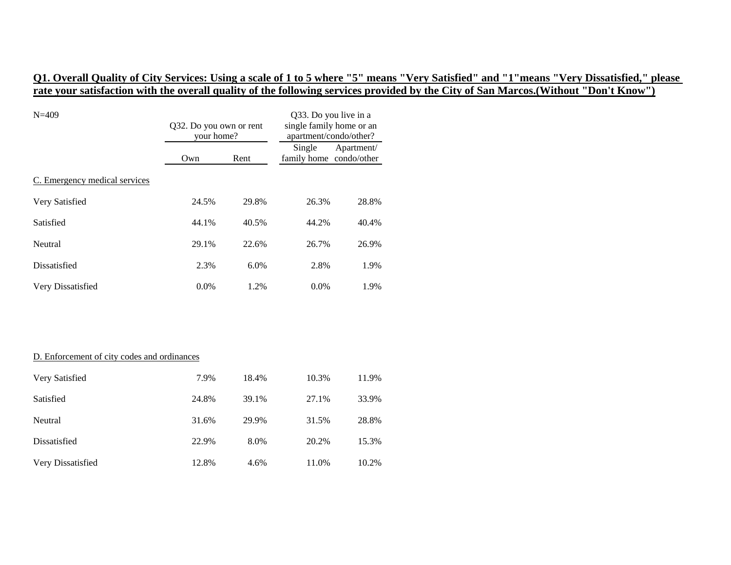**Q1. Overall Quality of City Services: Using a scale of 1 to 5 where "5" means "Very Satisfied" and "1"means "Very Dissatisfied," please rate your satisfaction with the overall quality of the following services provided by the City of San Marcos.(Without "Don't Know")**

N=409

| | Q32. Do you own or rent your home? | | Q33. Do you live in a single family home or an apartment/condo/other? | |
|---|---|---|---|---|
| | Own | Rent | Single family home | Apartment/ condo/other |
| C. Emergency medical services | | | | |
| Very Satisfied | 24.5% | 29.8% | 26.3% | 28.8% |
| Satisfied | 44.1% | 40.5% | 44.2% | 40.4% |
| Neutral | 29.1% | 22.6% | 26.7% | 26.9% |
| Dissatisfied | 2.3% | 6.0% | 2.8% | 1.9% |
| Very Dissatisfied | 0.0% | 1.2% | 0.0% | 1.9% |
| D. Enforcement of city codes and ordinances | | | | |
| Very Satisfied | 7.9% | 18.4% | 10.3% | 11.9% |
| Satisfied | 24.8% | 39.1% | 27.1% | 33.9% |
| Neutral | 31.6% | 29.9% | 31.5% | 28.8% |
| Dissatisfied | 22.9% | 8.0% | 20.2% | 15.3% |
| Very Dissatisfied | 12.8% | 4.6% | 11.0% | 10.2% |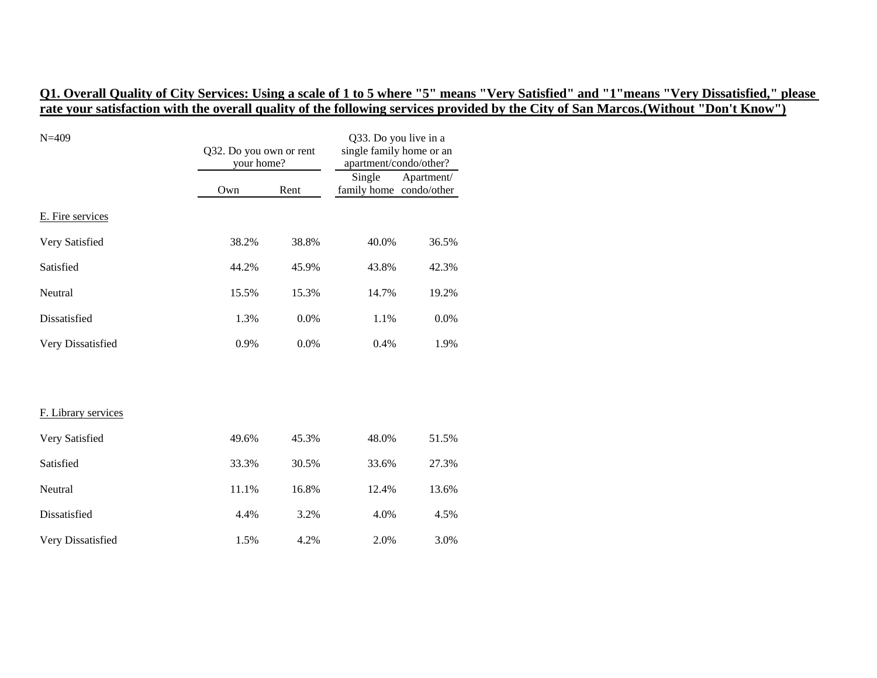**Q1. Overall Quality of City Services: Using a scale of 1 to 5 where "5" means "Very Satisfied" and "1"means "Very Dissatisfied," please rate your satisfaction with the overall quality of the following services provided by the City of San Marcos.(Without "Don't Know")**

N=409

| | Q32. Do you own or rent your home? | | Q33. Do you live in a single family home or an apartment/condo/other? | |
|---|---|---|---|---|
| | Own | Rent | Single family home | Apartment/ condo/other |
| E. Fire services | | | | |
| Very Satisfied | 38.2% | 38.8% | 40.0% | 36.5% |
| Satisfied | 44.2% | 45.9% | 43.8% | 42.3% |
| Neutral | 15.5% | 15.3% | 14.7% | 19.2% |
| Dissatisfied | 1.3% | 0.0% | 1.1% | 0.0% |
| Very Dissatisfied | 0.9% | 0.0% | 0.4% | 1.9% |
| F. Library services | | | | |
| Very Satisfied | 49.6% | 45.3% | 48.0% | 51.5% |
| Satisfied | 33.3% | 30.5% | 33.6% | 27.3% |
| Neutral | 11.1% | 16.8% | 12.4% | 13.6% |
| Dissatisfied | 4.4% | 3.2% | 4.0% | 4.5% |
| Very Dissatisfied | 1.5% | 4.2% | 2.0% | 3.0% |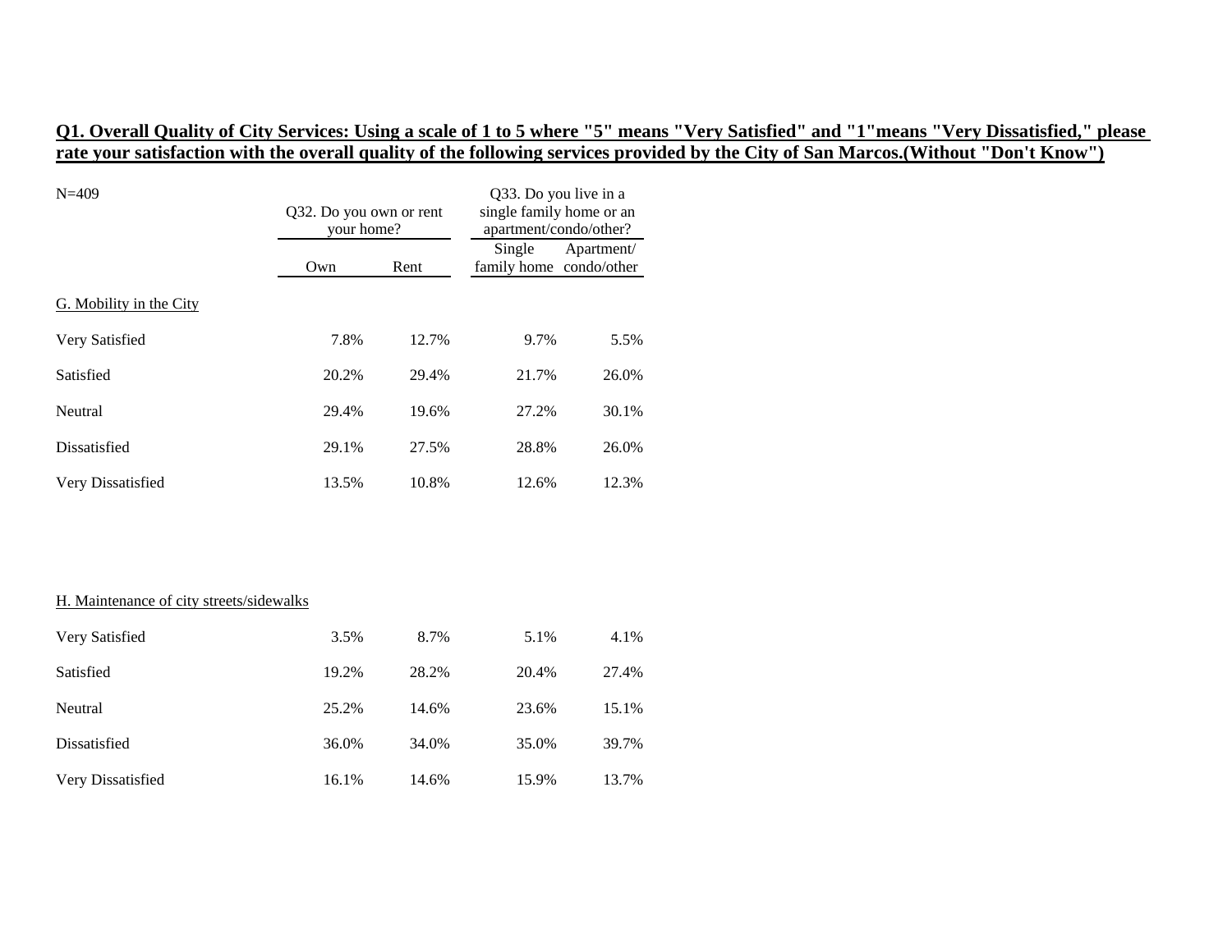**Q1. Overall Quality of City Services: Using a scale of 1 to 5 where "5" means "Very Satisfied" and "1"means "Very Dissatisfied," please rate your satisfaction with the overall quality of the following services provided by the City of San Marcos.(Without "Don't Know")**

N=409

| | Q32. Do you own or rent your home? | | Q33. Do you live in a single family home or an apartment/condo/other? | |
|---|---|---|---|---|
| | Own | Rent | Single family home | Apartment/ condo/other |
| G. Mobility in the City | | | | |
| Very Satisfied | 7.8% | 12.7% | 9.7% | 5.5% |
| Satisfied | 20.2% | 29.4% | 21.7% | 26.0% |
| Neutral | 29.4% | 19.6% | 27.2% | 30.1% |
| Dissatisfied | 29.1% | 27.5% | 28.8% | 26.0% |
| Very Dissatisfied | 13.5% | 10.8% | 12.6% | 12.3% |
| H. Maintenance of city streets/sidewalks | | | | |
| Very Satisfied | 3.5% | 8.7% | 5.1% | 4.1% |
| Satisfied | 19.2% | 28.2% | 20.4% | 27.4% |
| Neutral | 25.2% | 14.6% | 23.6% | 15.1% |
| Dissatisfied | 36.0% | 34.0% | 35.0% | 39.7% |
| Very Dissatisfied | 16.1% | 14.6% | 15.9% | 13.7% |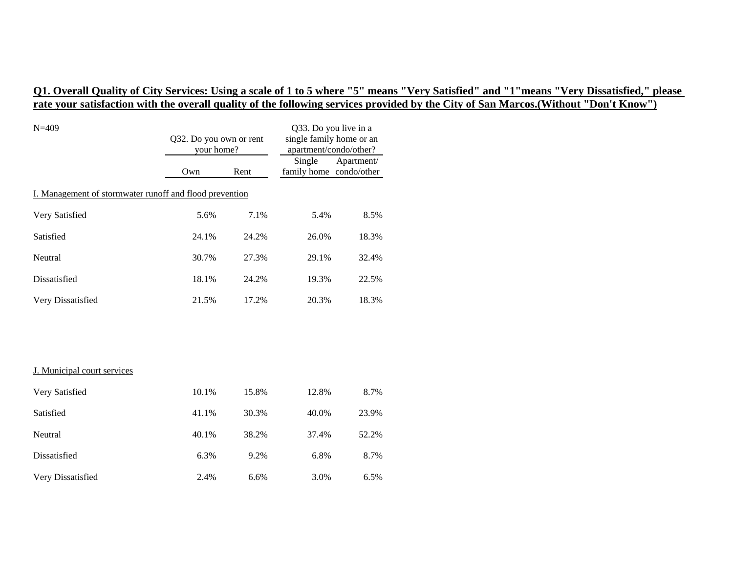**Q1. Overall Quality of City Services: Using a scale of 1 to 5 where "5" means "Very Satisfied" and "1"means "Very Dissatisfied," please rate your satisfaction with the overall quality of the following services provided by the City of San Marcos.(Without "Don't Know")**

N=409

| | Q32. Do you own or rent your home? | | Q33. Do you live in a single family home or an apartment/condo/other? | |
|---|---|---|---|---|
| | Own | Rent | Single family home | Apartment/ condo/other |
| I. Management of stormwater runoff and flood prevention | | | | |
| Very Satisfied | 5.6% | 7.1% | 5.4% | 8.5% |
| Satisfied | 24.1% | 24.2% | 26.0% | 18.3% |
| Neutral | 30.7% | 27.3% | 29.1% | 32.4% |
| Dissatisfied | 18.1% | 24.2% | 19.3% | 22.5% |
| Very Dissatisfied | 21.5% | 17.2% | 20.3% | 18.3% |
| J. Municipal court services | | | | |
| Very Satisfied | 10.1% | 15.8% | 12.8% | 8.7% |
| Satisfied | 41.1% | 30.3% | 40.0% | 23.9% |
| Neutral | 40.1% | 38.2% | 37.4% | 52.2% |
| Dissatisfied | 6.3% | 9.2% | 6.8% | 8.7% |
| Very Dissatisfied | 2.4% | 6.6% | 3.0% | 6.5% |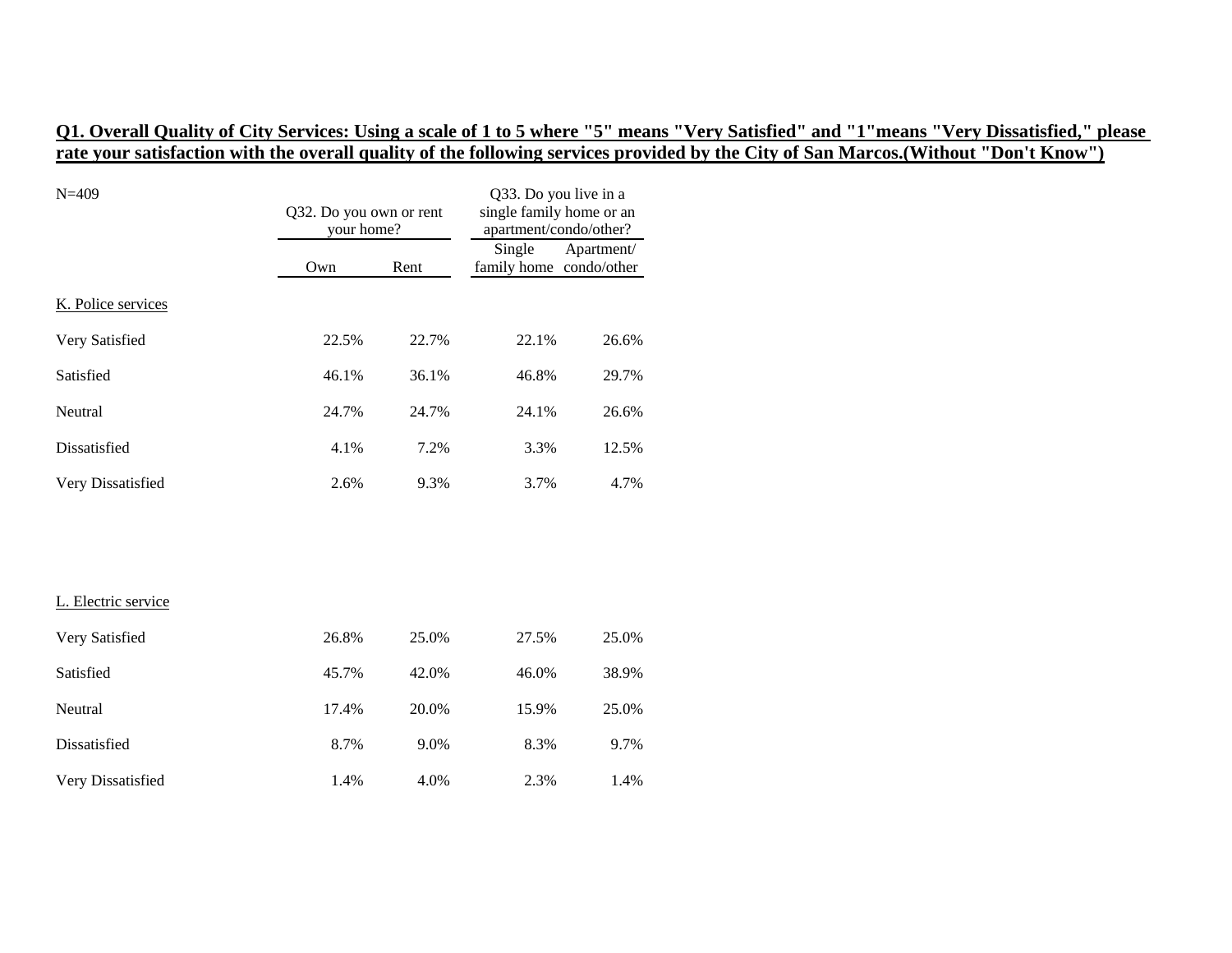**Q1. Overall Quality of City Services: Using a scale of 1 to 5 where "5" means "Very Satisfied" and "1"means "Very Dissatisfied," please rate your satisfaction with the overall quality of the following services provided by the City of San Marcos.(Without "Don't Know")**

N=409

| | Q32. Do you own or rent your home? | | Q33. Do you live in a single family home or an apartment/condo/other? | |
|---|---|---|---|---|
| | Own | Rent | Single family home | Apartment/ condo/other |
| K. Police services | | | | |
| Very Satisfied | 22.5% | 22.7% | 22.1% | 26.6% |
| Satisfied | 46.1% | 36.1% | 46.8% | 29.7% |
| Neutral | 24.7% | 24.7% | 24.1% | 26.6% |
| Dissatisfied | 4.1% | 7.2% | 3.3% | 12.5% |
| Very Dissatisfied | 2.6% | 9.3% | 3.7% | 4.7% |
| L. Electric service | | | | |
| Very Satisfied | 26.8% | 25.0% | 27.5% | 25.0% |
| Satisfied | 45.7% | 42.0% | 46.0% | 38.9% |
| Neutral | 17.4% | 20.0% | 15.9% | 25.0% |
| Dissatisfied | 8.7% | 9.0% | 8.3% | 9.7% |
| Very Dissatisfied | 1.4% | 4.0% | 2.3% | 1.4% |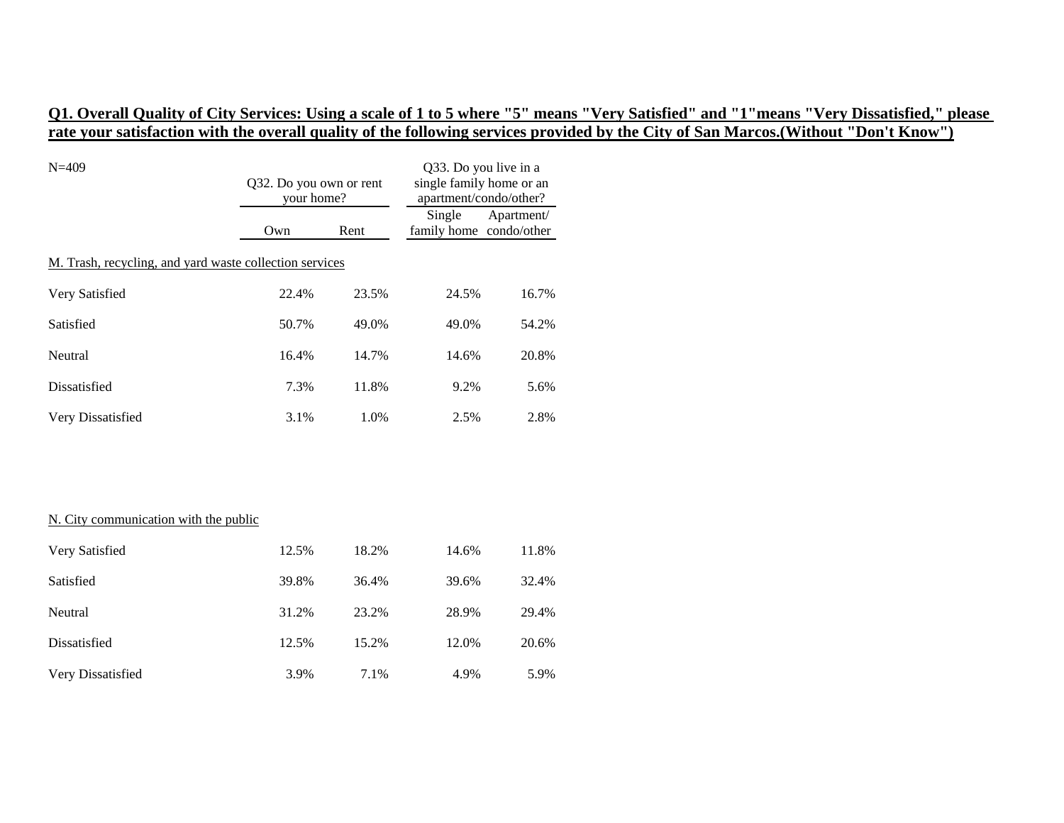**Q1. Overall Quality of City Services: Using a scale of 1 to 5 where "5" means "Very Satisfied" and "1"means "Very Dissatisfied," please rate your satisfaction with the overall quality of the following services provided by the City of San Marcos.(Without "Don't Know")**

N=409

| | Q32. Do you own or rent your home? | | Q33. Do you live in a single family home or an apartment/condo/other? | |
|---|---|---|---|---|
| | Own | Rent | Single family home | Apartment/ condo/other |
| M. Trash, recycling, and yard waste collection services | | | | |
| Very Satisfied | 22.4% | 23.5% | 24.5% | 16.7% |
| Satisfied | 50.7% | 49.0% | 49.0% | 54.2% |
| Neutral | 16.4% | 14.7% | 14.6% | 20.8% |
| Dissatisfied | 7.3% | 11.8% | 9.2% | 5.6% |
| Very Dissatisfied | 3.1% | 1.0% | 2.5% | 2.8% |
| N. City communication with the public | | | | |
| Very Satisfied | 12.5% | 18.2% | 14.6% | 11.8% |
| Satisfied | 39.8% | 36.4% | 39.6% | 32.4% |
| Neutral | 31.2% | 23.2% | 28.9% | 29.4% |
| Dissatisfied | 12.5% | 15.2% | 12.0% | 20.6% |
| Very Dissatisfied | 3.9% | 7.1% | 4.9% | 5.9% |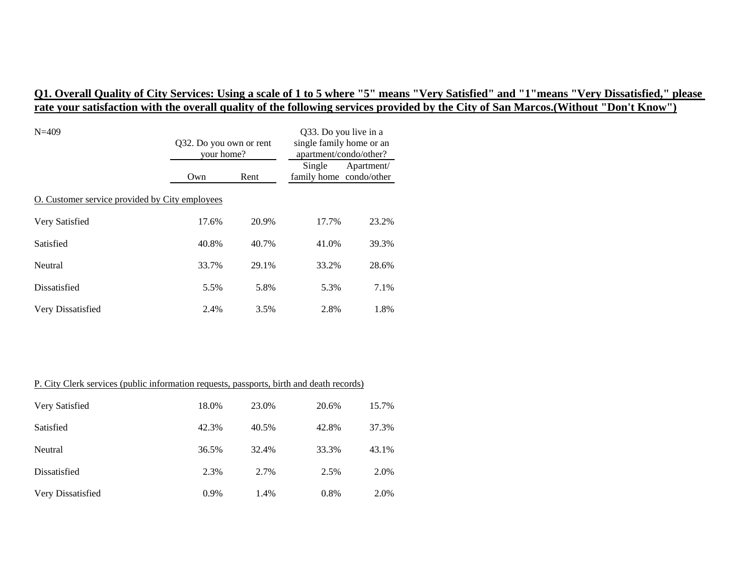## Q1. Overall Quality of City Services: Using a scale of 1 to 5 where "5" means "Very Satisfied" and "1"means "Very Dissatisfied," please rate your satisfaction with the overall quality of the following services provided by the City of San Marcos.(Without "Don't Know")

N=409

| | Q32. Do you own or rent your home? | | Q33. Do you live in a single family home or an apartment/condo/other? | |
|---|---|---|---|---|
| | Own | Rent | Single family home | Apartment/ condo/other |
| O. Customer service provided by City employees | | | | |
| Very Satisfied | 17.6% | 20.9% | 17.7% | 23.2% |
| Satisfied | 40.8% | 40.7% | 41.0% | 39.3% |
| Neutral | 33.7% | 29.1% | 33.2% | 28.6% |
| Dissatisfied | 5.5% | 5.8% | 5.3% | 7.1% |
| Very Dissatisfied | 2.4% | 3.5% | 2.8% | 1.8% |
| P. City Clerk services (public information requests, passports, birth and death records) | | | | |
| Very Satisfied | 18.0% | 23.0% | 20.6% | 15.7% |
| Satisfied | 42.3% | 40.5% | 42.8% | 37.3% |
| Neutral | 36.5% | 32.4% | 33.3% | 43.1% |
| Dissatisfied | 2.3% | 2.7% | 2.5% | 2.0% |
| Very Dissatisfied | 0.9% | 1.4% | 0.8% | 2.0% |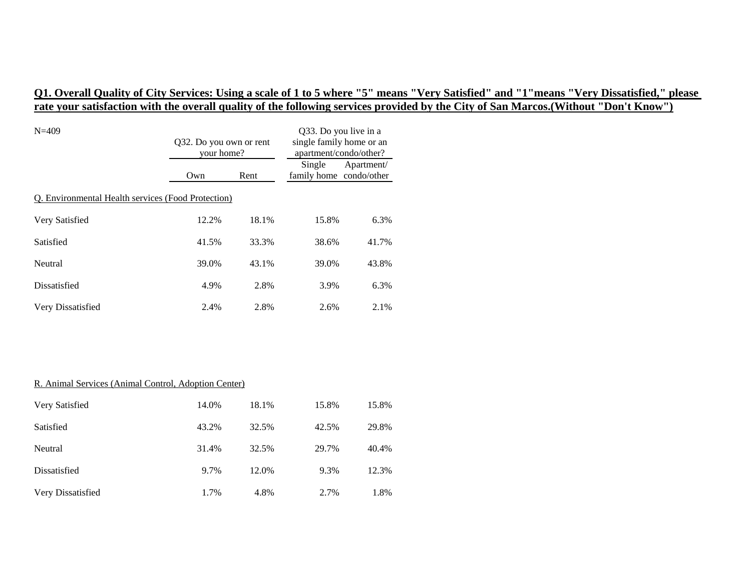**Q1. Overall Quality of City Services: Using a scale of 1 to 5 where "5" means "Very Satisfied" and "1"means "Very Dissatisfied," please rate your satisfaction with the overall quality of the following services provided by the City of San Marcos.(Without "Don't Know")**

N=409

| | Q32. Do you own or rent your home? | | Q33. Do you live in a single family home or an apartment/condo/other? | |
|---|---|---|---|---|
| | Own | Rent | Single family home | Apartment/ condo/other |
| **Q. Environmental Health services (Food Protection)** | | | | |
| Very Satisfied | 12.2% | 18.1% | 15.8% | 6.3% |
| Satisfied | 41.5% | 33.3% | 38.6% | 41.7% |
| Neutral | 39.0% | 43.1% | 39.0% | 43.8% |
| Dissatisfied | 4.9% | 2.8% | 3.9% | 6.3% |
| Very Dissatisfied | 2.4% | 2.8% | 2.6% | 2.1% |
| **R. Animal Services (Animal Control, Adoption Center)** | | | | |
| Very Satisfied | 14.0% | 18.1% | 15.8% | 15.8% |
| Satisfied | 43.2% | 32.5% | 42.5% | 29.8% |
| Neutral | 31.4% | 32.5% | 29.7% | 40.4% |
| Dissatisfied | 9.7% | 12.0% | 9.3% | 12.3% |
| Very Dissatisfied | 1.7% | 4.8% | 2.7% | 1.8% |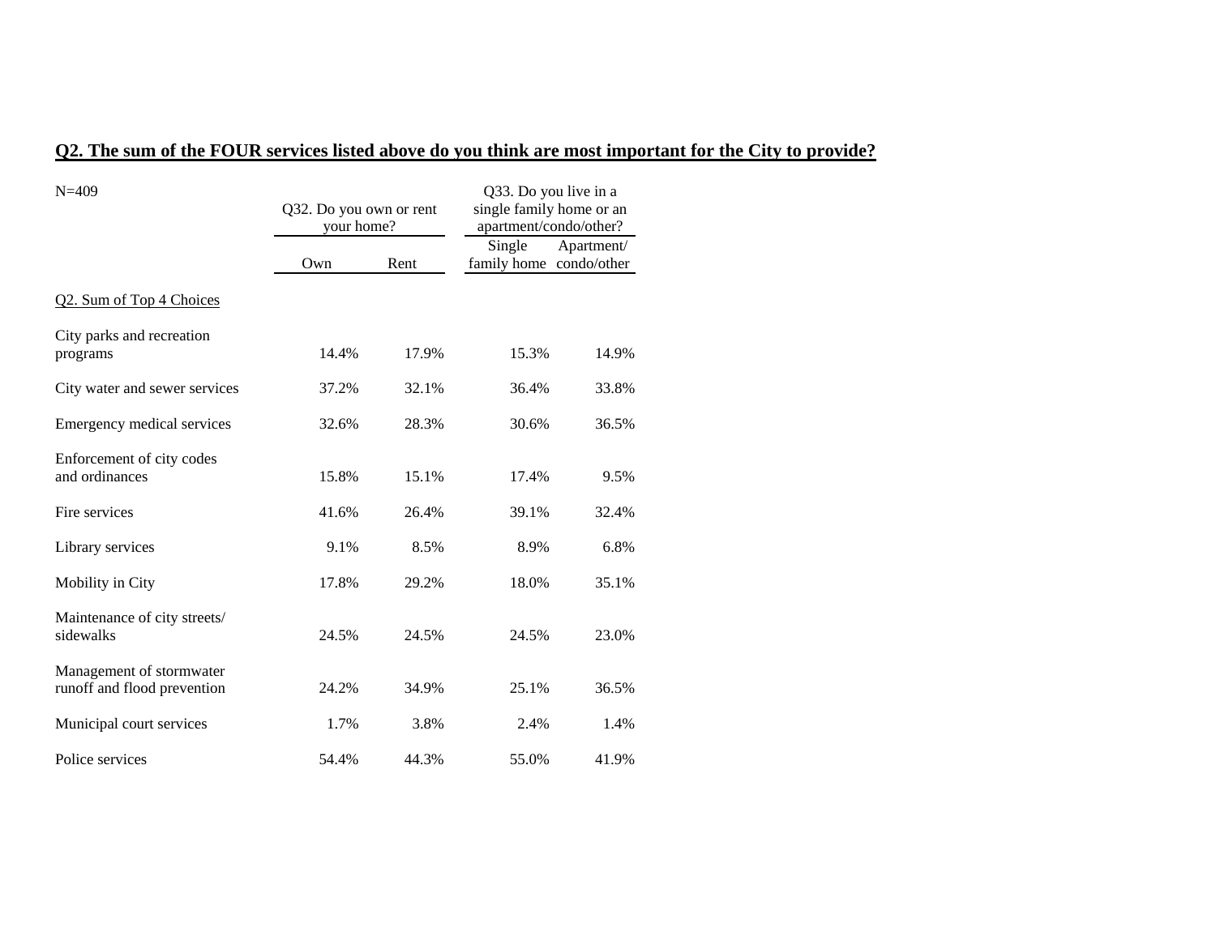## Q2. The sum of the FOUR services listed above do you think are most important for the City to provide?

N=409

| | Q32. Do you own or rent your home? | | Q33. Do you live in a single family home or an apartment/condo/other? | |
|---|---|---|---|---|
| | Own | Rent | Single family home | Apartment/ condo/other |
| Q2. Sum of Top 4 Choices | | | | |
| City parks and recreation programs | 14.4% | 17.9% | 15.3% | 14.9% |
| City water and sewer services | 37.2% | 32.1% | 36.4% | 33.8% |
| Emergency medical services | 32.6% | 28.3% | 30.6% | 36.5% |
| Enforcement of city codes and ordinances | 15.8% | 15.1% | 17.4% | 9.5% |
| Fire services | 41.6% | 26.4% | 39.1% | 32.4% |
| Library services | 9.1% | 8.5% | 8.9% | 6.8% |
| Mobility in City | 17.8% | 29.2% | 18.0% | 35.1% |
| Maintenance of city streets/ sidewalks | 24.5% | 24.5% | 24.5% | 23.0% |
| Management of stormwater runoff and flood prevention | 24.2% | 34.9% | 25.1% | 36.5% |
| Municipal court services | 1.7% | 3.8% | 2.4% | 1.4% |
| Police services | 54.4% | 44.3% | 55.0% | 41.9% |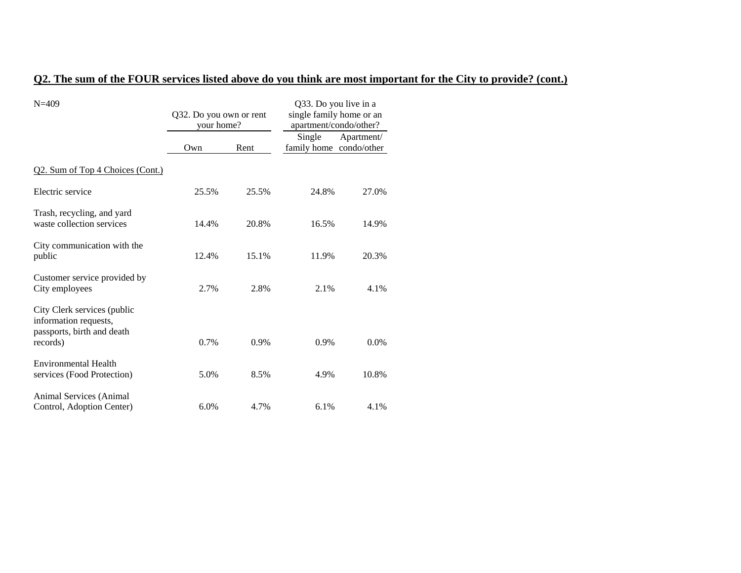## Q2. The sum of the FOUR services listed above do you think are most important for the City to provide? (cont.)

| N=409 | Q32. Do you own or rent your home? | | Q33. Do you live in a single family home or an apartment/condo/other? | |
|---|---|---|---|---|
| | Own | Rent | Single family home | Apartment/ condo/other |
| Q2. Sum of Top 4 Choices (Cont.) | | | | |
| Electric service | 25.5% | 25.5% | 24.8% | 27.0% |
| Trash, recycling, and yard waste collection services | 14.4% | 20.8% | 16.5% | 14.9% |
| City communication with the public | 12.4% | 15.1% | 11.9% | 20.3% |
| Customer service provided by City employees | 2.7% | 2.8% | 2.1% | 4.1% |
| City Clerk services (public information requests, passports, birth and death records) | 0.7% | 0.9% | 0.9% | 0.0% |
| Environmental Health services (Food Protection) | 5.0% | 8.5% | 4.9% | 10.8% |
| Animal Services (Animal Control, Adoption Center) | 6.0% | 4.7% | 6.1% | 4.1% |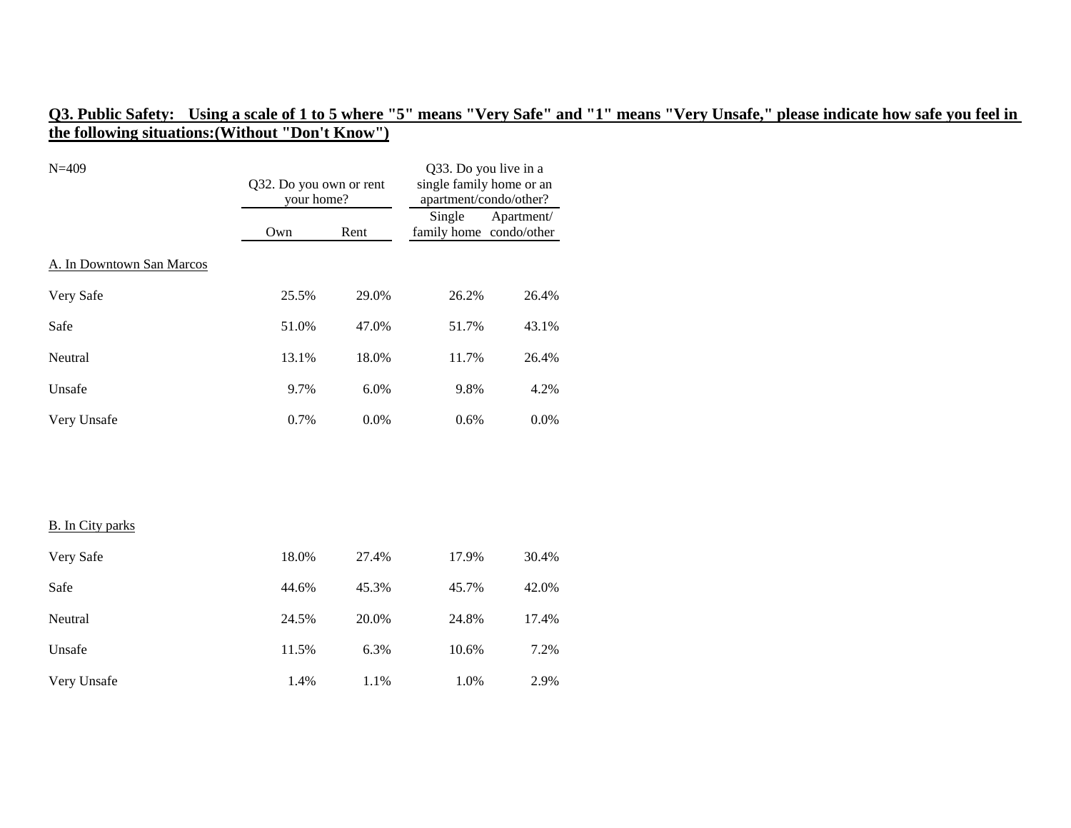**Q3. Public Safety: Using a scale of 1 to 5 where "5" means "Very Safe" and "1" means "Very Unsafe," please indicate how safe you feel in the following situations:(Without "Don't Know")**

| N=409 | Q32. Do you own or rent your home? | | Q33. Do you live in a single family home or an apartment/condo/other? | |
|---|---|---|---|---|
| | Own | Rent | Single family home | Apartment/ condo/other |
| A. In Downtown San Marcos | | | | |
| Very Safe | 25.5% | 29.0% | 26.2% | 26.4% |
| Safe | 51.0% | 47.0% | 51.7% | 43.1% |
| Neutral | 13.1% | 18.0% | 11.7% | 26.4% |
| Unsafe | 9.7% | 6.0% | 9.8% | 4.2% |
| Very Unsafe | 0.7% | 0.0% | 0.6% | 0.0% |
| B. In City parks | | | | |
| Very Safe | 18.0% | 27.4% | 17.9% | 30.4% |
| Safe | 44.6% | 45.3% | 45.7% | 42.0% |
| Neutral | 24.5% | 20.0% | 24.8% | 17.4% |
| Unsafe | 11.5% | 6.3% | 10.6% | 7.2% |
| Very Unsafe | 1.4% | 1.1% | 1.0% | 2.9% |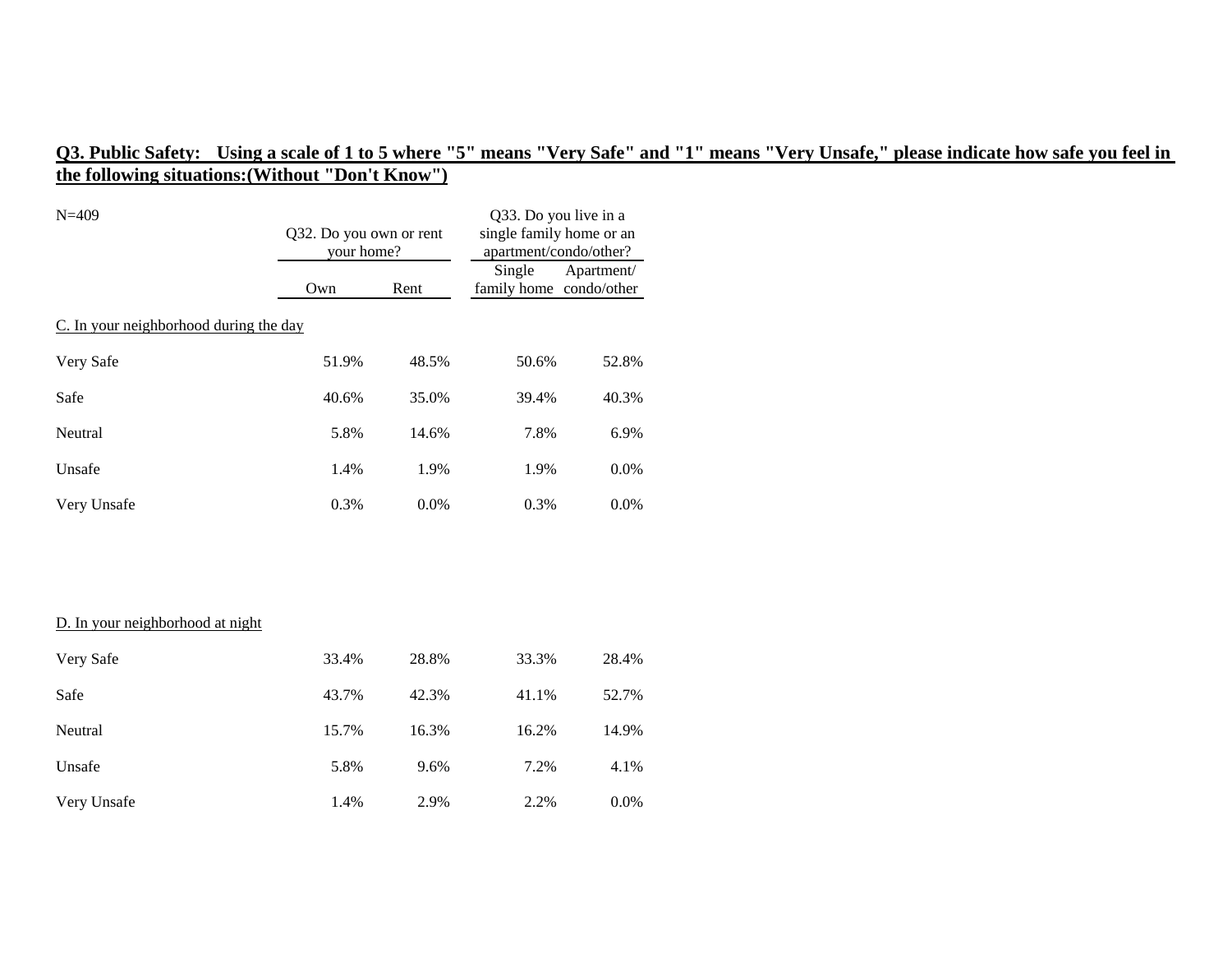**Q3. Public Safety: Using a scale of 1 to 5 where "5" means "Very Safe" and "1" means "Very Unsafe," please indicate how safe you feel in the following situations:(Without "Don't Know")**

N=409

| | Q32. Do you own or rent your home? | | Q33. Do you live in a single family home or an apartment/condo/other? | |
|---|---|---|---|---|
| | Own | Rent | Single family home | Apartment/ condo/other |
| C. In your neighborhood during the day | | | | |
| Very Safe | 51.9% | 48.5% | 50.6% | 52.8% |
| Safe | 40.6% | 35.0% | 39.4% | 40.3% |
| Neutral | 5.8% | 14.6% | 7.8% | 6.9% |
| Unsafe | 1.4% | 1.9% | 1.9% | 0.0% |
| Very Unsafe | 0.3% | 0.0% | 0.3% | 0.0% |
| D. In your neighborhood at night | | | | |
| Very Safe | 33.4% | 28.8% | 33.3% | 28.4% |
| Safe | 43.7% | 42.3% | 41.1% | 52.7% |
| Neutral | 15.7% | 16.3% | 16.2% | 14.9% |
| Unsafe | 5.8% | 9.6% | 7.2% | 4.1% |
| Very Unsafe | 1.4% | 2.9% | 2.2% | 0.0% |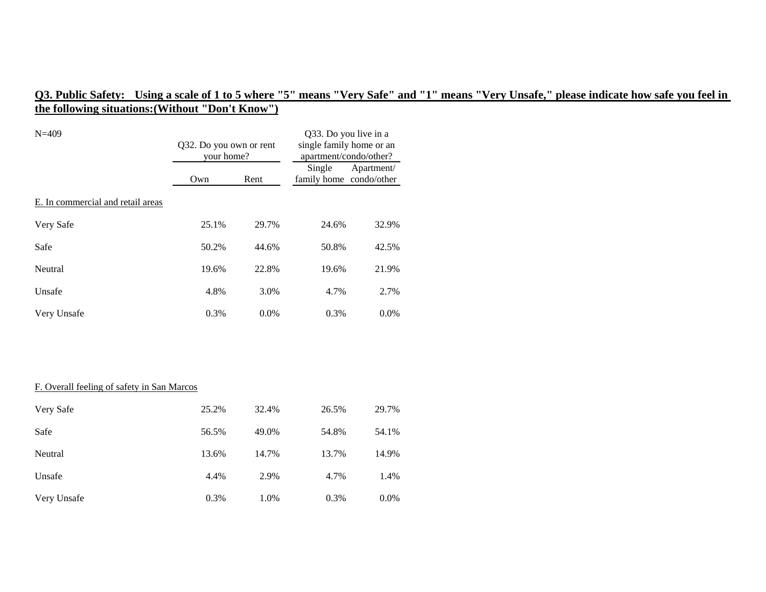**Q3. Public Safety: Using a scale of 1 to 5 where "5" means "Very Safe" and "1" means "Very Unsafe," please indicate how safe you feel in the following situations:(Without "Don't Know")**

N=409

| | Q32. Do you own or rent your home? | | Q33. Do you live in a single family home or an apartment/condo/other? | |
|---|---|---|---|---|
| | Own | Rent | Single family home | Apartment/ condo/other |
| E. In commercial and retail areas | | | | |
| Very Safe | 25.1% | 29.7% | 24.6% | 32.9% |
| Safe | 50.2% | 44.6% | 50.8% | 42.5% |
| Neutral | 19.6% | 22.8% | 19.6% | 21.9% |
| Unsafe | 4.8% | 3.0% | 4.7% | 2.7% |
| Very Unsafe | 0.3% | 0.0% | 0.3% | 0.0% |
| F. Overall feeling of safety in San Marcos | | | | |
| Very Safe | 25.2% | 32.4% | 26.5% | 29.7% |
| Safe | 56.5% | 49.0% | 54.8% | 54.1% |
| Neutral | 13.6% | 14.7% | 13.7% | 14.9% |
| Unsafe | 4.4% | 2.9% | 4.7% | 1.4% |
| Very Unsafe | 0.3% | 1.0% | 0.3% | 0.0% |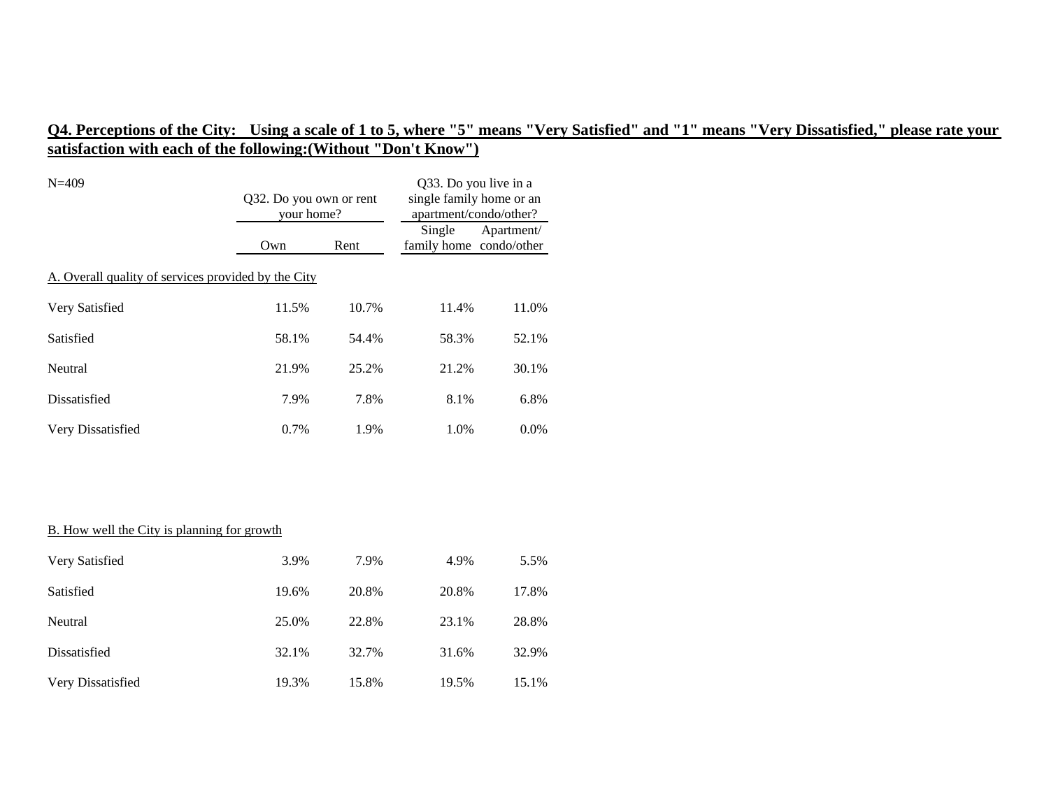**Q4. Perceptions of the City: Using a scale of 1 to 5, where "5" means "Very Satisfied" and "1" means "Very Dissatisfied," please rate your satisfaction with each of the following:(Without "Don't Know")**

N=409

| | Q32. Do you own or rent your home? | | Q33. Do you live in a single family home or an apartment/condo/other? | |
|---|---|---|---|---|
| | Own | Rent | Single family home | Apartment/ condo/other |
| A. Overall quality of services provided by the City | | | | |
| Very Satisfied | 11.5% | 10.7% | 11.4% | 11.0% |
| Satisfied | 58.1% | 54.4% | 58.3% | 52.1% |
| Neutral | 21.9% | 25.2% | 21.2% | 30.1% |
| Dissatisfied | 7.9% | 7.8% | 8.1% | 6.8% |
| Very Dissatisfied | 0.7% | 1.9% | 1.0% | 0.0% |
| B. How well the City is planning for growth | | | | |
| Very Satisfied | 3.9% | 7.9% | 4.9% | 5.5% |
| Satisfied | 19.6% | 20.8% | 20.8% | 17.8% |
| Neutral | 25.0% | 22.8% | 23.1% | 28.8% |
| Dissatisfied | 32.1% | 32.7% | 31.6% | 32.9% |
| Very Dissatisfied | 19.3% | 15.8% | 19.5% | 15.1% |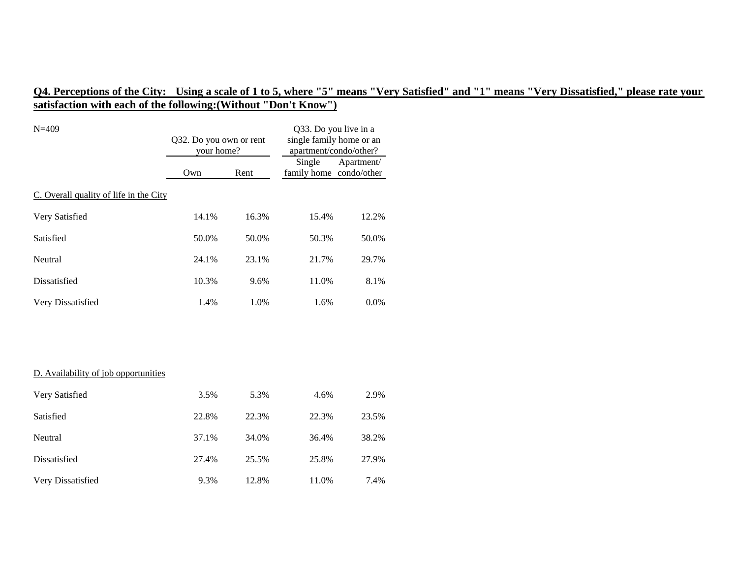**Q4. Perceptions of the City: Using a scale of 1 to 5, where "5" means "Very Satisfied" and "1" means "Very Dissatisfied," please rate your satisfaction with each of the following:(Without "Don't Know")**

N=409

| | Q32. Do you own or rent your home? | | Q33. Do you live in a single family home or an apartment/condo/other? | |
|---|---|---|---|---|
| | Own | Rent | Single family home | Apartment/ condo/other |
| C. Overall quality of life in the City | | | | |
| Very Satisfied | 14.1% | 16.3% | 15.4% | 12.2% |
| Satisfied | 50.0% | 50.0% | 50.3% | 50.0% |
| Neutral | 24.1% | 23.1% | 21.7% | 29.7% |
| Dissatisfied | 10.3% | 9.6% | 11.0% | 8.1% |
| Very Dissatisfied | 1.4% | 1.0% | 1.6% | 0.0% |
| D. Availability of job opportunities | | | | |
| Very Satisfied | 3.5% | 5.3% | 4.6% | 2.9% |
| Satisfied | 22.8% | 22.3% | 22.3% | 23.5% |
| Neutral | 37.1% | 34.0% | 36.4% | 38.2% |
| Dissatisfied | 27.4% | 25.5% | 25.8% | 27.9% |
| Very Dissatisfied | 9.3% | 12.8% | 11.0% | 7.4% |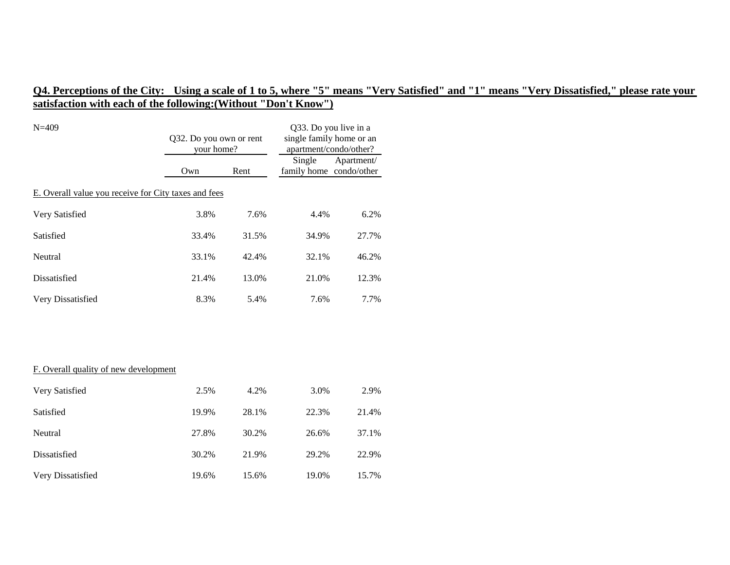**Q4. Perceptions of the City: Using a scale of 1 to 5, where "5" means "Very Satisfied" and "1" means "Very Dissatisfied," please rate your satisfaction with each of the following:(Without "Don't Know")**

N=409

| | Q32. Do you own or rent your home? | | Q33. Do you live in a single family home or an apartment/condo/other? | |
|---|---|---|---|---|
| | Own | Rent | Single family home | Apartment/ condo/other |
| E. Overall value you receive for City taxes and fees | | | | |
| Very Satisfied | 3.8% | 7.6% | 4.4% | 6.2% |
| Satisfied | 33.4% | 31.5% | 34.9% | 27.7% |
| Neutral | 33.1% | 42.4% | 32.1% | 46.2% |
| Dissatisfied | 21.4% | 13.0% | 21.0% | 12.3% |
| Very Dissatisfied | 8.3% | 5.4% | 7.6% | 7.7% |
| F. Overall quality of new development | | | | |
| Very Satisfied | 2.5% | 4.2% | 3.0% | 2.9% |
| Satisfied | 19.9% | 28.1% | 22.3% | 21.4% |
| Neutral | 27.8% | 30.2% | 26.6% | 37.1% |
| Dissatisfied | 30.2% | 21.9% | 29.2% | 22.9% |
| Very Dissatisfied | 19.6% | 15.6% | 19.0% | 15.7% |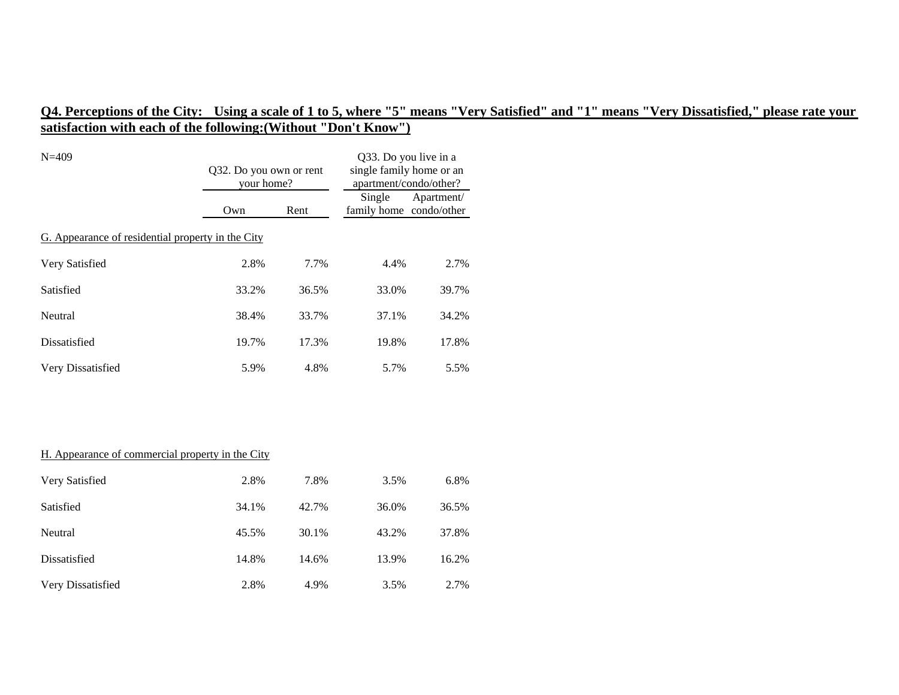## Q4. Perceptions of the City: Using a scale of 1 to 5, where "5" means "Very Satisfied" and "1" means "Very Dissatisfied," please rate your satisfaction with each of the following:(Without "Don't Know")

N=409

| | Q32. Do you own or rent your home? | | Q33. Do you live in a single family home or an apartment/condo/other? | |
|---|---|---|---|---|
| | Own | Rent | Single family home | Apartment/ condo/other |
| G. Appearance of residential property in the City | | | | |
| Very Satisfied | 2.8% | 7.7% | 4.4% | 2.7% |
| Satisfied | 33.2% | 36.5% | 33.0% | 39.7% |
| Neutral | 38.4% | 33.7% | 37.1% | 34.2% |
| Dissatisfied | 19.7% | 17.3% | 19.8% | 17.8% |
| Very Dissatisfied | 5.9% | 4.8% | 5.7% | 5.5% |
| H. Appearance of commercial property in the City | | | | |
| Very Satisfied | 2.8% | 7.8% | 3.5% | 6.8% |
| Satisfied | 34.1% | 42.7% | 36.0% | 36.5% |
| Neutral | 45.5% | 30.1% | 43.2% | 37.8% |
| Dissatisfied | 14.8% | 14.6% | 13.9% | 16.2% |
| Very Dissatisfied | 2.8% | 4.9% | 3.5% | 2.7% |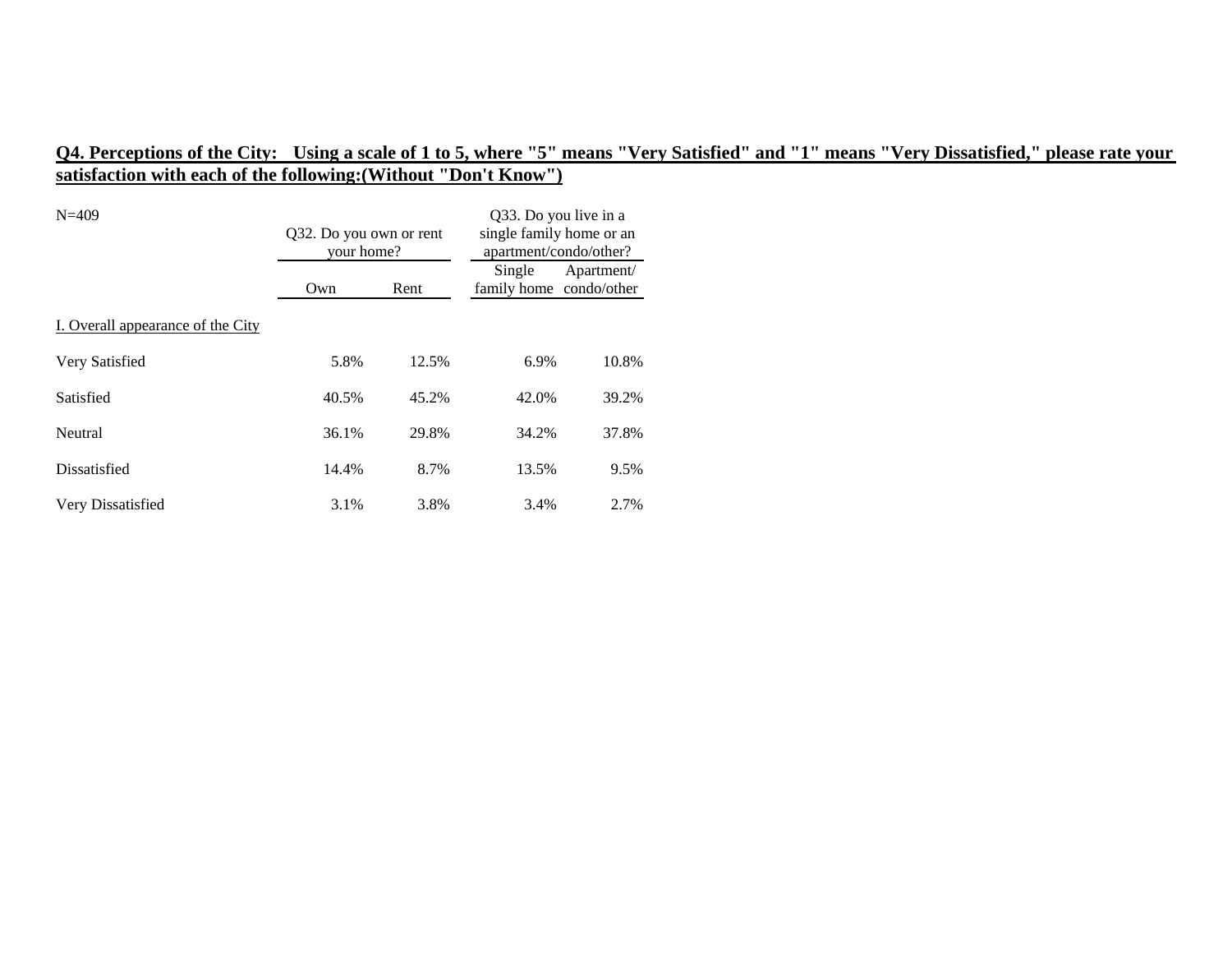**Q4. Perceptions of the City: Using a scale of 1 to 5, where "5" means "Very Satisfied" and "1" means "Very Dissatisfied," please rate your satisfaction with each of the following:(Without "Don't Know")**

| N=409 | Q32. Do you own or rent your home? | | Q33. Do you live in a single family home or an apartment/condo/other? | |
|---|---|---|---|---|
| | Own | Rent | Single family home | Apartment/ condo/other |
| I. Overall appearance of the City | | | | |
| Very Satisfied | 5.8% | 12.5% | 6.9% | 10.8% |
| Satisfied | 40.5% | 45.2% | 42.0% | 39.2% |
| Neutral | 36.1% | 29.8% | 34.2% | 37.8% |
| Dissatisfied | 14.4% | 8.7% | 13.5% | 9.5% |
| Very Dissatisfied | 3.1% | 3.8% | 3.4% | 2.7% |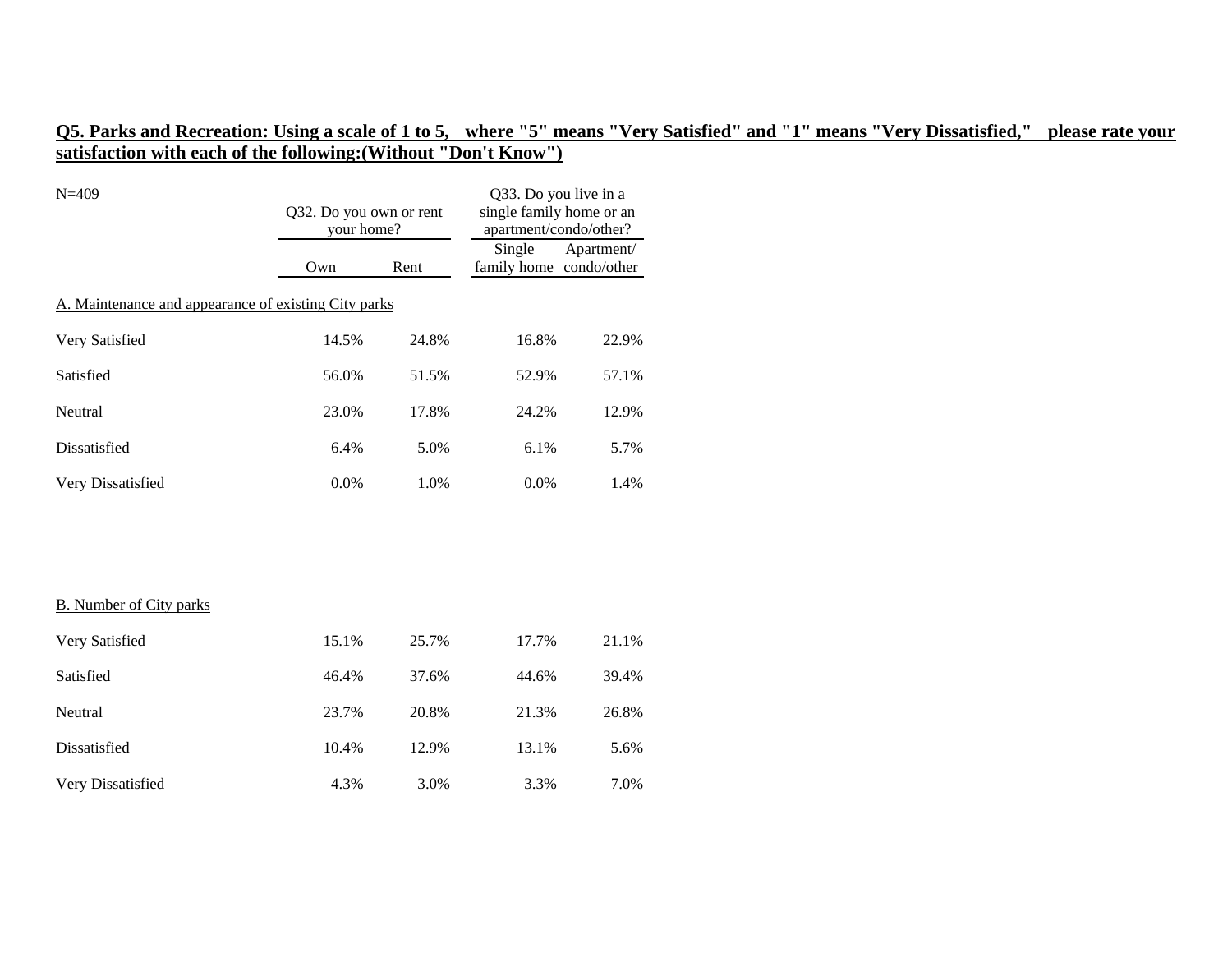**Q5. Parks and Recreation: Using a scale of 1 to 5, where "5" means "Very Satisfied" and "1" means "Very Dissatisfied," please rate your satisfaction with each of the following:(Without "Don't Know")**

N=409

| | Q32. Do you own or rent your home? | | Q33. Do you live in a single family home or an apartment/condo/other? | |
|---|---|---|---|---|
| | Own | Rent | Single family home | Apartment/ condo/other |
| A. Maintenance and appearance of existing City parks | | | | |
| Very Satisfied | 14.5% | 24.8% | 16.8% | 22.9% |
| Satisfied | 56.0% | 51.5% | 52.9% | 57.1% |
| Neutral | 23.0% | 17.8% | 24.2% | 12.9% |
| Dissatisfied | 6.4% | 5.0% | 6.1% | 5.7% |
| Very Dissatisfied | 0.0% | 1.0% | 0.0% | 1.4% |
| B. Number of City parks | | | | |
| Very Satisfied | 15.1% | 25.7% | 17.7% | 21.1% |
| Satisfied | 46.4% | 37.6% | 44.6% | 39.4% |
| Neutral | 23.7% | 20.8% | 21.3% | 26.8% |
| Dissatisfied | 10.4% | 12.9% | 13.1% | 5.6% |
| Very Dissatisfied | 4.3% | 3.0% | 3.3% | 7.0% |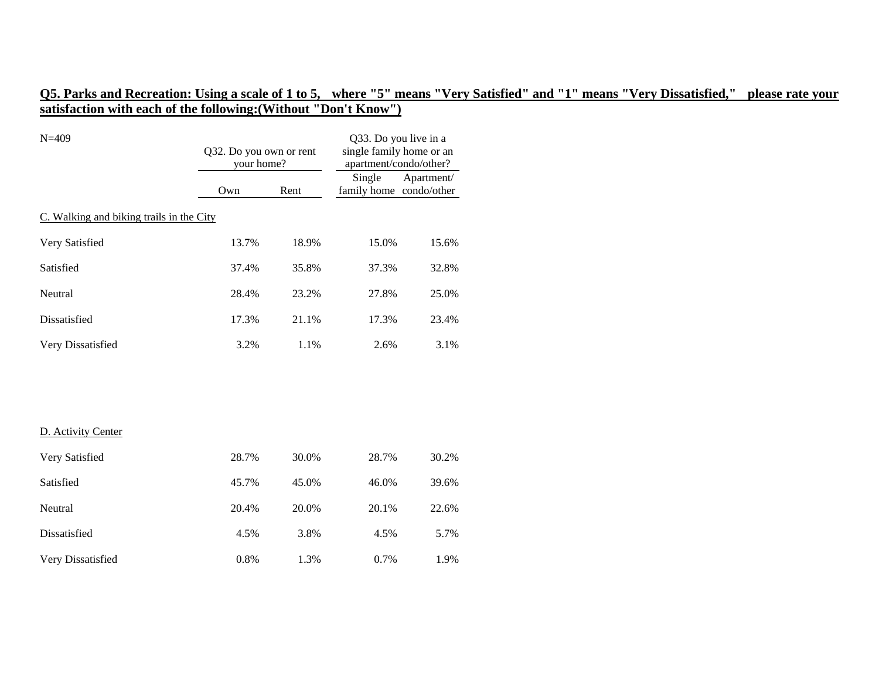**Q5. Parks and Recreation: Using a scale of 1 to 5, where "5" means "Very Satisfied" and "1" means "Very Dissatisfied," please rate your satisfaction with each of the following:(Without "Don't Know")**

| N=409 | Q32. Do you own or rent your home? | | Q33. Do you live in a single family home or an apartment/condo/other? | |
|---|---|---|---|---|
| | Own | Rent | Single family home | Apartment/ condo/other |
| C. Walking and biking trails in the City | | | | |
| Very Satisfied | 13.7% | 18.9% | 15.0% | 15.6% |
| Satisfied | 37.4% | 35.8% | 37.3% | 32.8% |
| Neutral | 28.4% | 23.2% | 27.8% | 25.0% |
| Dissatisfied | 17.3% | 21.1% | 17.3% | 23.4% |
| Very Dissatisfied | 3.2% | 1.1% | 2.6% | 3.1% |
| D. Activity Center | | | | |
| Very Satisfied | 28.7% | 30.0% | 28.7% | 30.2% |
| Satisfied | 45.7% | 45.0% | 46.0% | 39.6% |
| Neutral | 20.4% | 20.0% | 20.1% | 22.6% |
| Dissatisfied | 4.5% | 3.8% | 4.5% | 5.7% |
| Very Dissatisfied | 0.8% | 1.3% | 0.7% | 1.9% |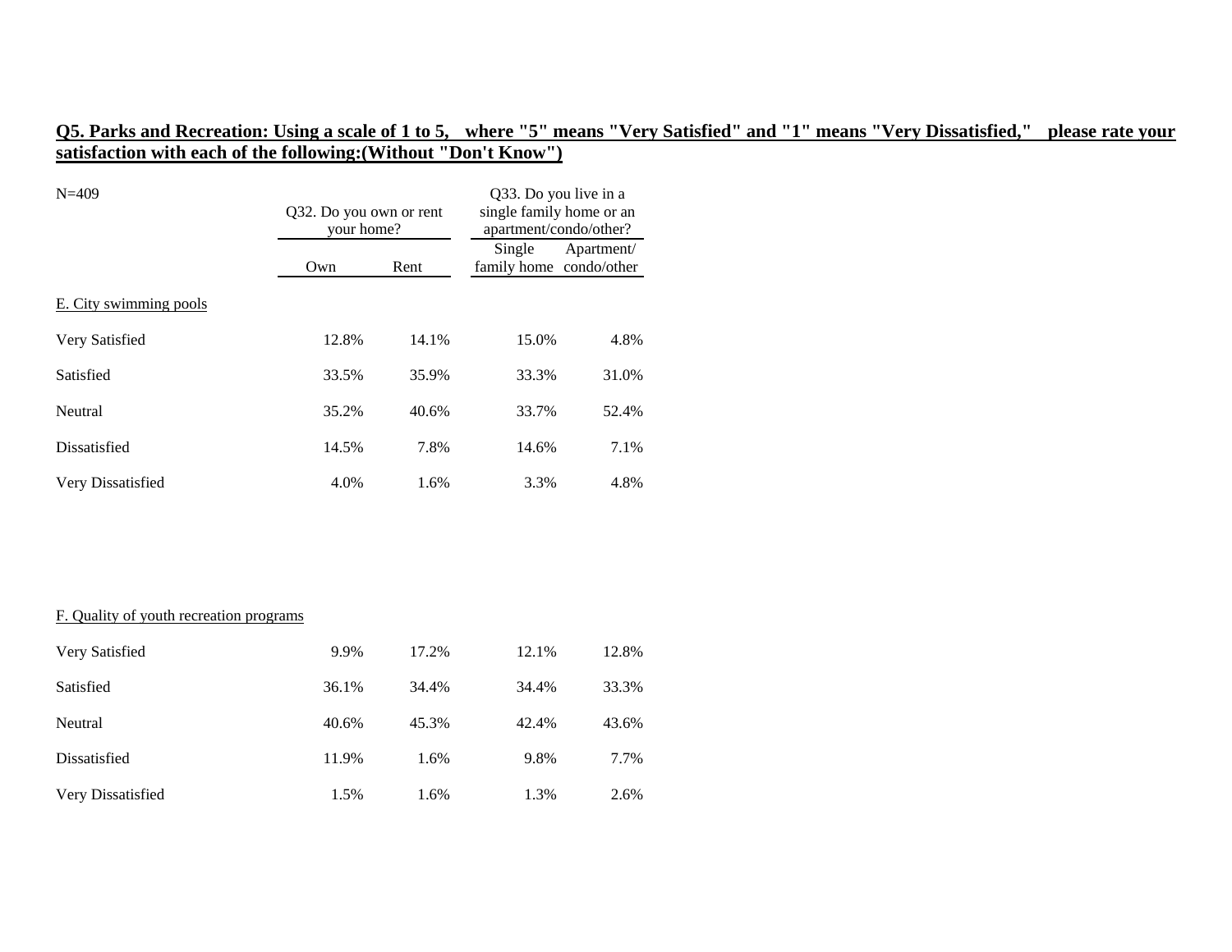## Q5. Parks and Recreation: Using a scale of 1 to 5, where "5" means "Very Satisfied" and "1" means "Very Dissatisfied," please rate your satisfaction with each of the following:(Without "Don't Know")

N=409

| | Q32. Do you own or rent your home? | | Q33. Do you live in a single family home or an apartment/condo/other? | |
|---|---|---|---|---|
| | Own | Rent | Single family home | Apartment/ condo/other |
| **E. City swimming pools** | | | | |
| Very Satisfied | 12.8% | 14.1% | 15.0% | 4.8% |
| Satisfied | 33.5% | 35.9% | 33.3% | 31.0% |
| Neutral | 35.2% | 40.6% | 33.7% | 52.4% |
| Dissatisfied | 14.5% | 7.8% | 14.6% | 7.1% |
| Very Dissatisfied | 4.0% | 1.6% | 3.3% | 4.8% |
| **F. Quality of youth recreation programs** | | | | |
| Very Satisfied | 9.9% | 17.2% | 12.1% | 12.8% |
| Satisfied | 36.1% | 34.4% | 34.4% | 33.3% |
| Neutral | 40.6% | 45.3% | 42.4% | 43.6% |
| Dissatisfied | 11.9% | 1.6% | 9.8% | 7.7% |
| Very Dissatisfied | 1.5% | 1.6% | 1.3% | 2.6% |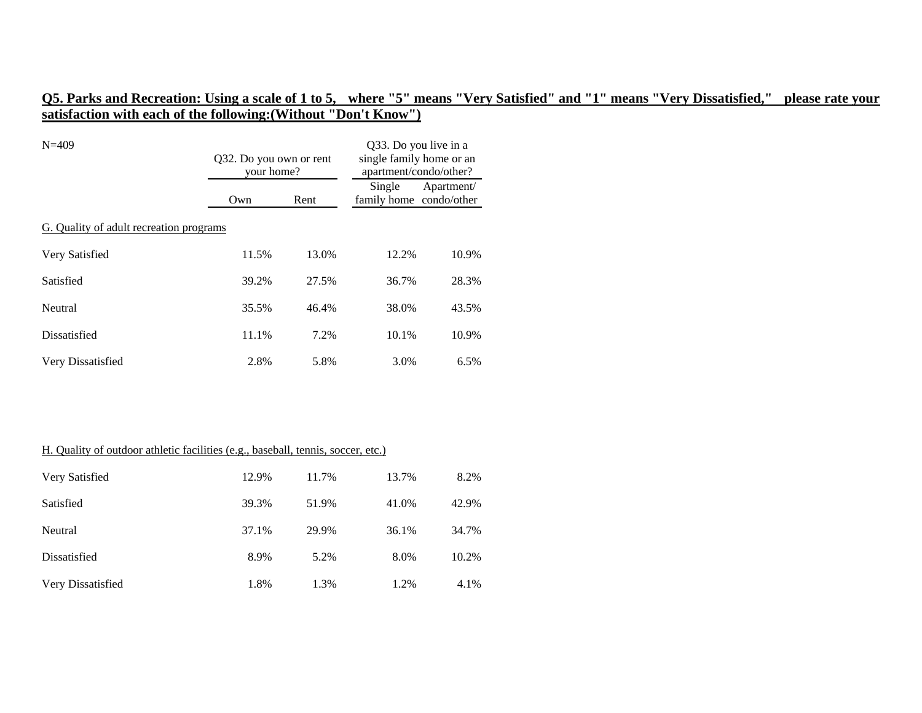**Q5. Parks and Recreation: Using a scale of 1 to 5, where "5" means "Very Satisfied" and "1" means "Very Dissatisfied," please rate your satisfaction with each of the following:(Without "Don't Know")**

N=409

| | Q32. Do you own or rent your home? | | Q33. Do you live in a single family home or an apartment/condo/other? | |
|---|---|---|---|---|
| | Own | Rent | Single family home | Apartment/ condo/other |
| G. Quality of adult recreation programs | | | | |
| Very Satisfied | 11.5% | 13.0% | 12.2% | 10.9% |
| Satisfied | 39.2% | 27.5% | 36.7% | 28.3% |
| Neutral | 35.5% | 46.4% | 38.0% | 43.5% |
| Dissatisfied | 11.1% | 7.2% | 10.1% | 10.9% |
| Very Dissatisfied | 2.8% | 5.8% | 3.0% | 6.5% |

| | Own | Rent | Single family home | Apartment/ condo/other |
|---|---|---|---|---|
| H. Quality of outdoor athletic facilities (e.g., baseball, tennis, soccer, etc.) | | | | |
| Very Satisfied | 12.9% | 11.7% | 13.7% | 8.2% |
| Satisfied | 39.3% | 51.9% | 41.0% | 42.9% |
| Neutral | 37.1% | 29.9% | 36.1% | 34.7% |
| Dissatisfied | 8.9% | 5.2% | 8.0% | 10.2% |
| Very Dissatisfied | 1.8% | 1.3% | 1.2% | 4.1% |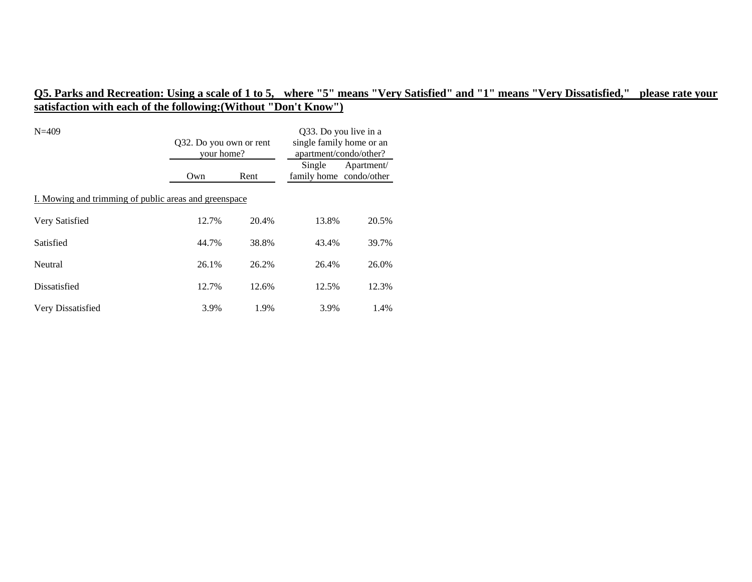## Q5. Parks and Recreation: Using a scale of 1 to 5, where "5" means "Very Satisfied" and "1" means "Very Dissatisfied," please rate your satisfaction with each of the following:(Without "Don't Know")

N=409

| | Q32. Do you own or rent your home? | | Q33. Do you live in a single family home or an apartment/condo/other? | |
|---|---|---|---|---|
| | Own | Rent | Single family home | Apartment/ condo/other |
| I. Mowing and trimming of public areas and greenspace | | | | |
| Very Satisfied | 12.7% | 20.4% | 13.8% | 20.5% |
| Satisfied | 44.7% | 38.8% | 43.4% | 39.7% |
| Neutral | 26.1% | 26.2% | 26.4% | 26.0% |
| Dissatisfied | 12.7% | 12.6% | 12.5% | 12.3% |
| Very Dissatisfied | 3.9% | 1.9% | 3.9% | 1.4% |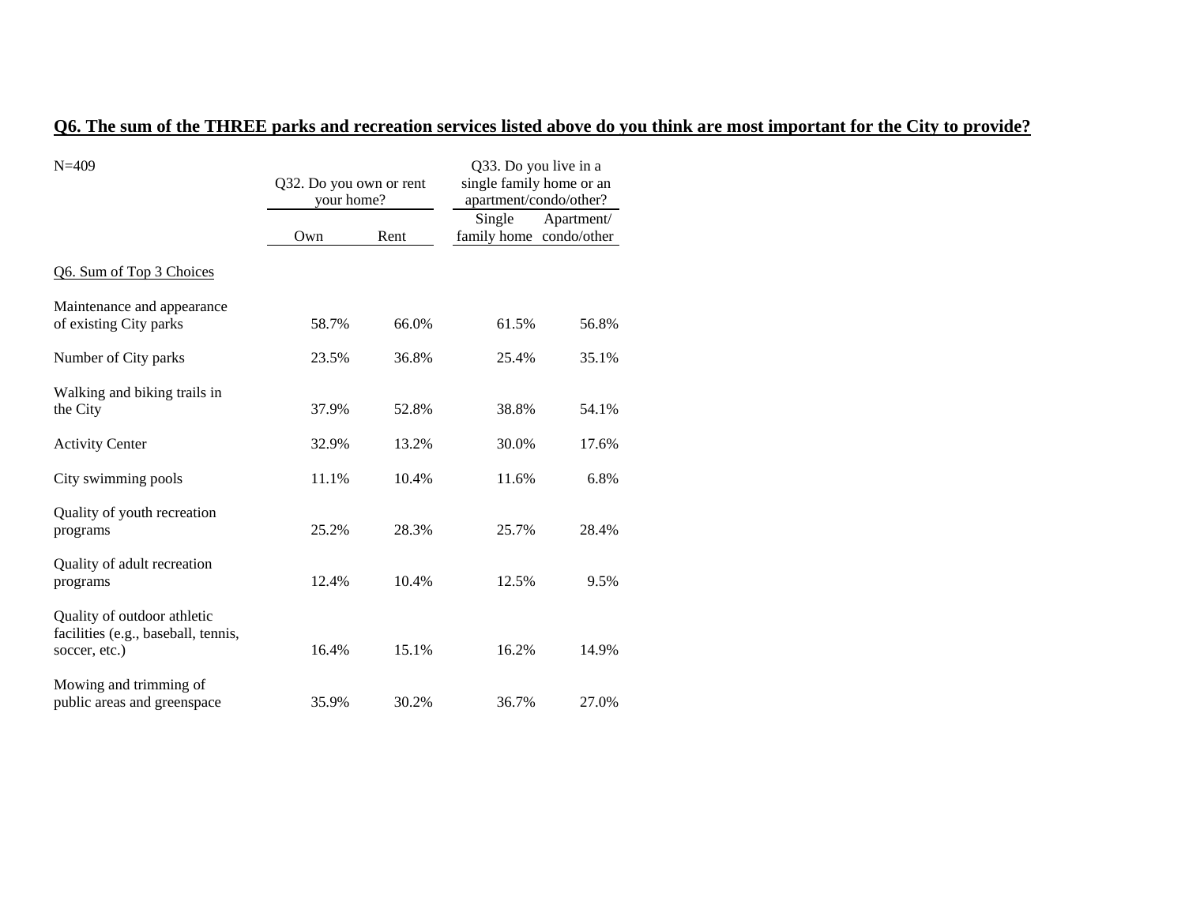## Q6. The sum of the THREE parks and recreation services listed above do you think are most important for the City to provide?

N=409

| | Q32. Do you own or rent your home? | | Q33. Do you live in a single family home or an apartment/condo/other? | |
|---|---|---|---|---|
| | Own | Rent | Single family home | Apartment/ condo/other |
| Q6. Sum of Top 3 Choices | | | | |
| Maintenance and appearance of existing City parks | 58.7% | 66.0% | 61.5% | 56.8% |
| Number of City parks | 23.5% | 36.8% | 25.4% | 35.1% |
| Walking and biking trails in the City | 37.9% | 52.8% | 38.8% | 54.1% |
| Activity Center | 32.9% | 13.2% | 30.0% | 17.6% |
| City swimming pools | 11.1% | 10.4% | 11.6% | 6.8% |
| Quality of youth recreation programs | 25.2% | 28.3% | 25.7% | 28.4% |
| Quality of adult recreation programs | 12.4% | 10.4% | 12.5% | 9.5% |
| Quality of outdoor athletic facilities (e.g., baseball, tennis, soccer, etc.) | 16.4% | 15.1% | 16.2% | 14.9% |
| Mowing and trimming of public areas and greenspace | 35.9% | 30.2% | 36.7% | 27.0% |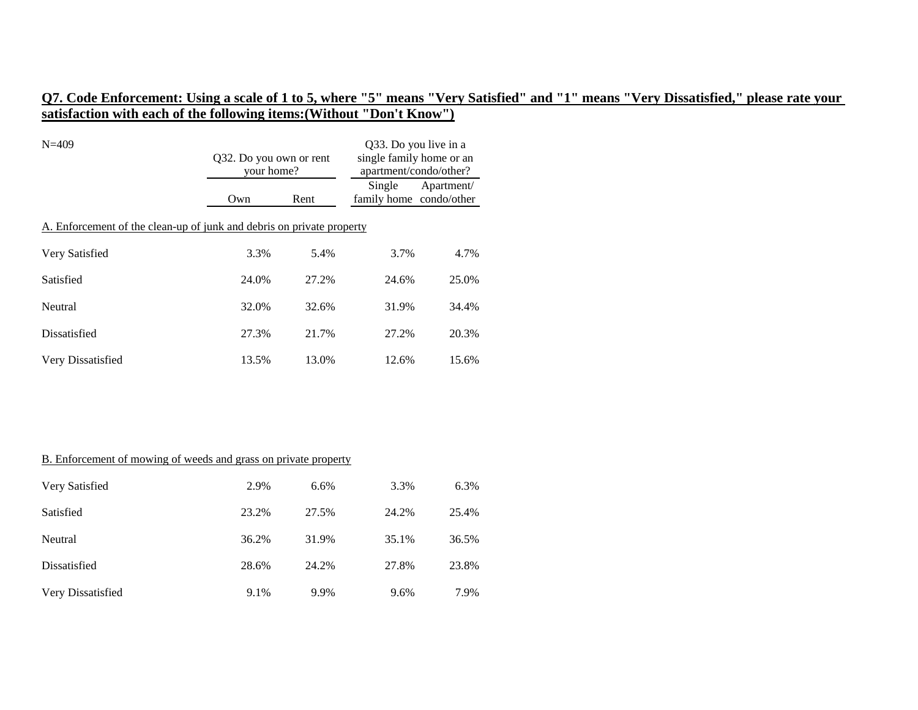## Q7. Code Enforcement: Using a scale of 1 to 5, where "5" means "Very Satisfied" and "1" means "Very Dissatisfied," please rate your satisfaction with each of the following items:(Without "Don't Know")

N=409

| | Q32. Do you own or rent your home? | | Q33. Do you live in a single family home or an apartment/condo/other? | |
|---|---|---|---|---|
| | Own | Rent | Single family home | Apartment/ condo/other |
| **A. Enforcement of the clean-up of junk and debris on private property** | | | | |
| Very Satisfied | 3.3% | 5.4% | 3.7% | 4.7% |
| Satisfied | 24.0% | 27.2% | 24.6% | 25.0% |
| Neutral | 32.0% | 32.6% | 31.9% | 34.4% |
| Dissatisfied | 27.3% | 21.7% | 27.2% | 20.3% |
| Very Dissatisfied | 13.5% | 13.0% | 12.6% | 15.6% |
| **B. Enforcement of mowing of weeds and grass on private property** | | | | |
| Very Satisfied | 2.9% | 6.6% | 3.3% | 6.3% |
| Satisfied | 23.2% | 27.5% | 24.2% | 25.4% |
| Neutral | 36.2% | 31.9% | 35.1% | 36.5% |
| Dissatisfied | 28.6% | 24.2% | 27.8% | 23.8% |
| Very Dissatisfied | 9.1% | 9.9% | 9.6% | 7.9% |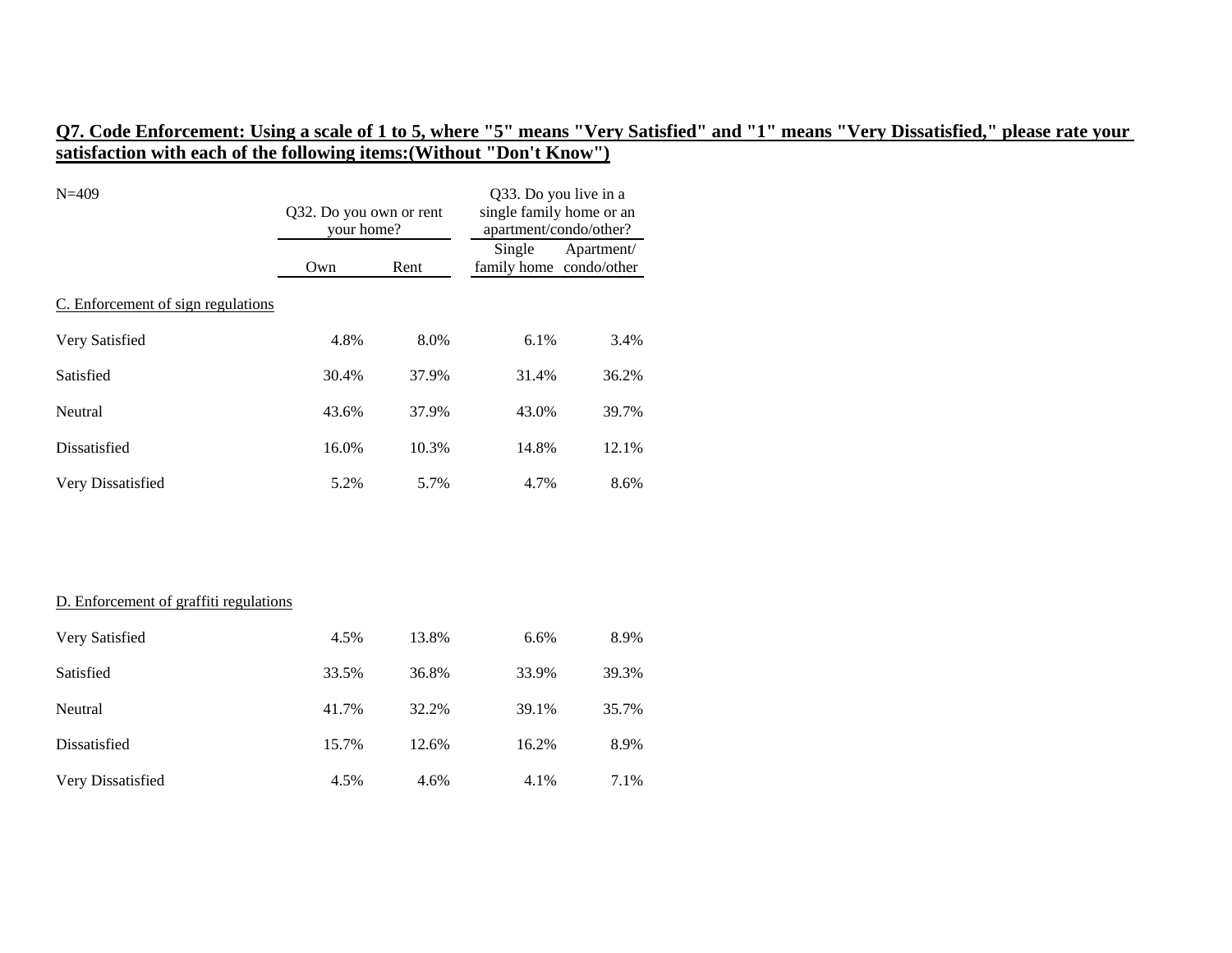**Q7. Code Enforcement: Using a scale of 1 to 5, where "5" means "Very Satisfied" and "1" means "Very Dissatisfied," please rate your satisfaction with each of the following items:(Without "Don't Know")**

N=409

| | Q32. Do you own or rent your home? | | Q33. Do you live in a single family home or an apartment/condo/other? | |
|---|---|---|---|---|
| | Own | Rent | Single family home | Apartment/ condo/other |
| C. Enforcement of sign regulations | | | | |
| Very Satisfied | 4.8% | 8.0% | 6.1% | 3.4% |
| Satisfied | 30.4% | 37.9% | 31.4% | 36.2% |
| Neutral | 43.6% | 37.9% | 43.0% | 39.7% |
| Dissatisfied | 16.0% | 10.3% | 14.8% | 12.1% |
| Very Dissatisfied | 5.2% | 5.7% | 4.7% | 8.6% |
| D. Enforcement of graffiti regulations | | | | |
| Very Satisfied | 4.5% | 13.8% | 6.6% | 8.9% |
| Satisfied | 33.5% | 36.8% | 33.9% | 39.3% |
| Neutral | 41.7% | 32.2% | 39.1% | 35.7% |
| Dissatisfied | 15.7% | 12.6% | 16.2% | 8.9% |
| Very Dissatisfied | 4.5% | 4.6% | 4.1% | 7.1% |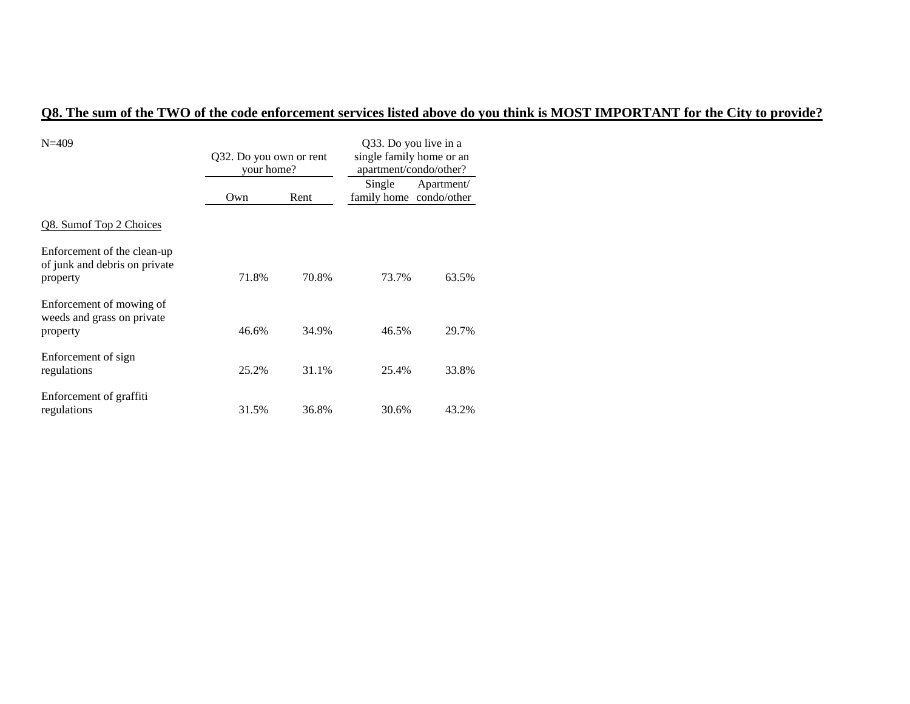**Q8. The sum of the TWO of the code enforcement services listed above do you think is MOST IMPORTANT for the City to provide?**

| N=409 | Q32. Do you own or rent your home? | | Q33. Do you live in a single family home or an apartment/condo/other? | |
|---|---|---|---|---|
| | Own | Rent | Single family home | Apartment/ condo/other |
| Q8. Sumof Top 2 Choices | | | | |
| Enforcement of the clean-up of junk and debris on private property | 71.8% | 70.8% | 73.7% | 63.5% |
| Enforcement of mowing of weeds and grass on private property | 46.6% | 34.9% | 46.5% | 29.7% |
| Enforcement of sign regulations | 25.2% | 31.1% | 25.4% | 33.8% |
| Enforcement of graffiti regulations | 31.5% | 36.8% | 30.6% | 43.2% |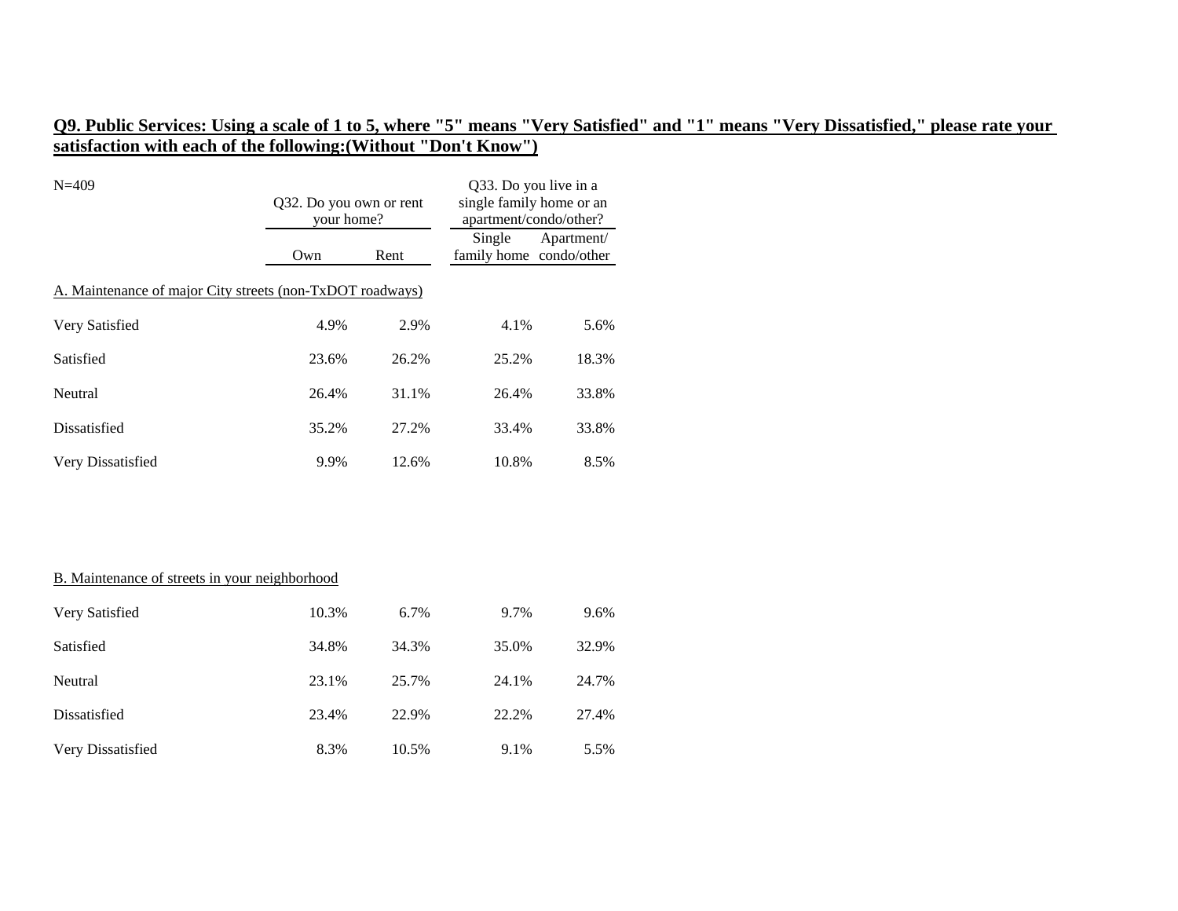**Q9. Public Services: Using a scale of 1 to 5, where "5" means "Very Satisfied" and "1" means "Very Dissatisfied," please rate your satisfaction with each of the following:(Without "Don't Know")**

N=409

| | Q32. Do you own or rent your home? | | Q33. Do you live in a single family home or an apartment/condo/other? | |
|---|---|---|---|---|
| | Own | Rent | Single family home | Apartment/ condo/other |
| A. Maintenance of major City streets (non-TxDOT roadways) | | | | |
| Very Satisfied | 4.9% | 2.9% | 4.1% | 5.6% |
| Satisfied | 23.6% | 26.2% | 25.2% | 18.3% |
| Neutral | 26.4% | 31.1% | 26.4% | 33.8% |
| Dissatisfied | 35.2% | 27.2% | 33.4% | 33.8% |
| Very Dissatisfied | 9.9% | 12.6% | 10.8% | 8.5% |
| B. Maintenance of streets in your neighborhood | | | | |
| Very Satisfied | 10.3% | 6.7% | 9.7% | 9.6% |
| Satisfied | 34.8% | 34.3% | 35.0% | 32.9% |
| Neutral | 23.1% | 25.7% | 24.1% | 24.7% |
| Dissatisfied | 23.4% | 22.9% | 22.2% | 27.4% |
| Very Dissatisfied | 8.3% | 10.5% | 9.1% | 5.5% |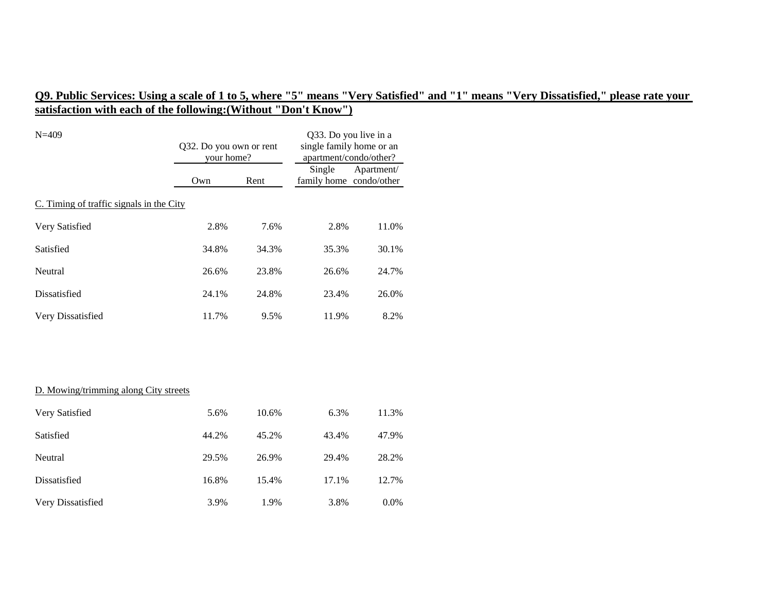## Q9. Public Services: Using a scale of 1 to 5, where "5" means "Very Satisfied" and "1" means "Very Dissatisfied," please rate your satisfaction with each of the following:(Without "Don't Know")

N=409

| | Q32. Do you own or rent your home? | | Q33. Do you live in a single family home or an apartment/condo/other? | |
|---|---|---|---|---|
| | Own | Rent | Single family home | Apartment/ condo/other |
| C. Timing of traffic signals in the City | | | | |
| Very Satisfied | 2.8% | 7.6% | 2.8% | 11.0% |
| Satisfied | 34.8% | 34.3% | 35.3% | 30.1% |
| Neutral | 26.6% | 23.8% | 26.6% | 24.7% |
| Dissatisfied | 24.1% | 24.8% | 23.4% | 26.0% |
| Very Dissatisfied | 11.7% | 9.5% | 11.9% | 8.2% |
| D. Mowing/trimming along City streets | | | | |
| Very Satisfied | 5.6% | 10.6% | 6.3% | 11.3% |
| Satisfied | 44.2% | 45.2% | 43.4% | 47.9% |
| Neutral | 29.5% | 26.9% | 29.4% | 28.2% |
| Dissatisfied | 16.8% | 15.4% | 17.1% | 12.7% |
| Very Dissatisfied | 3.9% | 1.9% | 3.8% | 0.0% |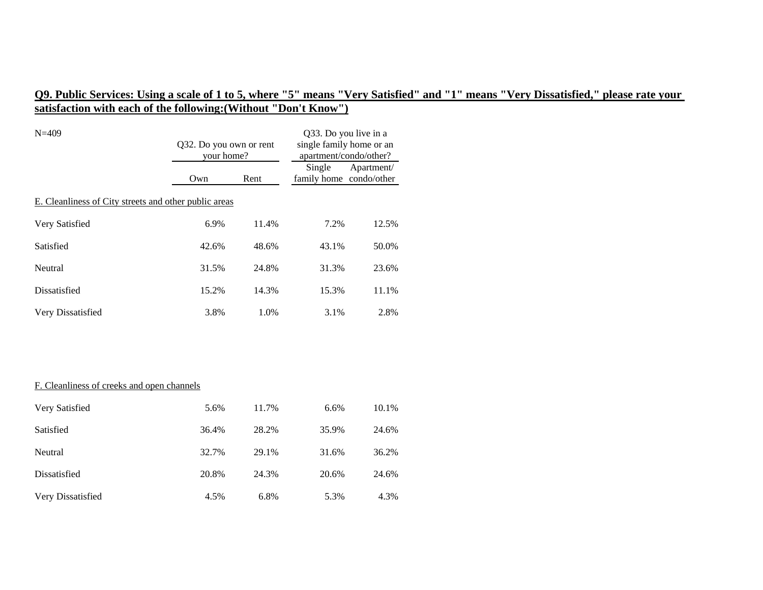**Q9. Public Services: Using a scale of 1 to 5, where "5" means "Very Satisfied" and "1" means "Very Dissatisfied," please rate your satisfaction with each of the following:(Without "Don't Know")**

N=409

| | Q32. Do you own or rent your home? | | Q33. Do you live in a single family home or an apartment/condo/other? | |
|---|---|---|---|---|
| | Own | Rent | Single family home | Apartment/ condo/other |
| E. Cleanliness of City streets and other public areas | | | | |
| Very Satisfied | 6.9% | 11.4% | 7.2% | 12.5% |
| Satisfied | 42.6% | 48.6% | 43.1% | 50.0% |
| Neutral | 31.5% | 24.8% | 31.3% | 23.6% |
| Dissatisfied | 15.2% | 14.3% | 15.3% | 11.1% |
| Very Dissatisfied | 3.8% | 1.0% | 3.1% | 2.8% |
| F. Cleanliness of creeks and open channels | | | | |
| Very Satisfied | 5.6% | 11.7% | 6.6% | 10.1% |
| Satisfied | 36.4% | 28.2% | 35.9% | 24.6% |
| Neutral | 32.7% | 29.1% | 31.6% | 36.2% |
| Dissatisfied | 20.8% | 24.3% | 20.6% | 24.6% |
| Very Dissatisfied | 4.5% | 6.8% | 5.3% | 4.3% |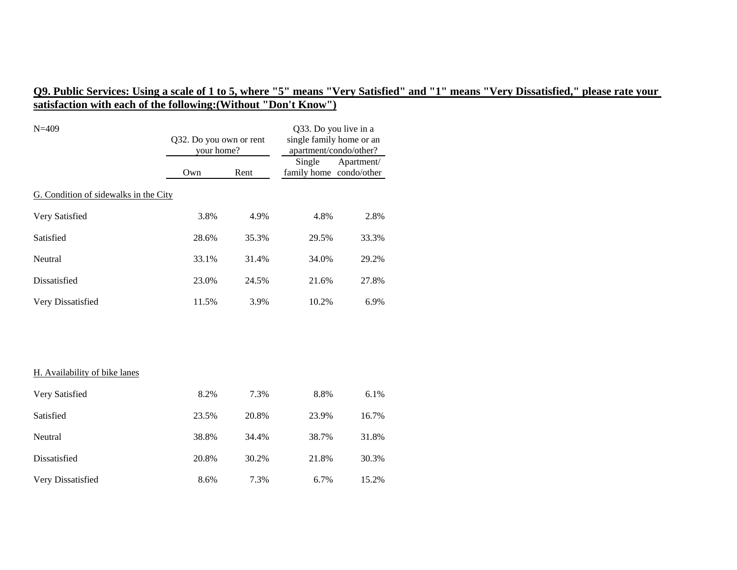**Q9. Public Services: Using a scale of 1 to 5, where "5" means "Very Satisfied" and "1" means "Very Dissatisfied," please rate your satisfaction with each of the following:(Without "Don't Know")**

N=409

| | Q32. Do you own or rent your home? | | Q33. Do you live in a single family home or an apartment/condo/other? | |
|---|---|---|---|---|
| | Own | Rent | Single family home | Apartment/ condo/other |
| G. Condition of sidewalks in the City | | | | |
| Very Satisfied | 3.8% | 4.9% | 4.8% | 2.8% |
| Satisfied | 28.6% | 35.3% | 29.5% | 33.3% |
| Neutral | 33.1% | 31.4% | 34.0% | 29.2% |
| Dissatisfied | 23.0% | 24.5% | 21.6% | 27.8% |
| Very Dissatisfied | 11.5% | 3.9% | 10.2% | 6.9% |
| H. Availability of bike lanes | | | | |
| Very Satisfied | 8.2% | 7.3% | 8.8% | 6.1% |
| Satisfied | 23.5% | 20.8% | 23.9% | 16.7% |
| Neutral | 38.8% | 34.4% | 38.7% | 31.8% |
| Dissatisfied | 20.8% | 30.2% | 21.8% | 30.3% |
| Very Dissatisfied | 8.6% | 7.3% | 6.7% | 15.2% |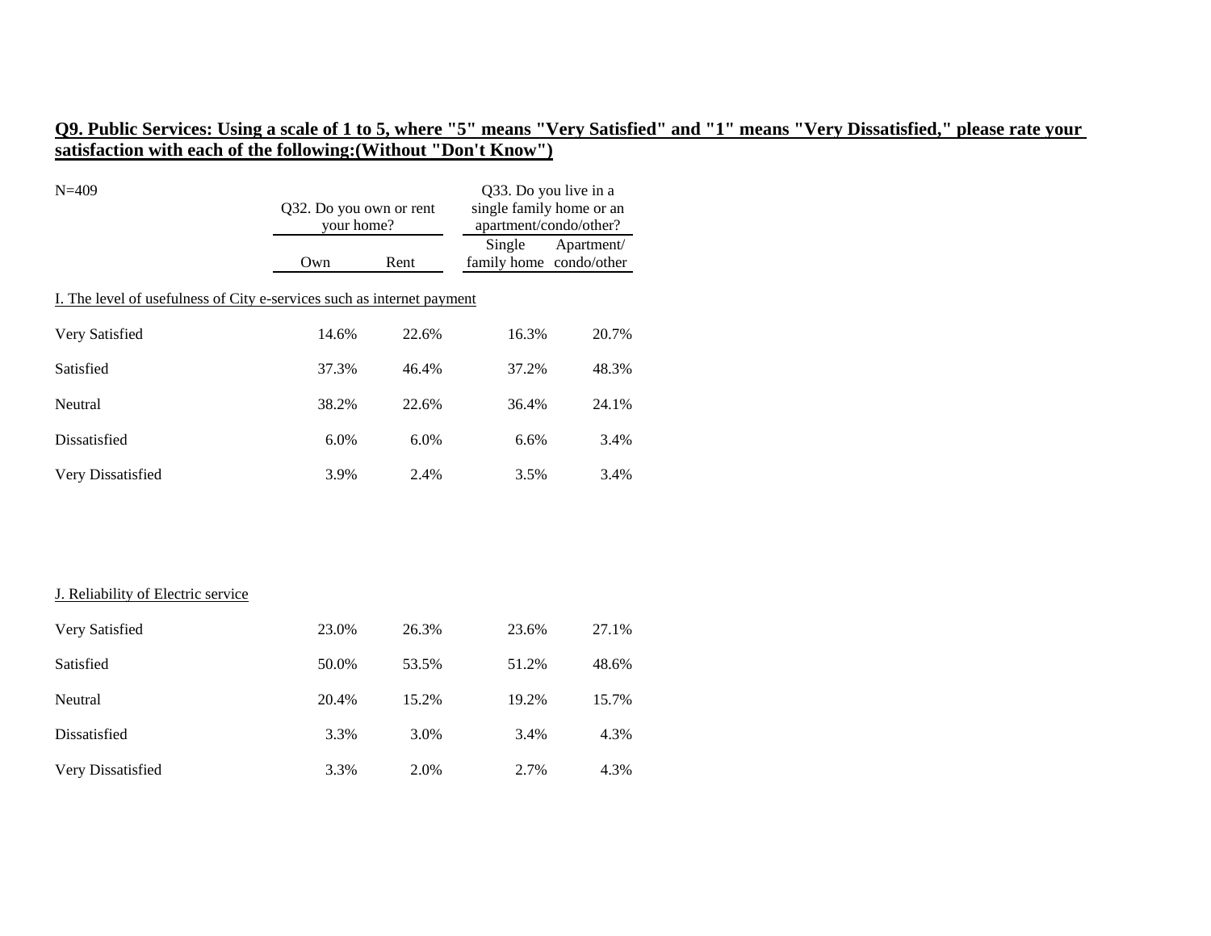**Q9. Public Services: Using a scale of 1 to 5, where "5" means "Very Satisfied" and "1" means "Very Dissatisfied," please rate your satisfaction with each of the following:(Without "Don't Know")**

N=409

| | Q32. Do you own or rent your home? | | Q33. Do you live in a single family home or an apartment/condo/other? | |
|---|---|---|---|---|
| | Own | Rent | Single family home | Apartment/ condo/other |
| **I. The level of usefulness of City e-services such as internet payment** | | | | |
| Very Satisfied | 14.6% | 22.6% | 16.3% | 20.7% |
| Satisfied | 37.3% | 46.4% | 37.2% | 48.3% |
| Neutral | 38.2% | 22.6% | 36.4% | 24.1% |
| Dissatisfied | 6.0% | 6.0% | 6.6% | 3.4% |
| Very Dissatisfied | 3.9% | 2.4% | 3.5% | 3.4% |
| **J. Reliability of Electric service** | | | | |
| Very Satisfied | 23.0% | 26.3% | 23.6% | 27.1% |
| Satisfied | 50.0% | 53.5% | 51.2% | 48.6% |
| Neutral | 20.4% | 15.2% | 19.2% | 15.7% |
| Dissatisfied | 3.3% | 3.0% | 3.4% | 4.3% |
| Very Dissatisfied | 3.3% | 2.0% | 2.7% | 4.3% |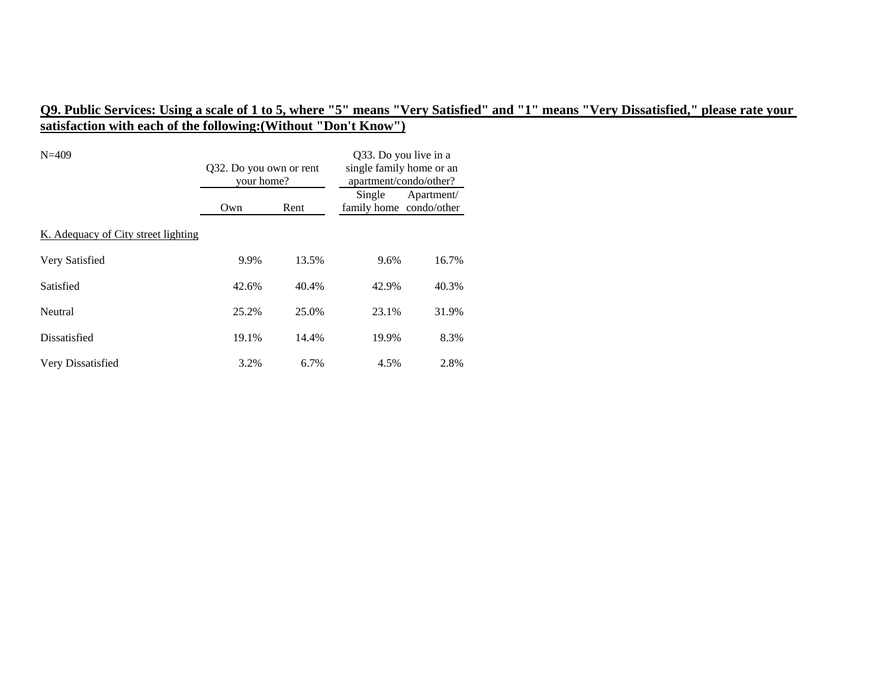**Q9. Public Services: Using a scale of 1 to 5, where "5" means "Very Satisfied" and "1" means "Very Dissatisfied," please rate your satisfaction with each of the following:(Without "Don't Know")**

| N=409 | Q32. Do you own or rent your home? | | Q33. Do you live in a single family home or an apartment/condo/other? | |
|---|---|---|---|---|
| | Own | Rent | Single family home | Apartment/ condo/other |
| K. Adequacy of City street lighting | | | | |
| Very Satisfied | 9.9% | 13.5% | 9.6% | 16.7% |
| Satisfied | 42.6% | 40.4% | 42.9% | 40.3% |
| Neutral | 25.2% | 25.0% | 23.1% | 31.9% |
| Dissatisfied | 19.1% | 14.4% | 19.9% | 8.3% |
| Very Dissatisfied | 3.2% | 6.7% | 4.5% | 2.8% |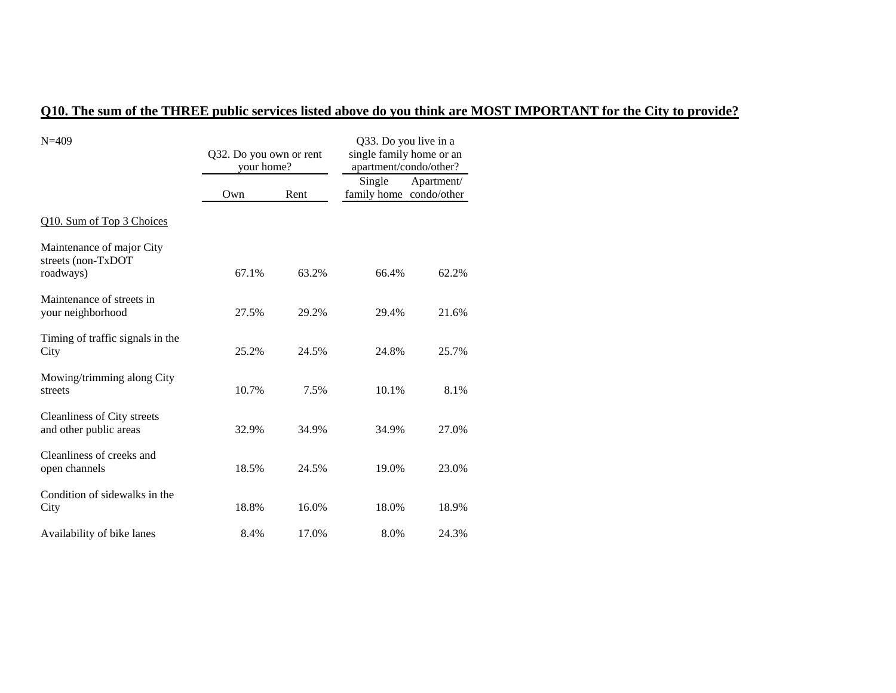## Q10. The sum of the THREE public services listed above do you think are MOST IMPORTANT for the City to provide?

N=409

| | Q32. Do you own or rent your home? | | Q33. Do you live in a single family home or an apartment/condo/other? | |
|---|---|---|---|---|
| | Own | Rent | Single family home | Apartment/ condo/other |
| Q10. Sum of Top 3 Choices | | | | |
| Maintenance of major City streets (non-TxDOT roadways) | 67.1% | 63.2% | 66.4% | 62.2% |
| Maintenance of streets in your neighborhood | 27.5% | 29.2% | 29.4% | 21.6% |
| Timing of traffic signals in the City | 25.2% | 24.5% | 24.8% | 25.7% |
| Mowing/trimming along City streets | 10.7% | 7.5% | 10.1% | 8.1% |
| Cleanliness of City streets and other public areas | 32.9% | 34.9% | 34.9% | 27.0% |
| Cleanliness of creeks and open channels | 18.5% | 24.5% | 19.0% | 23.0% |
| Condition of sidewalks in the City | 18.8% | 16.0% | 18.0% | 18.9% |
| Availability of bike lanes | 8.4% | 17.0% | 8.0% | 24.3% |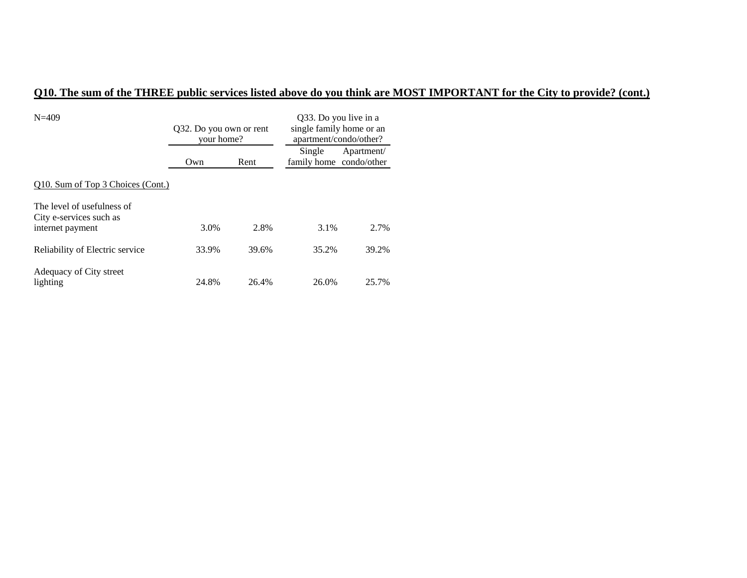## Q10. The sum of the THREE public services listed above do you think are MOST IMPORTANT for the City to provide? (cont.)

| N=409 | Q32. Do you own or rent your home? | | Q33. Do you live in a single family home or an apartment/condo/other? | |
|---|---|---|---|---|
| | Own | Rent | Single family home | Apartment/ condo/other |
| Q10. Sum of Top 3 Choices (Cont.) | | | | |
| The level of usefulness of City e-services such as internet payment | 3.0% | 2.8% | 3.1% | 2.7% |
| Reliability of Electric service | 33.9% | 39.6% | 35.2% | 39.2% |
| Adequacy of City street lighting | 24.8% | 26.4% | 26.0% | 25.7% |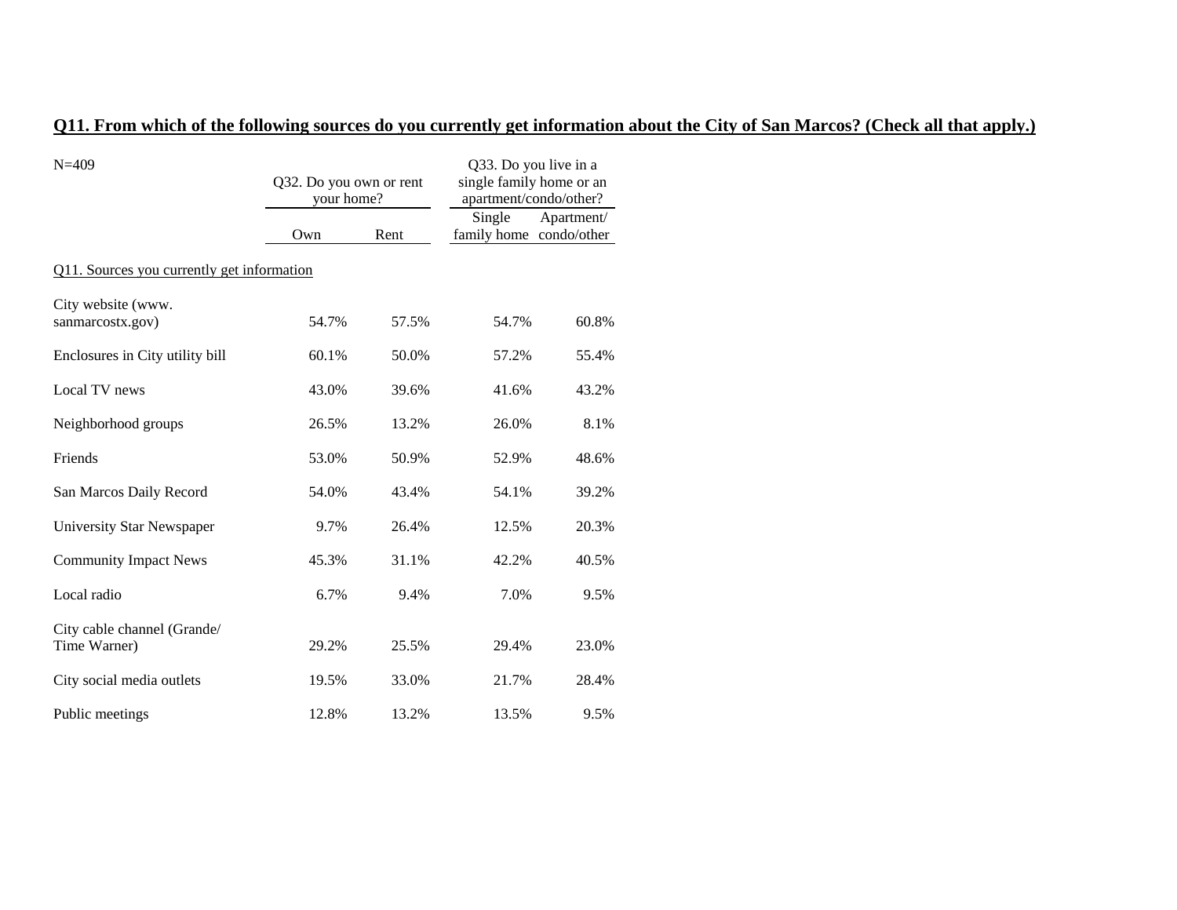## Q11. From which of the following sources do you currently get information about the City of San Marcos? (Check all that apply.)

| N=409 | Q32. Do you own or rent your home? | | Q33. Do you live in a single family home or an apartment/condo/other? | |
|---|---|---|---|---|
| | Own | Rent | Single family home | Apartment/ condo/other |
| Q11. Sources you currently get information | | | | |
| City website (www. sanmarcostx.gov) | 54.7% | 57.5% | 54.7% | 60.8% |
| Enclosures in City utility bill | 60.1% | 50.0% | 57.2% | 55.4% |
| Local TV news | 43.0% | 39.6% | 41.6% | 43.2% |
| Neighborhood groups | 26.5% | 13.2% | 26.0% | 8.1% |
| Friends | 53.0% | 50.9% | 52.9% | 48.6% |
| San Marcos Daily Record | 54.0% | 43.4% | 54.1% | 39.2% |
| University Star Newspaper | 9.7% | 26.4% | 12.5% | 20.3% |
| Community Impact News | 45.3% | 31.1% | 42.2% | 40.5% |
| Local radio | 6.7% | 9.4% | 7.0% | 9.5% |
| City cable channel (Grande/ Time Warner) | 29.2% | 25.5% | 29.4% | 23.0% |
| City social media outlets | 19.5% | 33.0% | 21.7% | 28.4% |
| Public meetings | 12.8% | 13.2% | 13.5% | 9.5% |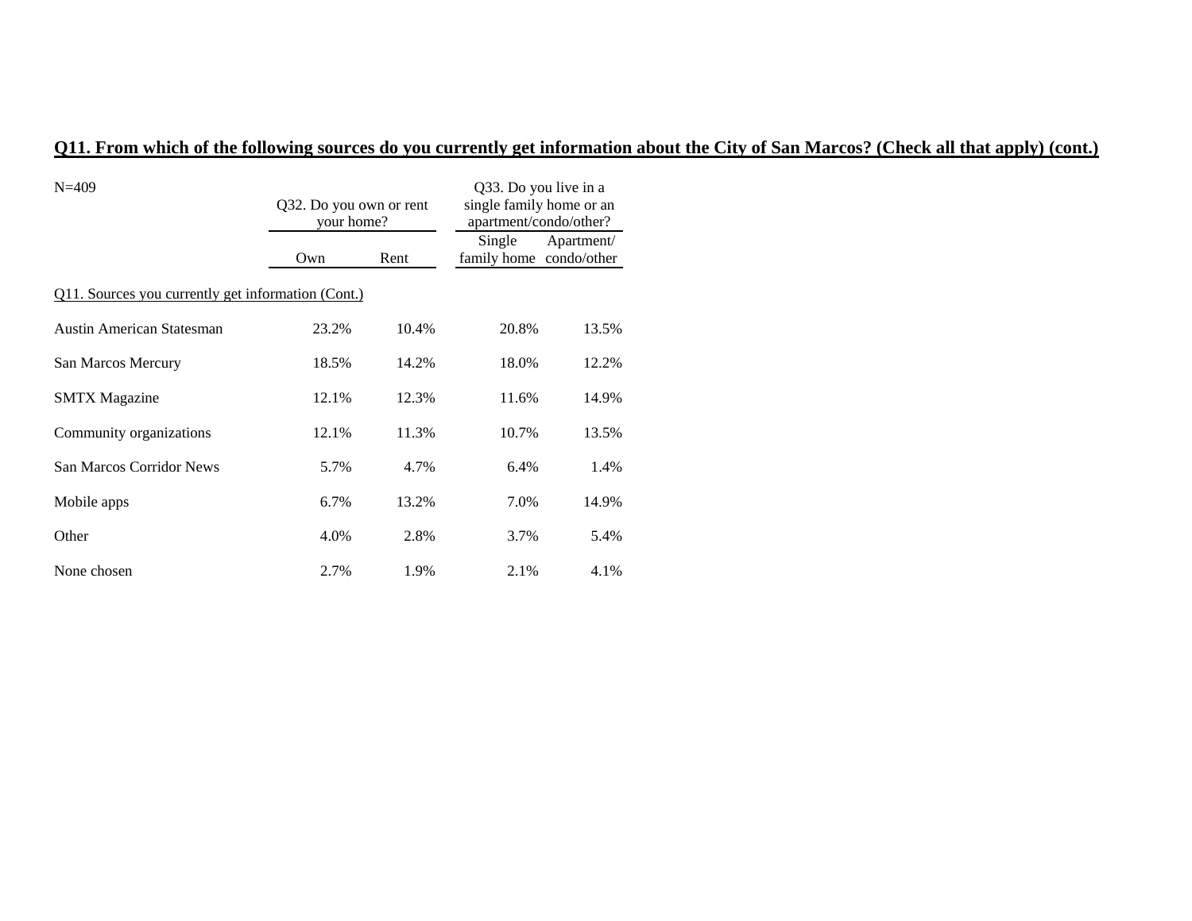## Q11. From which of the following sources do you currently get information about the City of San Marcos? (Check all that apply) (cont.)

| N=409 | Q32. Do you own or rent your home? | | Q33. Do you live in a single family home or an apartment/condo/other? | |
|---|---|---|---|---|
| | Own | Rent | Single family home | Apartment/ condo/other |
| Q11. Sources you currently get information (Cont.) | | | | |
| Austin American Statesman | 23.2% | 10.4% | 20.8% | 13.5% |
| San Marcos Mercury | 18.5% | 14.2% | 18.0% | 12.2% |
| SMTX Magazine | 12.1% | 12.3% | 11.6% | 14.9% |
| Community organizations | 12.1% | 11.3% | 10.7% | 13.5% |
| San Marcos Corridor News | 5.7% | 4.7% | 6.4% | 1.4% |
| Mobile apps | 6.7% | 13.2% | 7.0% | 14.9% |
| Other | 4.0% | 2.8% | 3.7% | 5.4% |
| None chosen | 2.7% | 1.9% | 2.1% | 4.1% |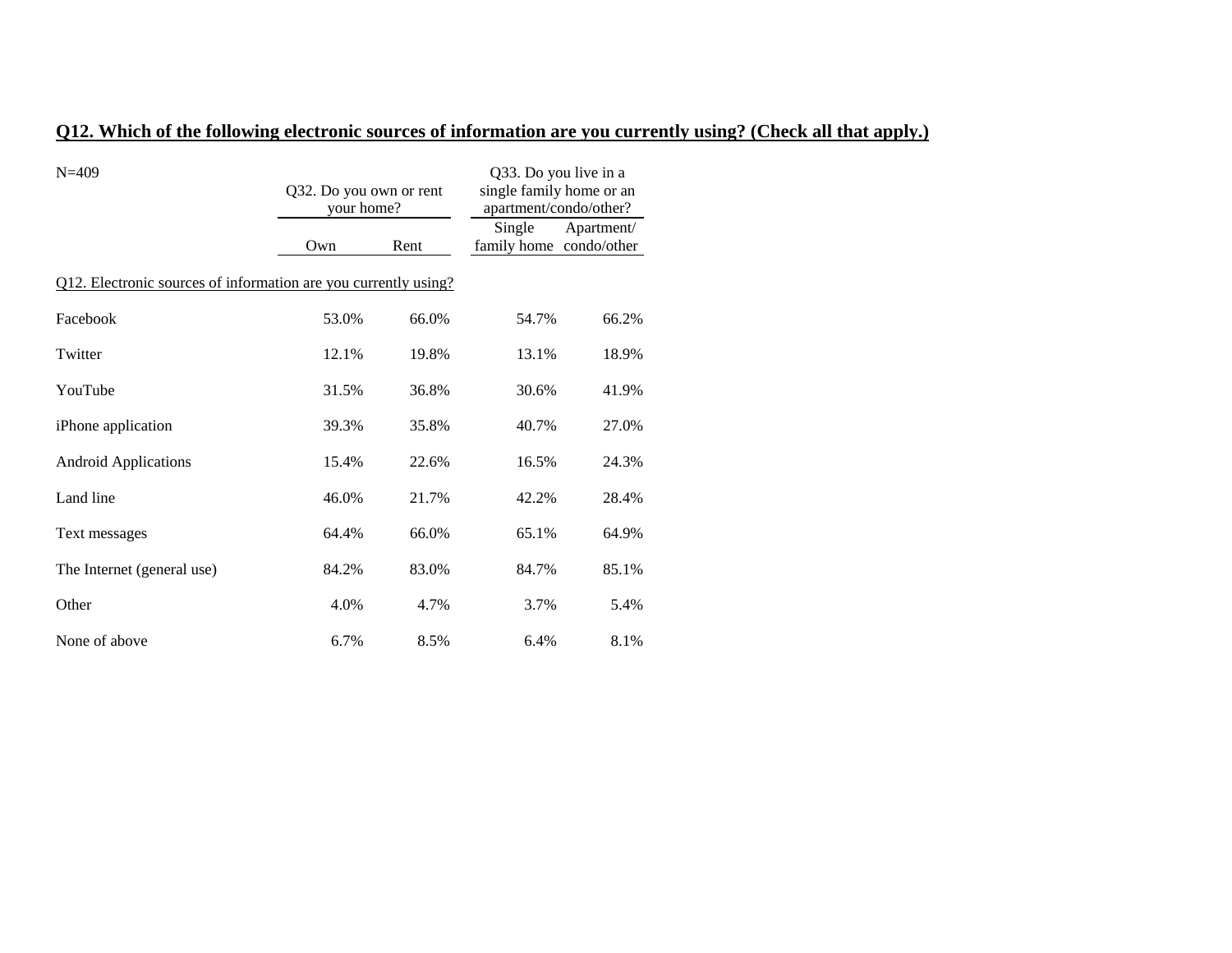**Q12. Which of the following electronic sources of information are you currently using? (Check all that apply.)**

| N=409 | Q32. Do you own or rent your home? | | Q33. Do you live in a single family home or an apartment/condo/other? | |
|---|---|---|---|---|
| | Own | Rent | Single family home | Apartment/ condo/other |
| Q12. Electronic sources of information are you currently using? | | | | |
| Facebook | 53.0% | 66.0% | 54.7% | 66.2% |
| Twitter | 12.1% | 19.8% | 13.1% | 18.9% |
| YouTube | 31.5% | 36.8% | 30.6% | 41.9% |
| iPhone application | 39.3% | 35.8% | 40.7% | 27.0% |
| Android Applications | 15.4% | 22.6% | 16.5% | 24.3% |
| Land line | 46.0% | 21.7% | 42.2% | 28.4% |
| Text messages | 64.4% | 66.0% | 65.1% | 64.9% |
| The Internet (general use) | 84.2% | 83.0% | 84.7% | 85.1% |
| Other | 4.0% | 4.7% | 3.7% | 5.4% |
| None of above | 6.7% | 8.5% | 6.4% | 8.1% |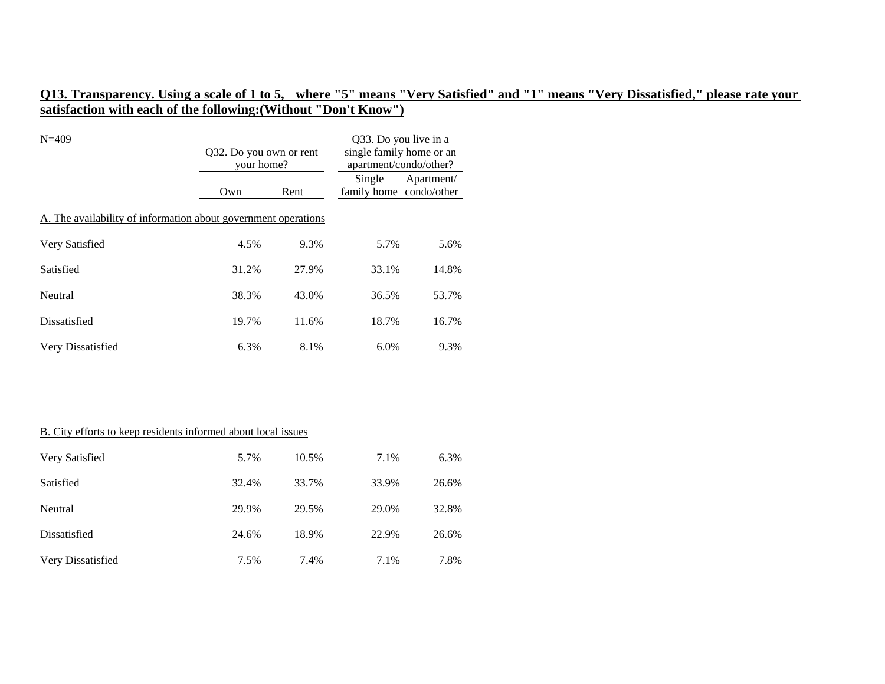## Q13. Transparency. Using a scale of 1 to 5, where "5" means "Very Satisfied" and "1" means "Very Dissatisfied," please rate your satisfaction with each of the following:(Without "Don't Know")

N=409

| | Q32. Do you own or rent your home? | | Q33. Do you live in a single family home or an apartment/condo/other? | |
|---|---|---|---|---|
| | Own | Rent | Single family home | Apartment/ condo/other |
| A. The availability of information about government operations | | | | |
| Very Satisfied | 4.5% | 9.3% | 5.7% | 5.6% |
| Satisfied | 31.2% | 27.9% | 33.1% | 14.8% |
| Neutral | 38.3% | 43.0% | 36.5% | 53.7% |
| Dissatisfied | 19.7% | 11.6% | 18.7% | 16.7% |
| Very Dissatisfied | 6.3% | 8.1% | 6.0% | 9.3% |

| | Own | Rent | Single family home | Apartment/ condo/other |
|---|---|---|---|---|
| B. City efforts to keep residents informed about local issues | | | | |
| Very Satisfied | 5.7% | 10.5% | 7.1% | 6.3% |
| Satisfied | 32.4% | 33.7% | 33.9% | 26.6% |
| Neutral | 29.9% | 29.5% | 29.0% | 32.8% |
| Dissatisfied | 24.6% | 18.9% | 22.9% | 26.6% |
| Very Dissatisfied | 7.5% | 7.4% | 7.1% | 7.8% |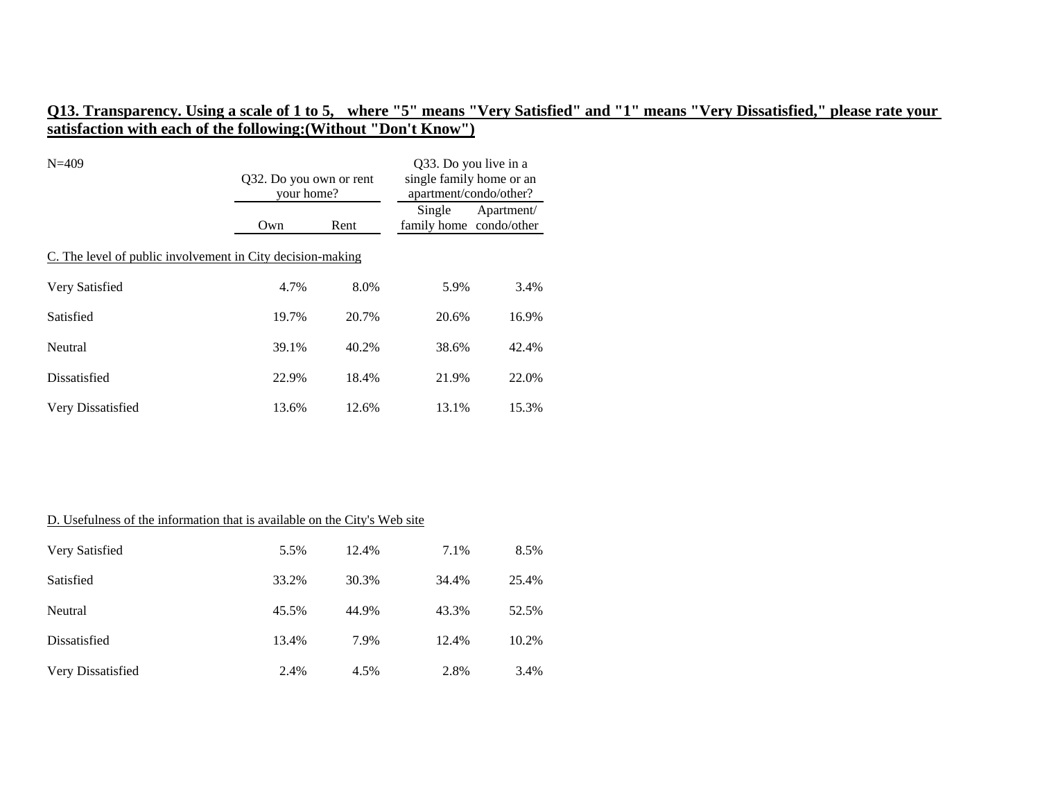**Q13. Transparency. Using a scale of 1 to 5, where "5" means "Very Satisfied" and "1" means "Very Dissatisfied," please rate your satisfaction with each of the following:(Without "Don't Know")**

| N=409 | Q32. Do you own or rent your home? | | Q33. Do you live in a single family home or an apartment/condo/other? | |
|---|---|---|---|---|
| | Own | Rent | Single family home | Apartment/ condo/other |
| C. The level of public involvement in City decision-making | | | | |
| Very Satisfied | 4.7% | 8.0% | 5.9% | 3.4% |
| Satisfied | 19.7% | 20.7% | 20.6% | 16.9% |
| Neutral | 39.1% | 40.2% | 38.6% | 42.4% |
| Dissatisfied | 22.9% | 18.4% | 21.9% | 22.0% |
| Very Dissatisfied | 13.6% | 12.6% | 13.1% | 15.3% |
| D. Usefulness of the information that is available on the City's Web site | | | | |
| Very Satisfied | 5.5% | 12.4% | 7.1% | 8.5% |
| Satisfied | 33.2% | 30.3% | 34.4% | 25.4% |
| Neutral | 45.5% | 44.9% | 43.3% | 52.5% |
| Dissatisfied | 13.4% | 7.9% | 12.4% | 10.2% |
| Very Dissatisfied | 2.4% | 4.5% | 2.8% | 3.4% |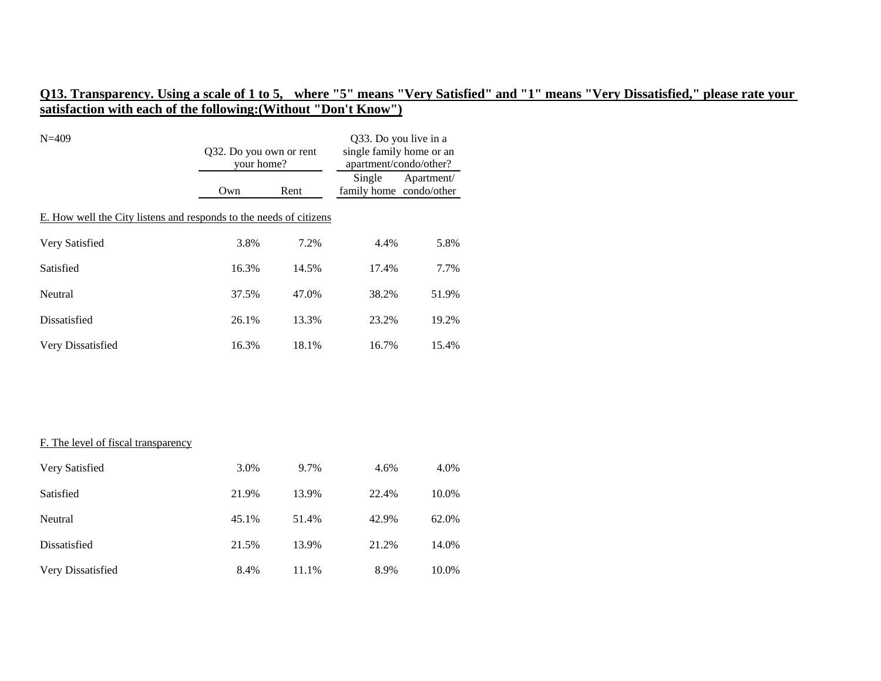**Q13. Transparency. Using a scale of 1 to 5, where "5" means "Very Satisfied" and "1" means "Very Dissatisfied," please rate your satisfaction with each of the following:(Without "Don't Know")**

| N=409 | Q32. Do you own or rent your home? | | Q33. Do you live in a single family home or an apartment/condo/other? | |
|---|---|---|---|---|
| | Own | Rent | Single family home | Apartment/ condo/other |
| E. How well the City listens and responds to the needs of citizens | | | | |
| Very Satisfied | 3.8% | 7.2% | 4.4% | 5.8% |
| Satisfied | 16.3% | 14.5% | 17.4% | 7.7% |
| Neutral | 37.5% | 47.0% | 38.2% | 51.9% |
| Dissatisfied | 26.1% | 13.3% | 23.2% | 19.2% |
| Very Dissatisfied | 16.3% | 18.1% | 16.7% | 15.4% |
| F. The level of fiscal transparency | | | | |
| Very Satisfied | 3.0% | 9.7% | 4.6% | 4.0% |
| Satisfied | 21.9% | 13.9% | 22.4% | 10.0% |
| Neutral | 45.1% | 51.4% | 42.9% | 62.0% |
| Dissatisfied | 21.5% | 13.9% | 21.2% | 14.0% |
| Very Dissatisfied | 8.4% | 11.1% | 8.9% | 10.0% |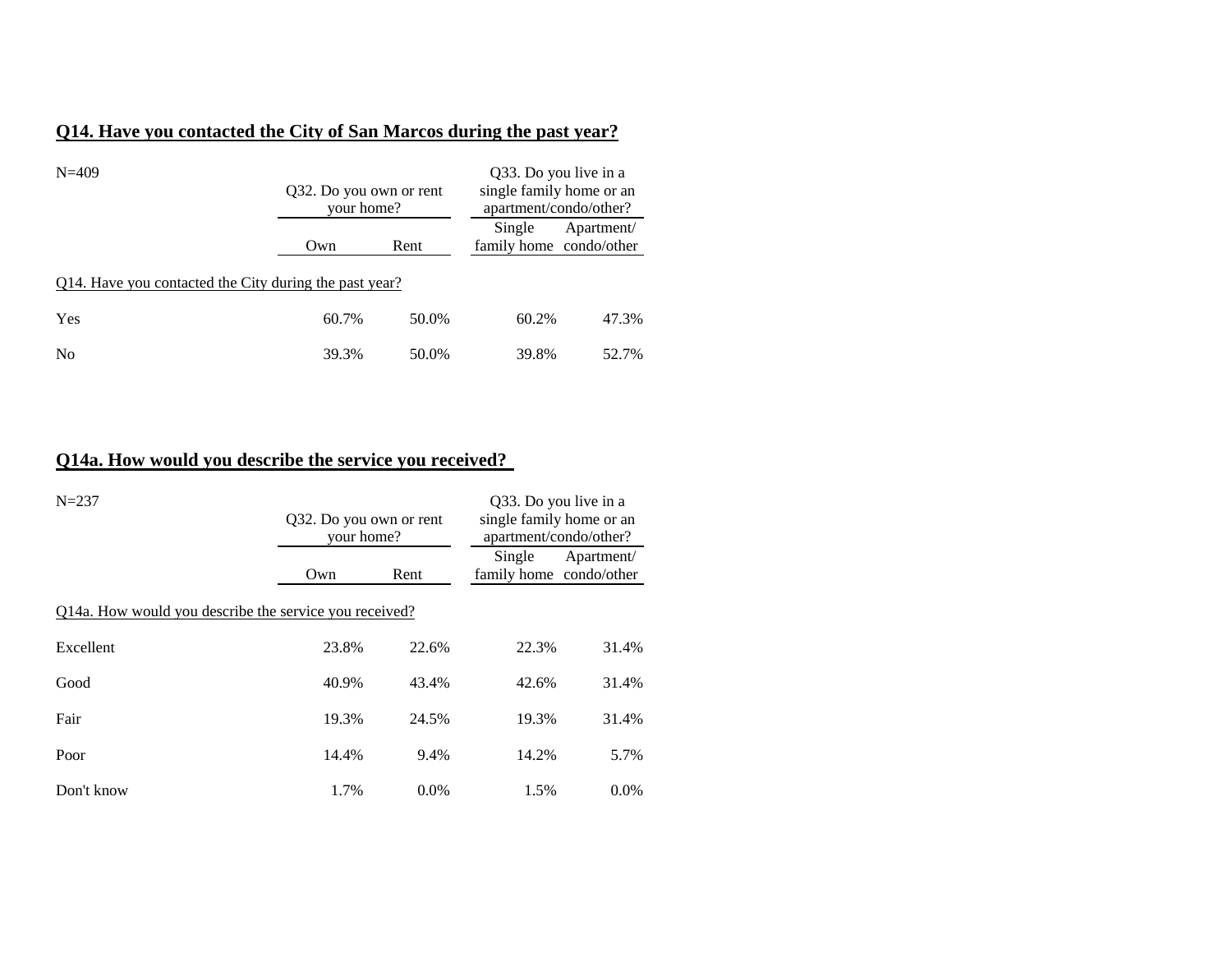## Q14. Have you contacted the City of San Marcos during the past year?

N=409

| | Q32. Do you own or rent your home? | | Q33. Do you live in a single family home or an apartment/condo/other? | |
|---|---|---|---|---|
| | Own | Rent | Single family home | Apartment/ condo/other |
| Q14. Have you contacted the City during the past year? | | | | |
| Yes | 60.7% | 50.0% | 60.2% | 47.3% |
| No | 39.3% | 50.0% | 39.8% | 52.7% |

## Q14a. How would you describe the service you received?

N=237

| | Q32. Do you own or rent your home? | | Q33. Do you live in a single family home or an apartment/condo/other? | |
|---|---|---|---|---|
| | Own | Rent | Single family home | Apartment/ condo/other |
| Q14a. How would you describe the service you received? | | | | |
| Excellent | 23.8% | 22.6% | 22.3% | 31.4% |
| Good | 40.9% | 43.4% | 42.6% | 31.4% |
| Fair | 19.3% | 24.5% | 19.3% | 31.4% |
| Poor | 14.4% | 9.4% | 14.2% | 5.7% |
| Don't know | 1.7% | 0.0% | 1.5% | 0.0% |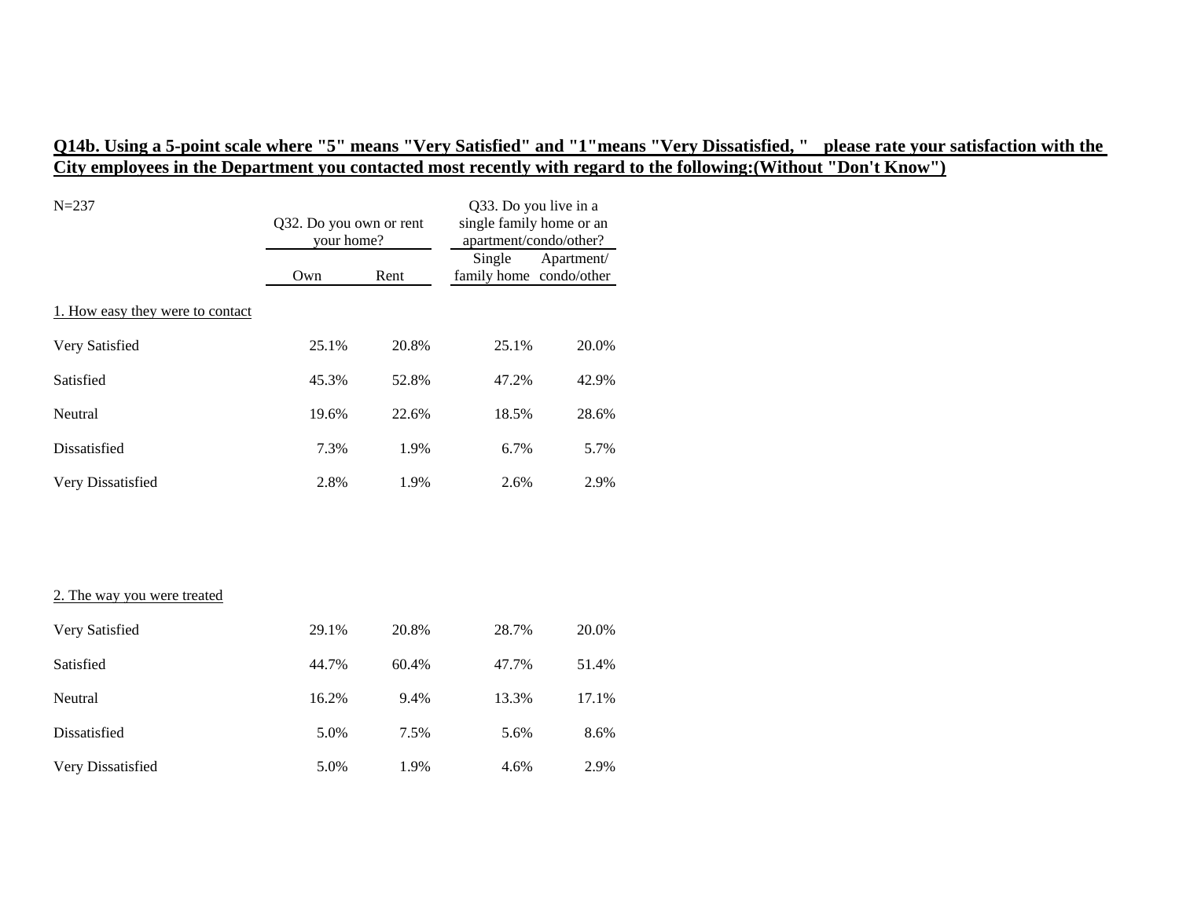**Q14b. Using a 5-point scale where "5" means "Very Satisfied" and "1"means "Very Dissatisfied, " please rate your satisfaction with the City employees in the Department you contacted most recently with regard to the following:(Without "Don't Know")**

N=237

| | Q32. Do you own or rent your home? | | Q33. Do you live in a single family home or an apartment/condo/other? | |
|---|---|---|---|---|
| | Own | Rent | Single family home | Apartment/ condo/other |
| 1. How easy they were to contact | | | | |
| Very Satisfied | 25.1% | 20.8% | 25.1% | 20.0% |
| Satisfied | 45.3% | 52.8% | 47.2% | 42.9% |
| Neutral | 19.6% | 22.6% | 18.5% | 28.6% |
| Dissatisfied | 7.3% | 1.9% | 6.7% | 5.7% |
| Very Dissatisfied | 2.8% | 1.9% | 2.6% | 2.9% |
| 2. The way you were treated | | | | |
| Very Satisfied | 29.1% | 20.8% | 28.7% | 20.0% |
| Satisfied | 44.7% | 60.4% | 47.7% | 51.4% |
| Neutral | 16.2% | 9.4% | 13.3% | 17.1% |
| Dissatisfied | 5.0% | 7.5% | 5.6% | 8.6% |
| Very Dissatisfied | 5.0% | 1.9% | 4.6% | 2.9% |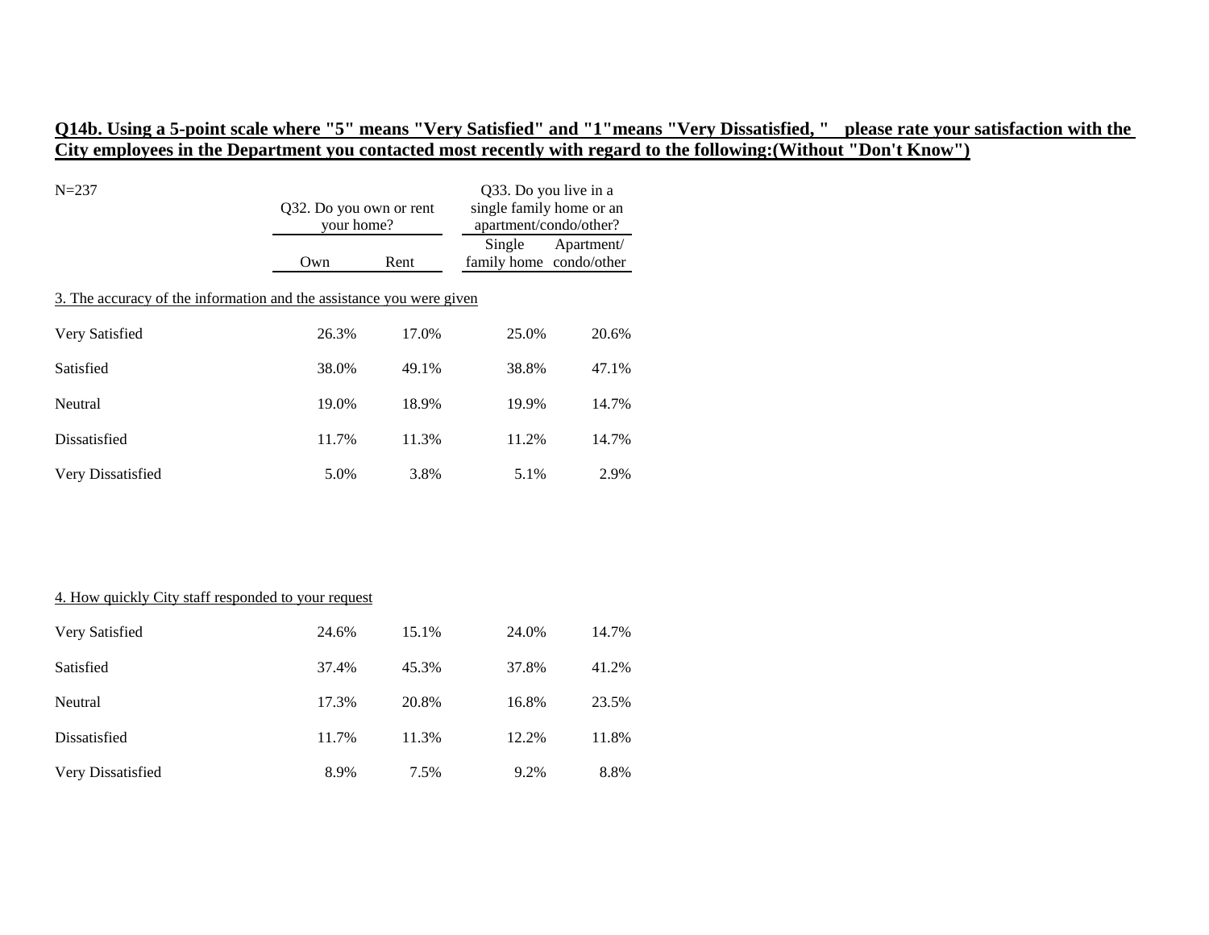**Q14b. Using a 5-point scale where "5" means "Very Satisfied" and "1"means "Very Dissatisfied, " please rate your satisfaction with the City employees in the Department you contacted most recently with regard to the following:(Without "Don't Know")**

N=237

| | Q32. Do you own or rent your home? | | Q33. Do you live in a single family home or an apartment/condo/other? | |
|---|---|---|---|---|
| | Own | Rent | Single family home | Apartment/ condo/other |
| 3. The accuracy of the information and the assistance you were given | | | | |
| Very Satisfied | 26.3% | 17.0% | 25.0% | 20.6% |
| Satisfied | 38.0% | 49.1% | 38.8% | 47.1% |
| Neutral | 19.0% | 18.9% | 19.9% | 14.7% |
| Dissatisfied | 11.7% | 11.3% | 11.2% | 14.7% |
| Very Dissatisfied | 5.0% | 3.8% | 5.1% | 2.9% |
| 4. How quickly City staff responded to your request | | | | |
| Very Satisfied | 24.6% | 15.1% | 24.0% | 14.7% |
| Satisfied | 37.4% | 45.3% | 37.8% | 41.2% |
| Neutral | 17.3% | 20.8% | 16.8% | 23.5% |
| Dissatisfied | 11.7% | 11.3% | 12.2% | 11.8% |
| Very Dissatisfied | 8.9% | 7.5% | 9.2% | 8.8% |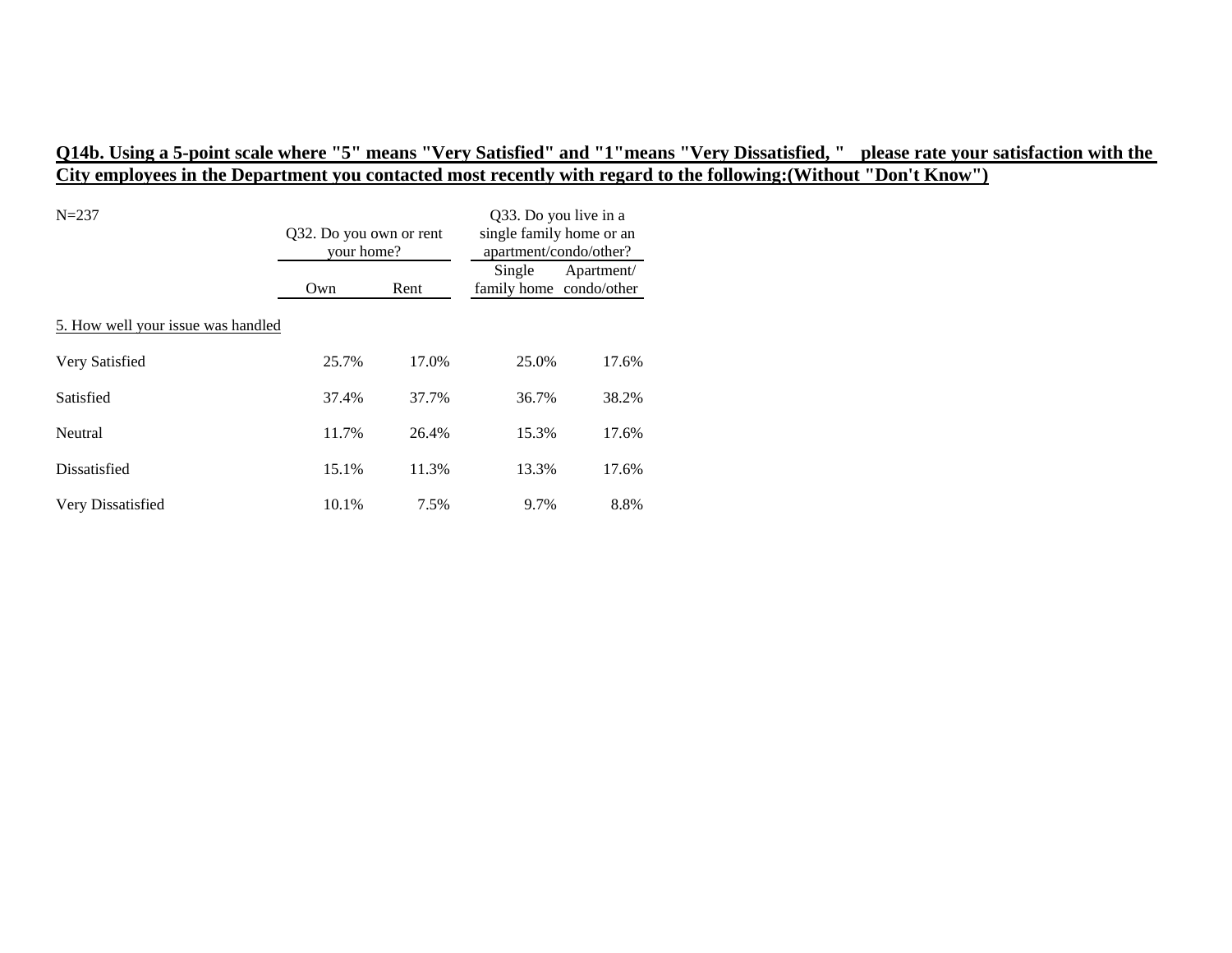**Q14b. Using a 5-point scale where "5" means "Very Satisfied" and "1"means "Very Dissatisfied, " please rate your satisfaction with the City employees in the Department you contacted most recently with regard to the following:(Without "Don't Know")**

| N=237 | Q32. Do you own or rent your home? | | Q33. Do you live in a single family home or an apartment/condo/other? | |
|---|---|---|---|---|
| | Own | Rent | Single family home | Apartment/ condo/other |
| 5. How well your issue was handled | | | | |
| Very Satisfied | 25.7% | 17.0% | 25.0% | 17.6% |
| Satisfied | 37.4% | 37.7% | 36.7% | 38.2% |
| Neutral | 11.7% | 26.4% | 15.3% | 17.6% |
| Dissatisfied | 15.1% | 11.3% | 13.3% | 17.6% |
| Very Dissatisfied | 10.1% | 7.5% | 9.7% | 8.8% |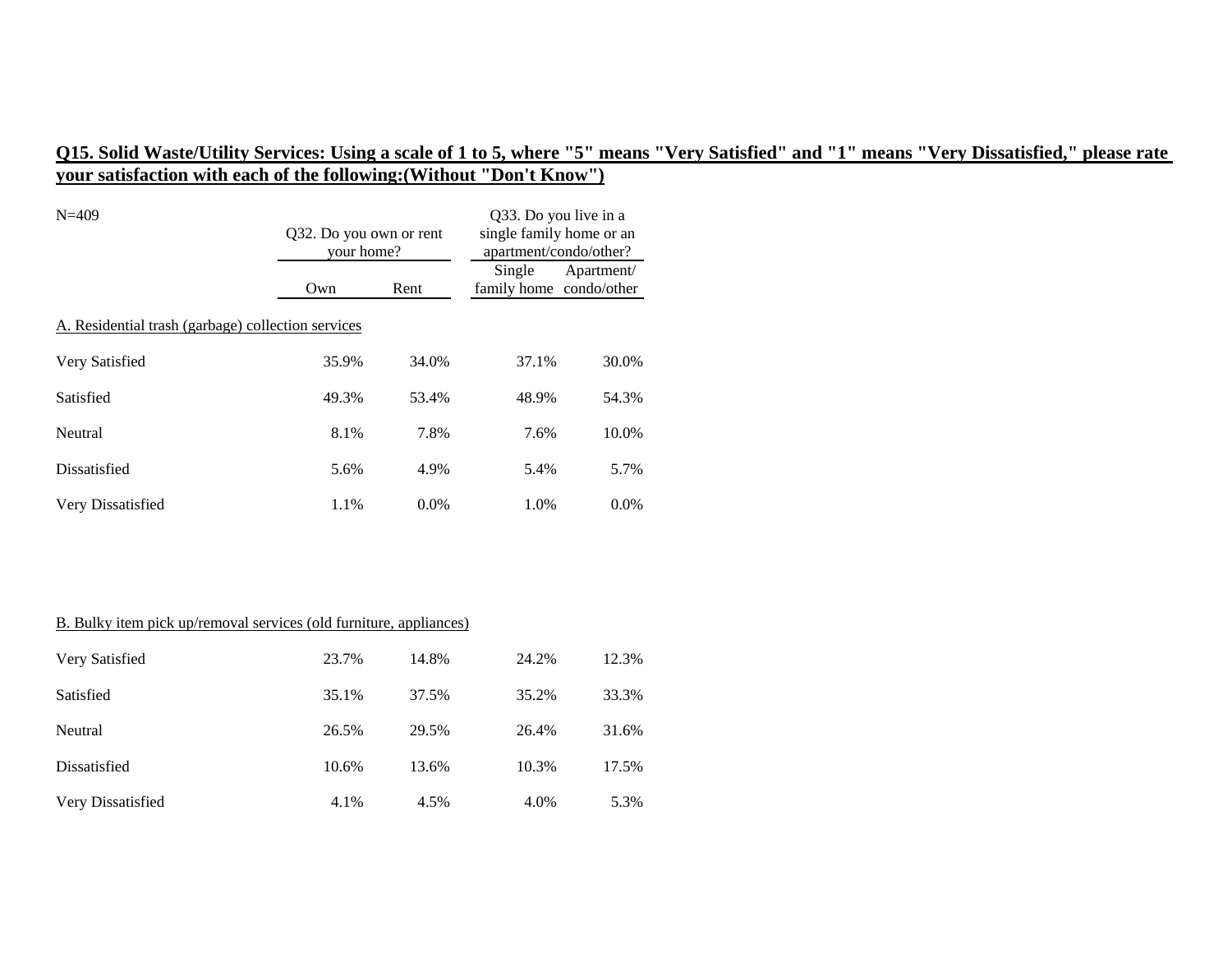**Q15. Solid Waste/Utility Services: Using a scale of 1 to 5, where "5" means "Very Satisfied" and "1" means "Very Dissatisfied," please rate your satisfaction with each of the following:(Without "Don't Know")**

N=409

| | Q32. Do you own or rent your home? | | Q33. Do you live in a single family home or an apartment/condo/other? | |
|---|---|---|---|---|
| | Own | Rent | Single family home | Apartment/ condo/other |
| A. Residential trash (garbage) collection services | | | | |
| Very Satisfied | 35.9% | 34.0% | 37.1% | 30.0% |
| Satisfied | 49.3% | 53.4% | 48.9% | 54.3% |
| Neutral | 8.1% | 7.8% | 7.6% | 10.0% |
| Dissatisfied | 5.6% | 4.9% | 5.4% | 5.7% |
| Very Dissatisfied | 1.1% | 0.0% | 1.0% | 0.0% |
| B. Bulky item pick up/removal services (old furniture, appliances) | | | | |
| Very Satisfied | 23.7% | 14.8% | 24.2% | 12.3% |
| Satisfied | 35.1% | 37.5% | 35.2% | 33.3% |
| Neutral | 26.5% | 29.5% | 26.4% | 31.6% |
| Dissatisfied | 10.6% | 13.6% | 10.3% | 17.5% |
| Very Dissatisfied | 4.1% | 4.5% | 4.0% | 5.3% |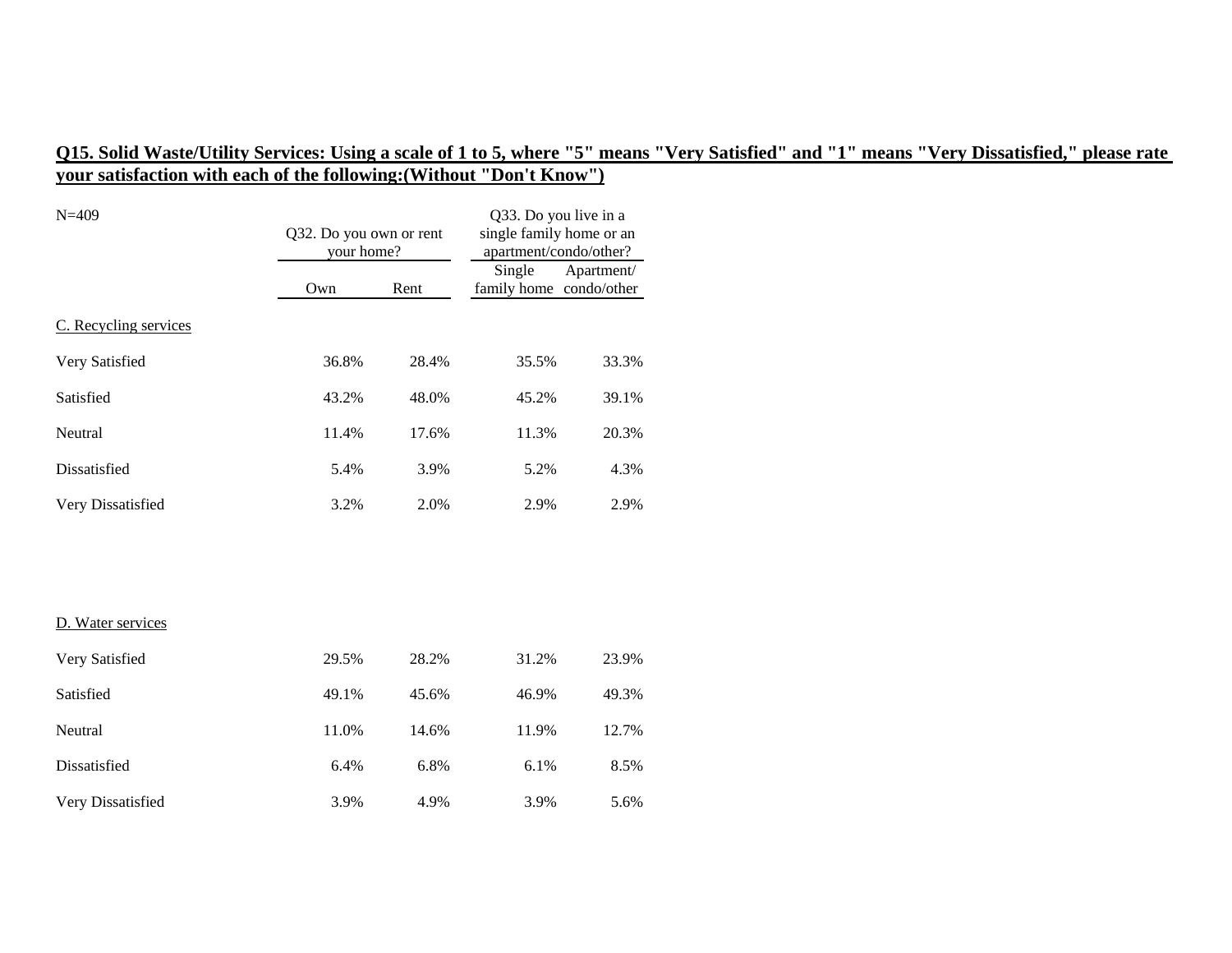**Q15. Solid Waste/Utility Services: Using a scale of 1 to 5, where "5" means "Very Satisfied" and "1" means "Very Dissatisfied," please rate your satisfaction with each of the following:(Without "Don't Know")**

N=409

| | Q32. Do you own or rent your home? | | Q33. Do you live in a single family home or an apartment/condo/other? | |
|---|---|---|---|---|
| | Own | Rent | Single family home | Apartment/ condo/other |
| C. Recycling services | | | | |
| Very Satisfied | 36.8% | 28.4% | 35.5% | 33.3% |
| Satisfied | 43.2% | 48.0% | 45.2% | 39.1% |
| Neutral | 11.4% | 17.6% | 11.3% | 20.3% |
| Dissatisfied | 5.4% | 3.9% | 5.2% | 4.3% |
| Very Dissatisfied | 3.2% | 2.0% | 2.9% | 2.9% |
| D. Water services | | | | |
| Very Satisfied | 29.5% | 28.2% | 31.2% | 23.9% |
| Satisfied | 49.1% | 45.6% | 46.9% | 49.3% |
| Neutral | 11.0% | 14.6% | 11.9% | 12.7% |
| Dissatisfied | 6.4% | 6.8% | 6.1% | 8.5% |
| Very Dissatisfied | 3.9% | 4.9% | 3.9% | 5.6% |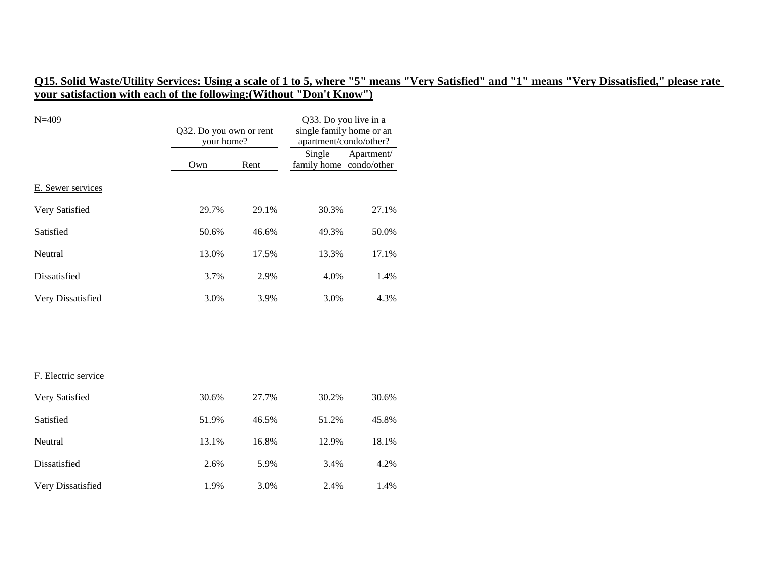**Q15. Solid Waste/Utility Services: Using a scale of 1 to 5, where "5" means "Very Satisfied" and "1" means "Very Dissatisfied," please rate your satisfaction with each of the following:(Without "Don't Know")**

| N=409 | Q32. Do you own or rent your home? | | Q33. Do you live in a single family home or an apartment/condo/other? | |
|---|---|---|---|---|
| | Own | Rent | Single family home | Apartment/ condo/other |
| E. Sewer services | | | | |
| Very Satisfied | 29.7% | 29.1% | 30.3% | 27.1% |
| Satisfied | 50.6% | 46.6% | 49.3% | 50.0% |
| Neutral | 13.0% | 17.5% | 13.3% | 17.1% |
| Dissatisfied | 3.7% | 2.9% | 4.0% | 1.4% |
| Very Dissatisfied | 3.0% | 3.9% | 3.0% | 4.3% |
| F. Electric service | | | | |
| Very Satisfied | 30.6% | 27.7% | 30.2% | 30.6% |
| Satisfied | 51.9% | 46.5% | 51.2% | 45.8% |
| Neutral | 13.1% | 16.8% | 12.9% | 18.1% |
| Dissatisfied | 2.6% | 5.9% | 3.4% | 4.2% |
| Very Dissatisfied | 1.9% | 3.0% | 2.4% | 1.4% |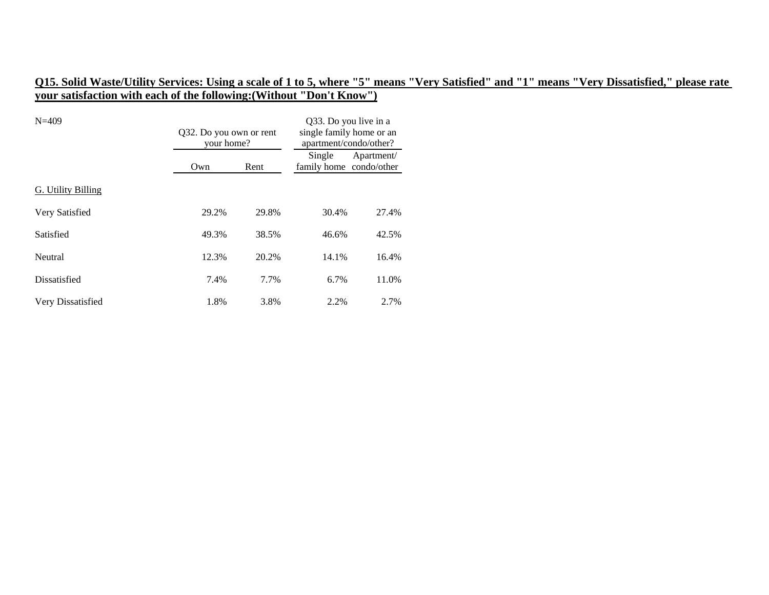**Q15. Solid Waste/Utility Services: Using a scale of 1 to 5, where "5" means "Very Satisfied" and "1" means "Very Dissatisfied," please rate your satisfaction with each of the following:(Without "Don't Know")**

| N=409 | Q32. Do you own or rent your home? | | Q33. Do you live in a single family home or an apartment/condo/other? | |
|---|---|---|---|---|
| | Own | Rent | Single family home | Apartment/ condo/other |
| G. Utility Billing | | | | |
| Very Satisfied | 29.2% | 29.8% | 30.4% | 27.4% |
| Satisfied | 49.3% | 38.5% | 46.6% | 42.5% |
| Neutral | 12.3% | 20.2% | 14.1% | 16.4% |
| Dissatisfied | 7.4% | 7.7% | 6.7% | 11.0% |
| Very Dissatisfied | 1.8% | 3.8% | 2.2% | 2.7% |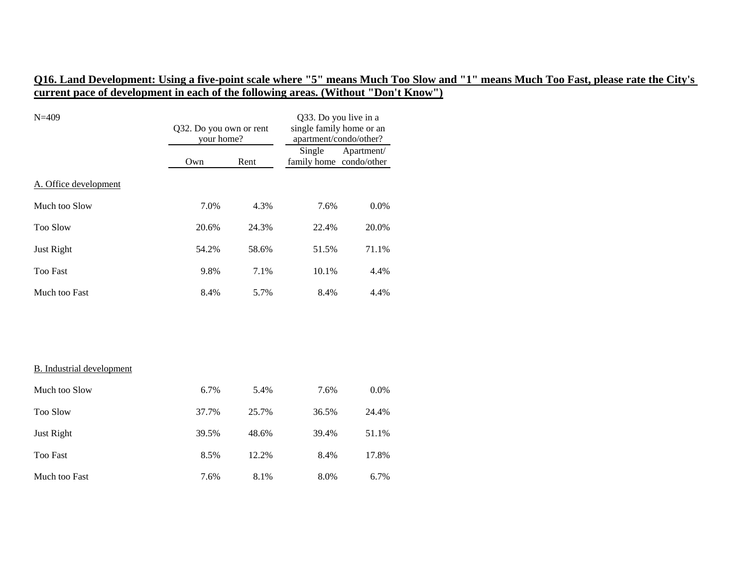**Q16. Land Development: Using a five-point scale where "5" means Much Too Slow and "1" means Much Too Fast, please rate the City's current pace of development in each of the following areas. (Without "Don't Know")**

N=409

| | Q32. Do you own or rent your home? | | Q33. Do you live in a single family home or an apartment/condo/other? | |
|---|---|---|---|---|
| | Own | Rent | Single family home | Apartment/ condo/other |
| A. Office development | | | | |
| Much too Slow | 7.0% | 4.3% | 7.6% | 0.0% |
| Too Slow | 20.6% | 24.3% | 22.4% | 20.0% |
| Just Right | 54.2% | 58.6% | 51.5% | 71.1% |
| Too Fast | 9.8% | 7.1% | 10.1% | 4.4% |
| Much too Fast | 8.4% | 5.7% | 8.4% | 4.4% |
| B. Industrial development | | | | |
| Much too Slow | 6.7% | 5.4% | 7.6% | 0.0% |
| Too Slow | 37.7% | 25.7% | 36.5% | 24.4% |
| Just Right | 39.5% | 48.6% | 39.4% | 51.1% |
| Too Fast | 8.5% | 12.2% | 8.4% | 17.8% |
| Much too Fast | 7.6% | 8.1% | 8.0% | 6.7% |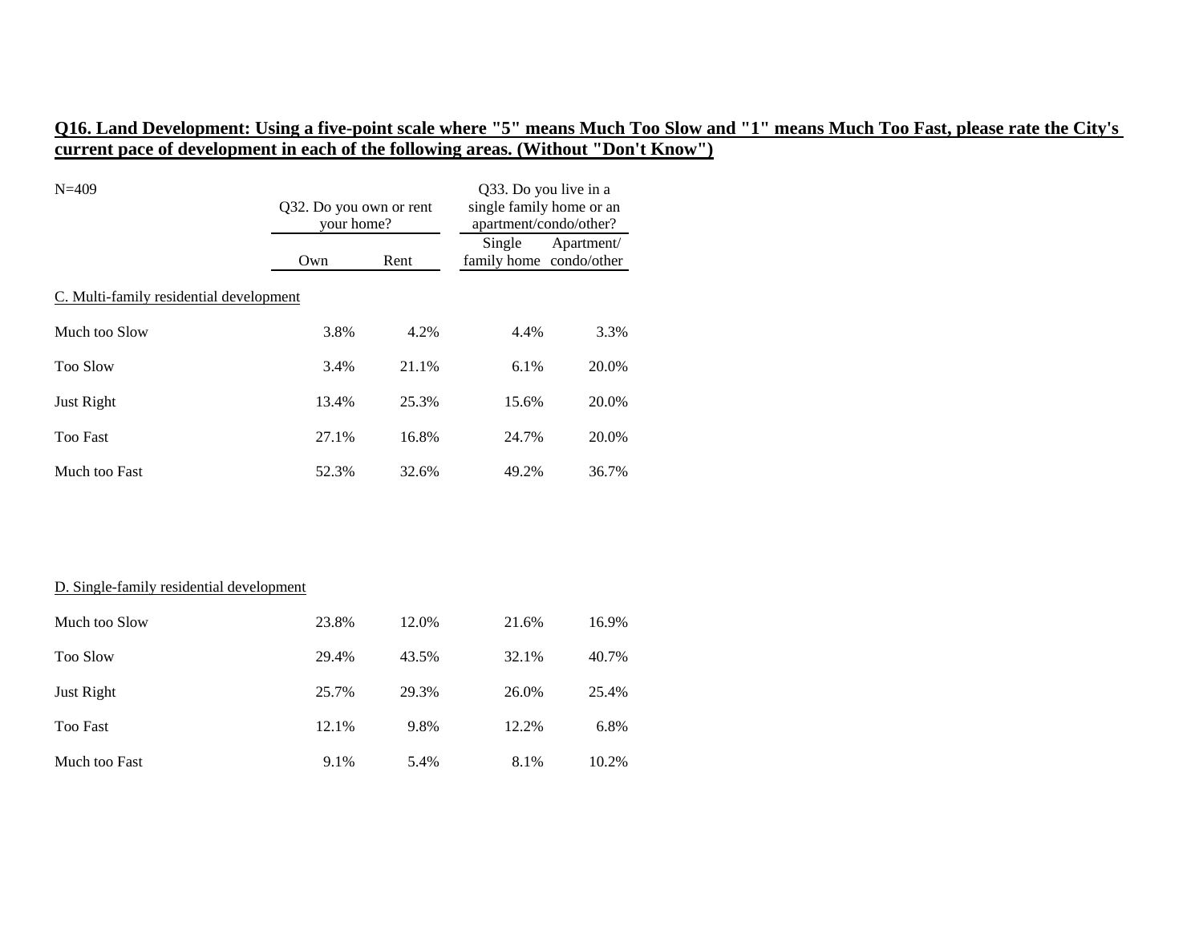**Q16. Land Development: Using a five-point scale where "5" means Much Too Slow and "1" means Much Too Fast, please rate the City's current pace of development in each of the following areas. (Without "Don't Know")**

| N=409 | Q32. Do you own or rent your home? | | Q33. Do you live in a single family home or an apartment/condo/other? | |
|---|---|---|---|---|
| | Own | Rent | Single family home | Apartment/ condo/other |
| C. Multi-family residential development | | | | |
| Much too Slow | 3.8% | 4.2% | 4.4% | 3.3% |
| Too Slow | 3.4% | 21.1% | 6.1% | 20.0% |
| Just Right | 13.4% | 25.3% | 15.6% | 20.0% |
| Too Fast | 27.1% | 16.8% | 24.7% | 20.0% |
| Much too Fast | 52.3% | 32.6% | 49.2% | 36.7% |
| D. Single-family residential development | | | | |
| Much too Slow | 23.8% | 12.0% | 21.6% | 16.9% |
| Too Slow | 29.4% | 43.5% | 32.1% | 40.7% |
| Just Right | 25.7% | 29.3% | 26.0% | 25.4% |
| Too Fast | 12.1% | 9.8% | 12.2% | 6.8% |
| Much too Fast | 9.1% | 5.4% | 8.1% | 10.2% |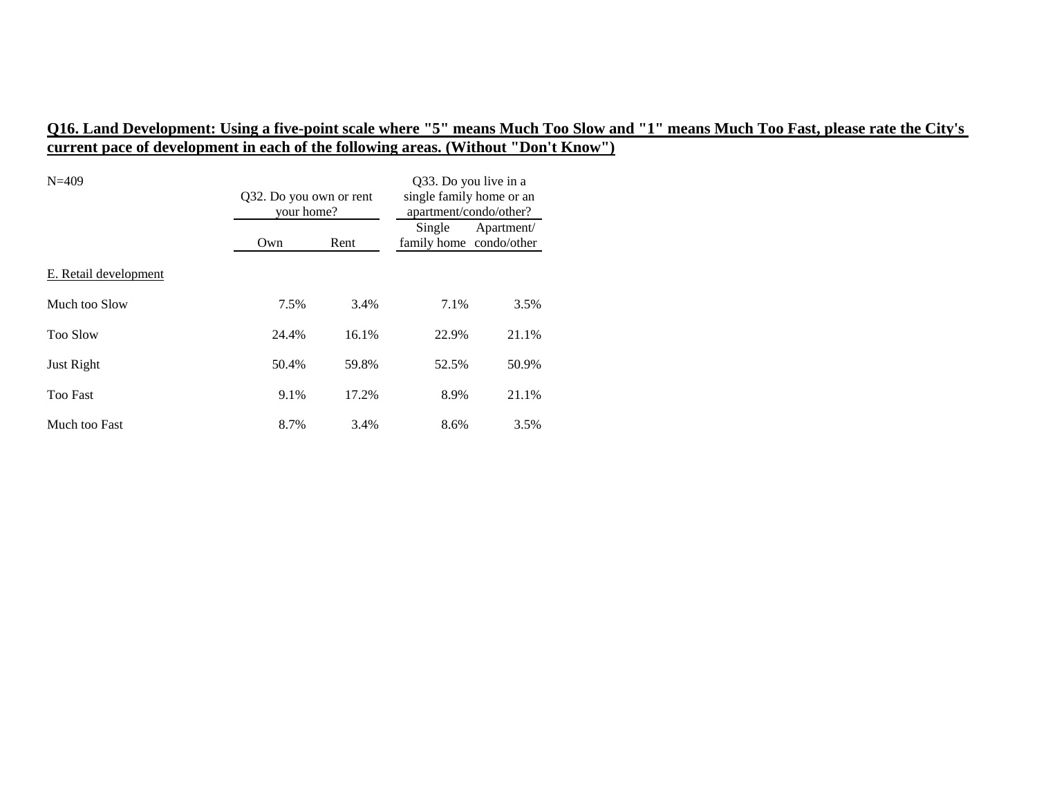**Q16. Land Development: Using a five-point scale where "5" means Much Too Slow and "1" means Much Too Fast, please rate the City's current pace of development in each of the following areas. (Without "Don't Know")**

| N=409 | Q32. Do you own or rent your home? | | Q33. Do you live in a single family home or an apartment/condo/other? | |
|---|---|---|---|---|
| | Own | Rent | Single family home | Apartment/ condo/other |
| E. Retail development | | | | |
| Much too Slow | 7.5% | 3.4% | 7.1% | 3.5% |
| Too Slow | 24.4% | 16.1% | 22.9% | 21.1% |
| Just Right | 50.4% | 59.8% | 52.5% | 50.9% |
| Too Fast | 9.1% | 17.2% | 8.9% | 21.1% |
| Much too Fast | 8.7% | 3.4% | 8.6% | 3.5% |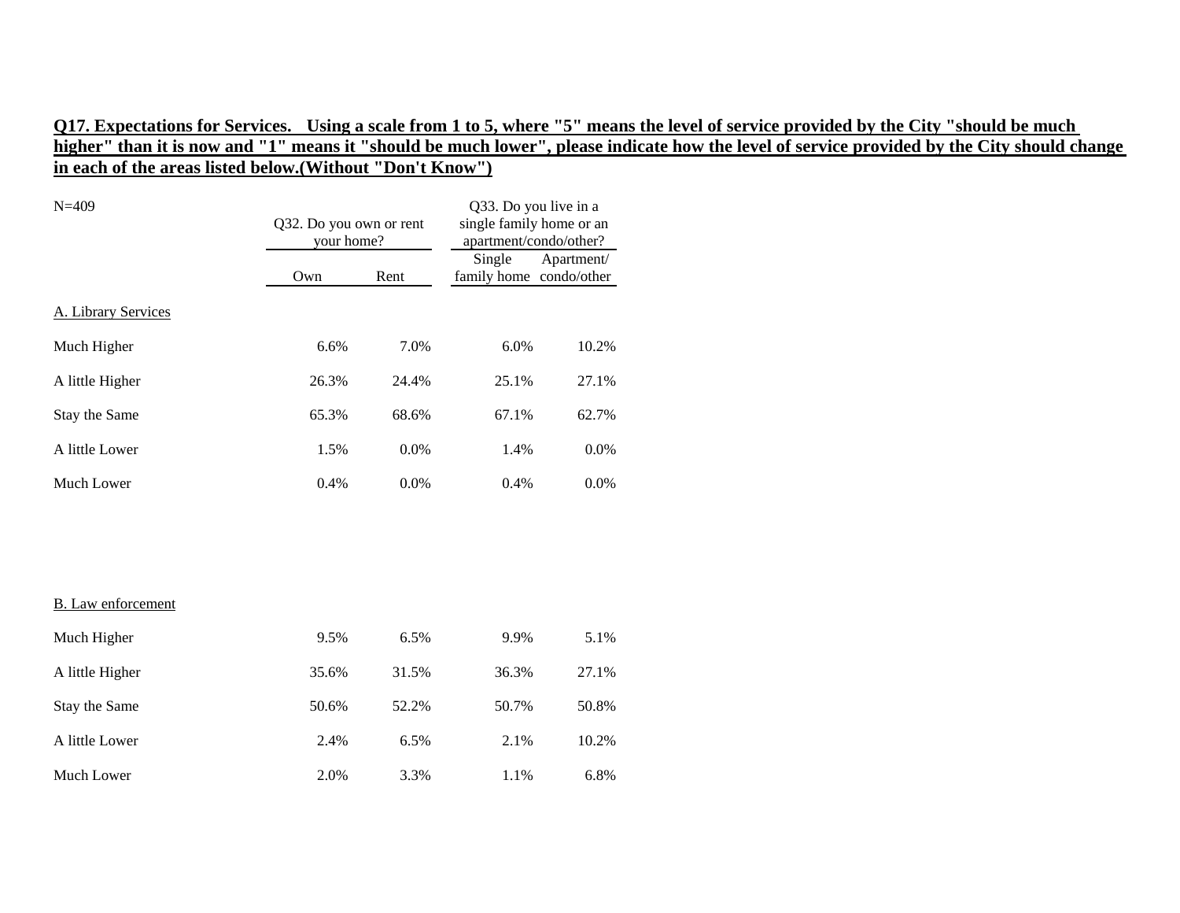**Q17. Expectations for Services. Using a scale from 1 to 5, where "5" means the level of service provided by the City "should be much higher" than it is now and "1" means it "should be much lower", please indicate how the level of service provided by the City should change in each of the areas listed below.(Without "Don't Know")**

N=409

| | Q32. Do you own or rent your home? | | Q33. Do you live in a single family home or an apartment/condo/other? | |
|---|---|---|---|---|
| | Own | Rent | Single family home | Apartment/ condo/other |
| A. Library Services | | | | |
| Much Higher | 6.6% | 7.0% | 6.0% | 10.2% |
| A little Higher | 26.3% | 24.4% | 25.1% | 27.1% |
| Stay the Same | 65.3% | 68.6% | 67.1% | 62.7% |
| A little Lower | 1.5% | 0.0% | 1.4% | 0.0% |
| Much Lower | 0.4% | 0.0% | 0.4% | 0.0% |
| B. Law enforcement | | | | |
| Much Higher | 9.5% | 6.5% | 9.9% | 5.1% |
| A little Higher | 35.6% | 31.5% | 36.3% | 27.1% |
| Stay the Same | 50.6% | 52.2% | 50.7% | 50.8% |
| A little Lower | 2.4% | 6.5% | 2.1% | 10.2% |
| Much Lower | 2.0% | 3.3% | 1.1% | 6.8% |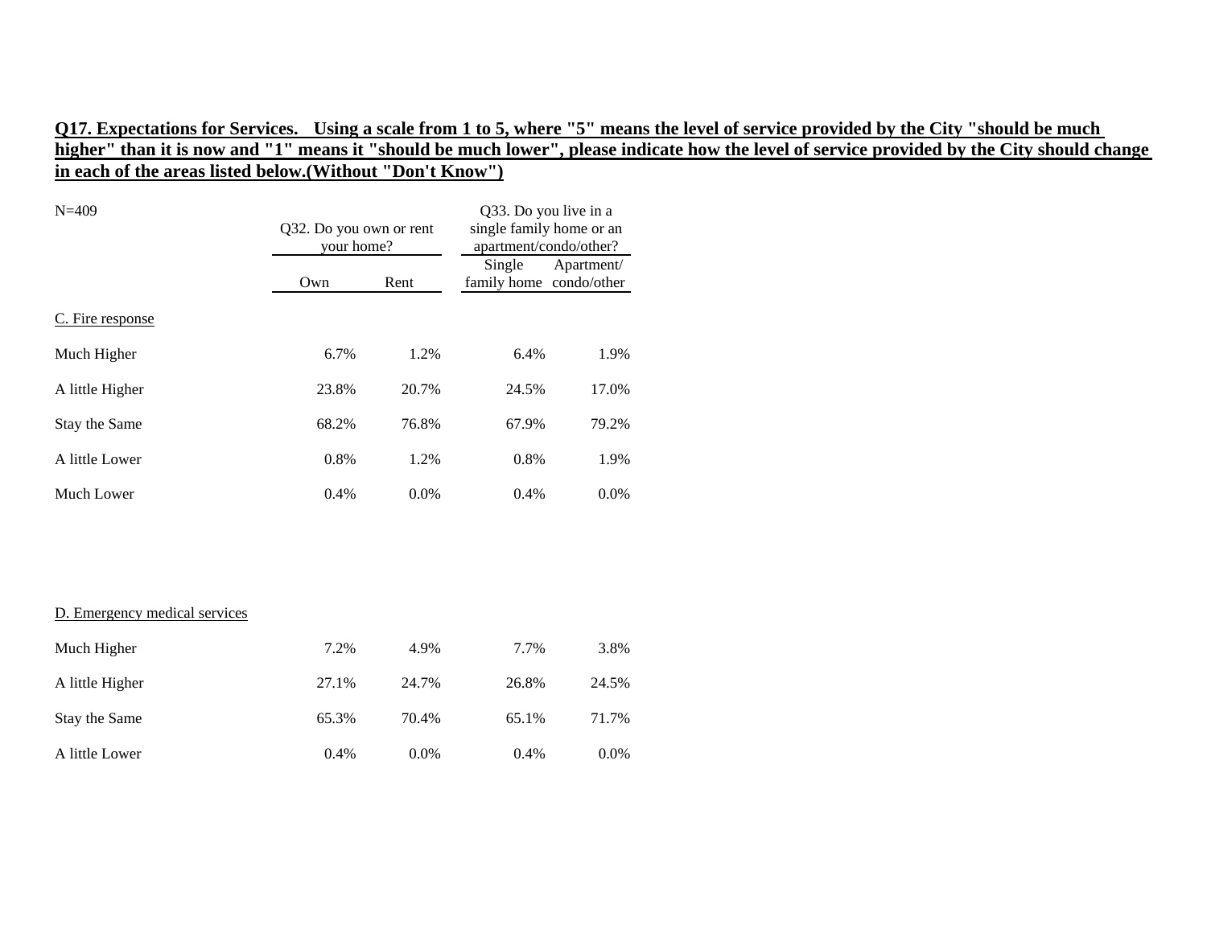**Q17. Expectations for Services. Using a scale from 1 to 5, where "5" means the level of service provided by the City "should be much higher" than it is now and "1" means it "should be much lower", please indicate how the level of service provided by the City should change in each of the areas listed below.(Without "Don't Know")**

N=409

| | Q32. Do you own or rent your home? | | Q33. Do you live in a single family home or an apartment/condo/other? | |
|---|---|---|---|---|
| | Own | Rent | Single family home | Apartment/ condo/other |
| C. Fire response | | | | |
| Much Higher | 6.7% | 1.2% | 6.4% | 1.9% |
| A little Higher | 23.8% | 20.7% | 24.5% | 17.0% |
| Stay the Same | 68.2% | 76.8% | 67.9% | 79.2% |
| A little Lower | 0.8% | 1.2% | 0.8% | 1.9% |
| Much Lower | 0.4% | 0.0% | 0.4% | 0.0% |
| D. Emergency medical services | | | | |
| Much Higher | 7.2% | 4.9% | 7.7% | 3.8% |
| A little Higher | 27.1% | 24.7% | 26.8% | 24.5% |
| Stay the Same | 65.3% | 70.4% | 65.1% | 71.7% |
| A little Lower | 0.4% | 0.0% | 0.4% | 0.0% |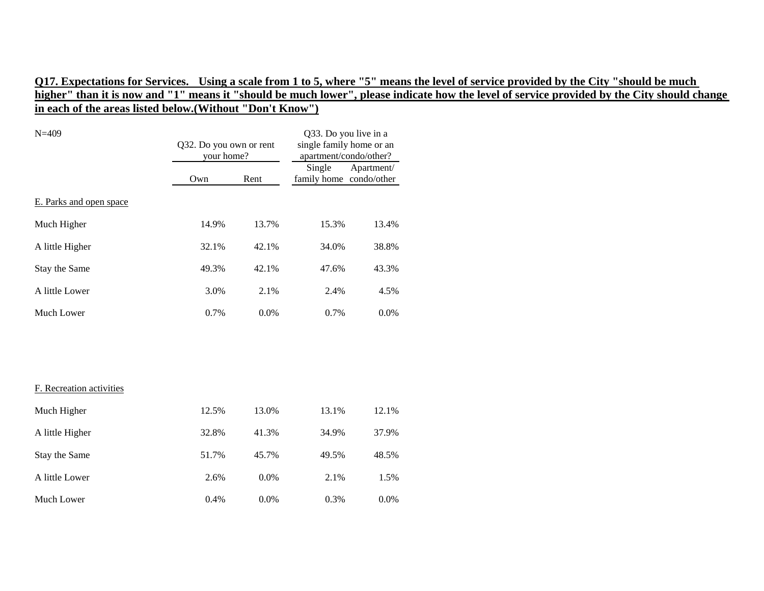**Q17. Expectations for Services. Using a scale from 1 to 5, where "5" means the level of service provided by the City "should be much higher" than it is now and "1" means it "should be much lower", please indicate how the level of service provided by the City should change in each of the areas listed below.(Without "Don't Know")**

N=409

| | Q32. Do you own or rent your home? | | Q33. Do you live in a single family home or an apartment/condo/other? | |
|---|---|---|---|---|
| | Own | Rent | Single family home | Apartment/ condo/other |
| E. Parks and open space | | | | |
| Much Higher | 14.9% | 13.7% | 15.3% | 13.4% |
| A little Higher | 32.1% | 42.1% | 34.0% | 38.8% |
| Stay the Same | 49.3% | 42.1% | 47.6% | 43.3% |
| A little Lower | 3.0% | 2.1% | 2.4% | 4.5% |
| Much Lower | 0.7% | 0.0% | 0.7% | 0.0% |
| F. Recreation activities | | | | |
| Much Higher | 12.5% | 13.0% | 13.1% | 12.1% |
| A little Higher | 32.8% | 41.3% | 34.9% | 37.9% |
| Stay the Same | 51.7% | 45.7% | 49.5% | 48.5% |
| A little Lower | 2.6% | 0.0% | 2.1% | 1.5% |
| Much Lower | 0.4% | 0.0% | 0.3% | 0.0% |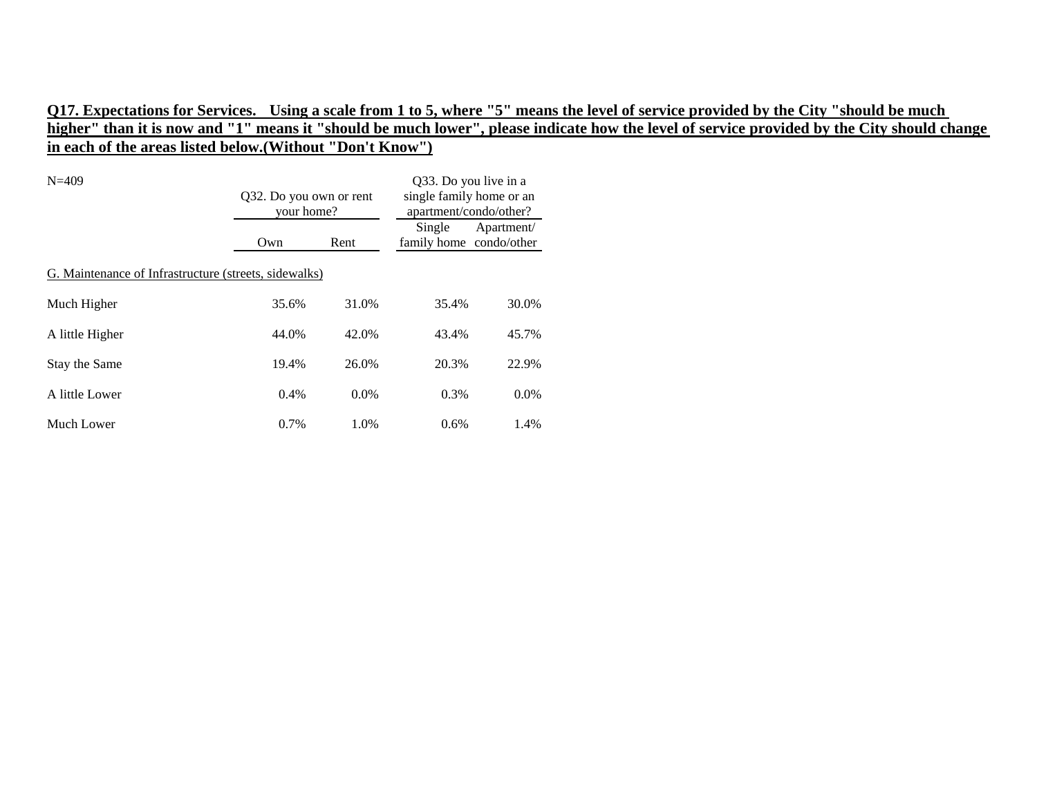**Q17. Expectations for Services. Using a scale from 1 to 5, where "5" means the level of service provided by the City "should be much higher" than it is now and "1" means it "should be much lower", please indicate how the level of service provided by the City should change in each of the areas listed below.(Without "Don't Know")**

N=409

| | Q32. Do you own or rent your home? | | Q33. Do you live in a single family home or an apartment/condo/other? | |
|---|---|---|---|---|
| | Own | Rent | Single family home | Apartment/ condo/other |
| G. Maintenance of Infrastructure (streets, sidewalks) | | | | |
| Much Higher | 35.6% | 31.0% | 35.4% | 30.0% |
| A little Higher | 44.0% | 42.0% | 43.4% | 45.7% |
| Stay the Same | 19.4% | 26.0% | 20.3% | 22.9% |
| A little Lower | 0.4% | 0.0% | 0.3% | 0.0% |
| Much Lower | 0.7% | 1.0% | 0.6% | 1.4% |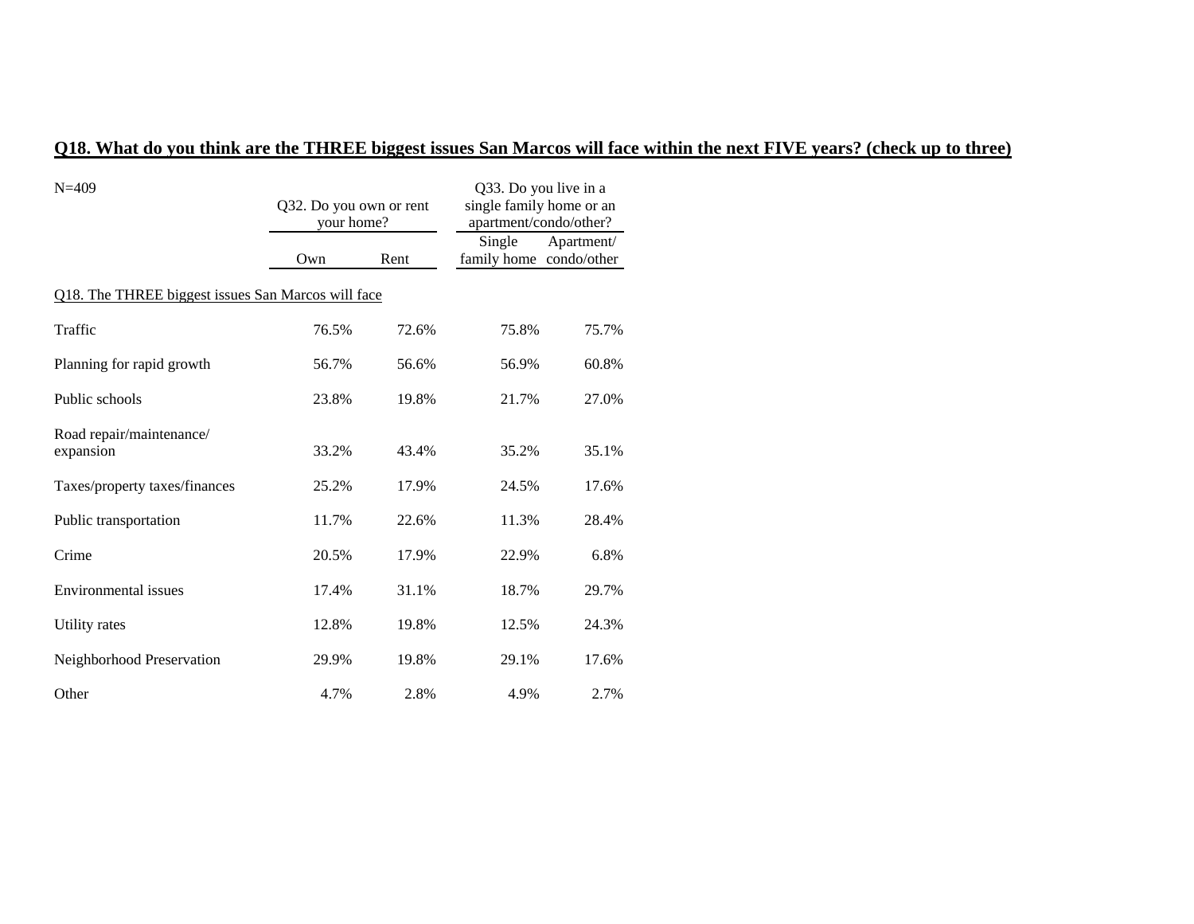## Q18. What do you think are the THREE biggest issues San Marcos will face within the next FIVE years? (check up to three)

| N=409 | Q32. Do you own or rent your home? | | Q33. Do you live in a single family home or an apartment/condo/other? | |
|---|---|---|---|---|
| | Own | Rent | Single family home | Apartment/ condo/other |
| Q18. The THREE biggest issues San Marcos will face | | | | |
| Traffic | 76.5% | 72.6% | 75.8% | 75.7% |
| Planning for rapid growth | 56.7% | 56.6% | 56.9% | 60.8% |
| Public schools | 23.8% | 19.8% | 21.7% | 27.0% |
| Road repair/maintenance/ expansion | 33.2% | 43.4% | 35.2% | 35.1% |
| Taxes/property taxes/finances | 25.2% | 17.9% | 24.5% | 17.6% |
| Public transportation | 11.7% | 22.6% | 11.3% | 28.4% |
| Crime | 20.5% | 17.9% | 22.9% | 6.8% |
| Environmental issues | 17.4% | 31.1% | 18.7% | 29.7% |
| Utility rates | 12.8% | 19.8% | 12.5% | 24.3% |
| Neighborhood Preservation | 29.9% | 19.8% | 29.1% | 17.6% |
| Other | 4.7% | 2.8% | 4.9% | 2.7% |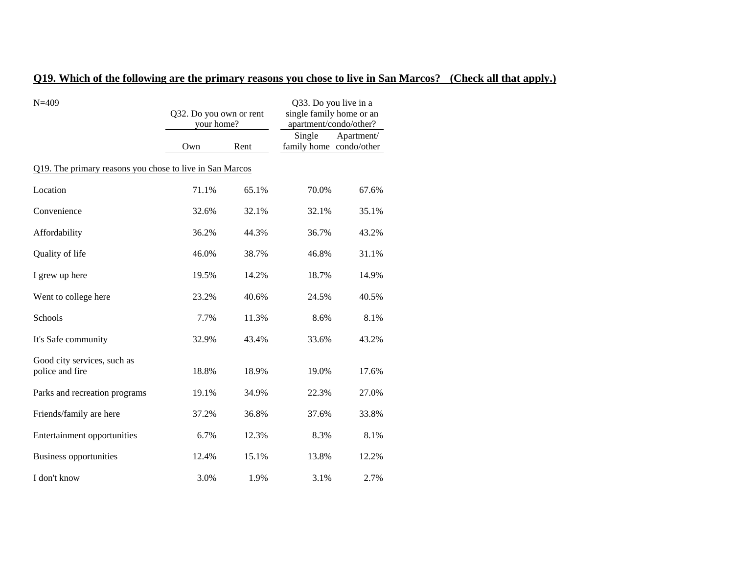## Q19. Which of the following are the primary reasons you chose to live in San Marcos? (Check all that apply.)

| N=409 | Q32. Do you own or rent your home? | | Q33. Do you live in a single family home or an apartment/condo/other? | |
|---|---|---|---|---|
| | Own | Rent | Single family home | Apartment/ condo/other |
| Q19. The primary reasons you chose to live in San Marcos | | | | |
| Location | 71.1% | 65.1% | 70.0% | 67.6% |
| Convenience | 32.6% | 32.1% | 32.1% | 35.1% |
| Affordability | 36.2% | 44.3% | 36.7% | 43.2% |
| Quality of life | 46.0% | 38.7% | 46.8% | 31.1% |
| I grew up here | 19.5% | 14.2% | 18.7% | 14.9% |
| Went to college here | 23.2% | 40.6% | 24.5% | 40.5% |
| Schools | 7.7% | 11.3% | 8.6% | 8.1% |
| It's Safe community | 32.9% | 43.4% | 33.6% | 43.2% |
| Good city services, such as police and fire | 18.8% | 18.9% | 19.0% | 17.6% |
| Parks and recreation programs | 19.1% | 34.9% | 22.3% | 27.0% |
| Friends/family are here | 37.2% | 36.8% | 37.6% | 33.8% |
| Entertainment opportunities | 6.7% | 12.3% | 8.3% | 8.1% |
| Business opportunities | 12.4% | 15.1% | 13.8% | 12.2% |
| I don't know | 3.0% | 1.9% | 3.1% | 2.7% |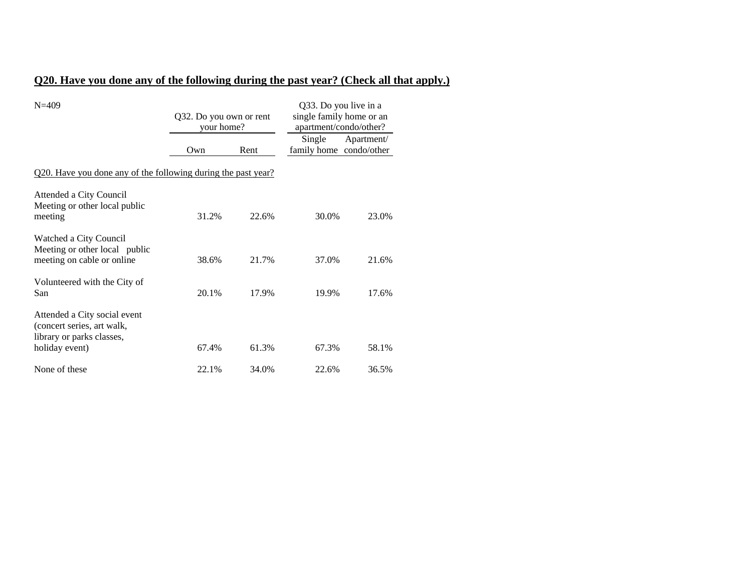## Q20. Have you done any of the following during the past year? (Check all that apply.)

N=409

| | Q32. Do you own or rent your home? | | Q33. Do you live in a single family home or an apartment/condo/other? | |
|---|---|---|---|---|
| | Own | Rent | Single family home | Apartment/ condo/other |
| Q20. Have you done any of the following during the past year? | | | | |
| Attended a City Council Meeting or other local public meeting | 31.2% | 22.6% | 30.0% | 23.0% |
| Watched a City Council Meeting or other local public meeting on cable or online | 38.6% | 21.7% | 37.0% | 21.6% |
| Volunteered with the City of San | 20.1% | 17.9% | 19.9% | 17.6% |
| Attended a City social event (concert series, art walk, library or parks classes, holiday event) | 67.4% | 61.3% | 67.3% | 58.1% |
| None of these | 22.1% | 34.0% | 22.6% | 36.5% |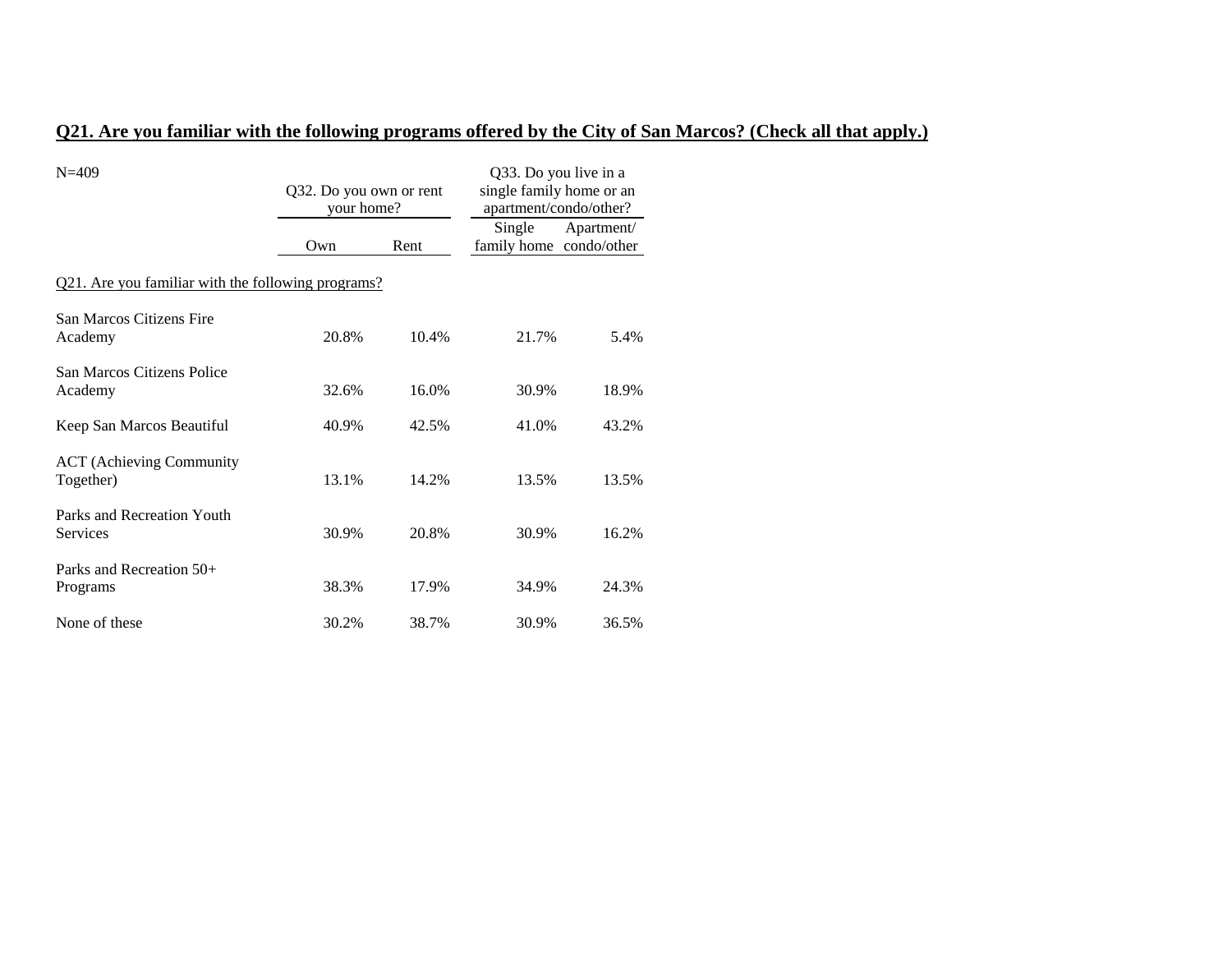## Q21. Are you familiar with the following programs offered by the City of San Marcos? (Check all that apply.)

N=409

| | Q32. Do you own or rent your home? | | Q33. Do you live in a single family home or an apartment/condo/other? | |
|---|---|---|---|---|
| | Own | Rent | Single family home | Apartment/ condo/other |
| Q21. Are you familiar with the following programs? | | | | |
| San Marcos Citizens Fire Academy | 20.8% | 10.4% | 21.7% | 5.4% |
| San Marcos Citizens Police Academy | 32.6% | 16.0% | 30.9% | 18.9% |
| Keep San Marcos Beautiful | 40.9% | 42.5% | 41.0% | 43.2% |
| ACT (Achieving Community Together) | 13.1% | 14.2% | 13.5% | 13.5% |
| Parks and Recreation Youth Services | 30.9% | 20.8% | 30.9% | 16.2% |
| Parks and Recreation 50+ Programs | 38.3% | 17.9% | 34.9% | 24.3% |
| None of these | 30.2% | 38.7% | 30.9% | 36.5% |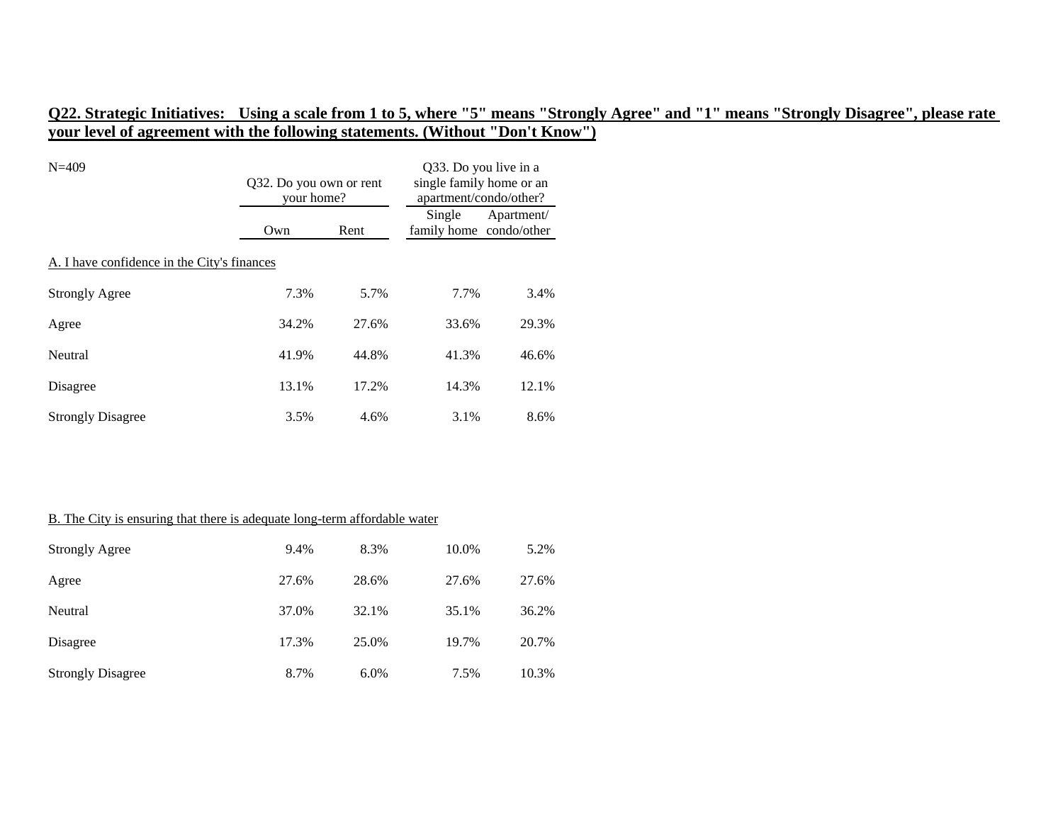**Q22. Strategic Initiatives: Using a scale from 1 to 5, where "5" means "Strongly Agree" and "1" means "Strongly Disagree", please rate your level of agreement with the following statements. (Without "Don't Know")**

N=409

| | Q32. Do you own or rent your home? | | Q33. Do you live in a single family home or an apartment/condo/other? | |
|---|---|---|---|---|
| | Own | Rent | Single family home | Apartment/ condo/other |
| A. I have confidence in the City's finances | | | | |
| Strongly Agree | 7.3% | 5.7% | 7.7% | 3.4% |
| Agree | 34.2% | 27.6% | 33.6% | 29.3% |
| Neutral | 41.9% | 44.8% | 41.3% | 46.6% |
| Disagree | 13.1% | 17.2% | 14.3% | 12.1% |
| Strongly Disagree | 3.5% | 4.6% | 3.1% | 8.6% |
| B. The City is ensuring that there is adequate long-term affordable water | | | | |
| Strongly Agree | 9.4% | 8.3% | 10.0% | 5.2% |
| Agree | 27.6% | 28.6% | 27.6% | 27.6% |
| Neutral | 37.0% | 32.1% | 35.1% | 36.2% |
| Disagree | 17.3% | 25.0% | 19.7% | 20.7% |
| Strongly Disagree | 8.7% | 6.0% | 7.5% | 10.3% |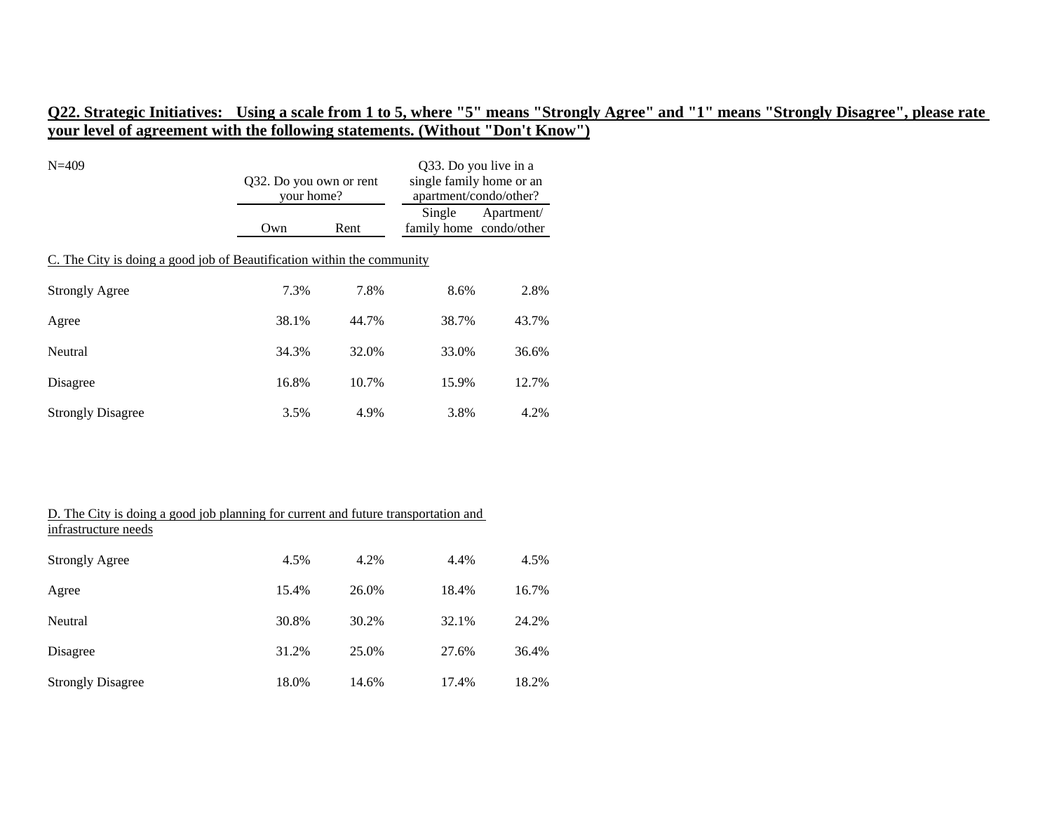**Q22. Strategic Initiatives: Using a scale from 1 to 5, where "5" means "Strongly Agree" and "1" means "Strongly Disagree", please rate your level of agreement with the following statements. (Without "Don't Know")**

N=409

| | Q32. Do you own or rent your home? | | Q33. Do you live in a single family home or an apartment/condo/other? | |
|---|---|---|---|---|
| | Own | Rent | Single family home | Apartment/ condo/other |
| C. The City is doing a good job of Beautification within the community | | | | |
| Strongly Agree | 7.3% | 7.8% | 8.6% | 2.8% |
| Agree | 38.1% | 44.7% | 38.7% | 43.7% |
| Neutral | 34.3% | 32.0% | 33.0% | 36.6% |
| Disagree | 16.8% | 10.7% | 15.9% | 12.7% |
| Strongly Disagree | 3.5% | 4.9% | 3.8% | 4.2% |
| D. The City is doing a good job planning for current and future transportation and infrastructure needs | | | | |
| Strongly Agree | 4.5% | 4.2% | 4.4% | 4.5% |
| Agree | 15.4% | 26.0% | 18.4% | 16.7% |
| Neutral | 30.8% | 30.2% | 32.1% | 24.2% |
| Disagree | 31.2% | 25.0% | 27.6% | 36.4% |
| Strongly Disagree | 18.0% | 14.6% | 17.4% | 18.2% |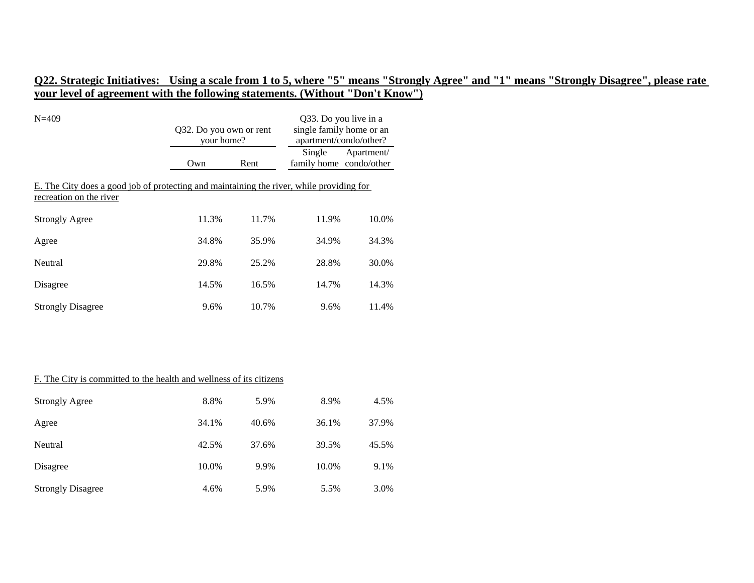**Q22. Strategic Initiatives: Using a scale from 1 to 5, where "5" means "Strongly Agree" and "1" means "Strongly Disagree", please rate your level of agreement with the following statements. (Without "Don't Know")**

N=409

| | Q32. Do you own or rent your home? | | Q33. Do you live in a single family home or an apartment/condo/other? | |
|---|---|---|---|---|
| | Own | Rent | Single family home | Apartment/ condo/other |
| **E. The City does a good job of protecting and maintaining the river, while providing for recreation on the river** | | | | |
| Strongly Agree | 11.3% | 11.7% | 11.9% | 10.0% |
| Agree | 34.8% | 35.9% | 34.9% | 34.3% |
| Neutral | 29.8% | 25.2% | 28.8% | 30.0% |
| Disagree | 14.5% | 16.5% | 14.7% | 14.3% |
| Strongly Disagree | 9.6% | 10.7% | 9.6% | 11.4% |
| **F. The City is committed to the health and wellness of its citizens** | | | | |
| Strongly Agree | 8.8% | 5.9% | 8.9% | 4.5% |
| Agree | 34.1% | 40.6% | 36.1% | 37.9% |
| Neutral | 42.5% | 37.6% | 39.5% | 45.5% |
| Disagree | 10.0% | 9.9% | 10.0% | 9.1% |
| Strongly Disagree | 4.6% | 5.9% | 5.5% | 3.0% |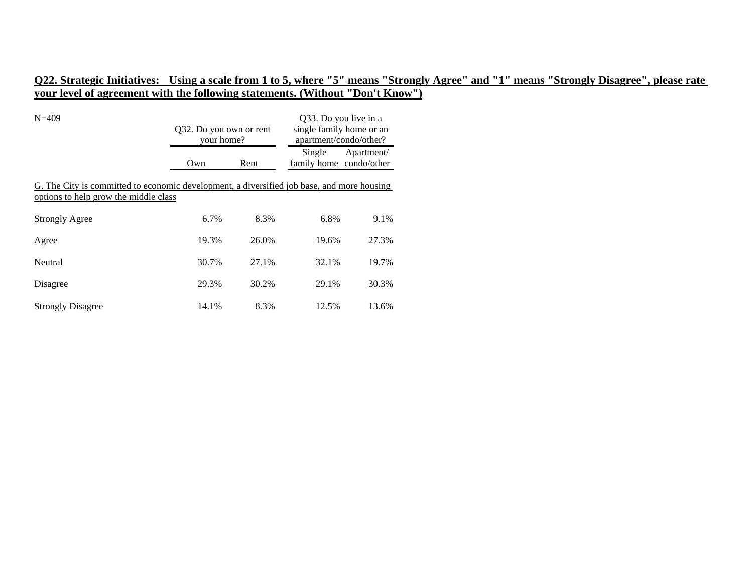**Q22. Strategic Initiatives: Using a scale from 1 to 5, where "5" means "Strongly Agree" and "1" means "Strongly Disagree", please rate your level of agreement with the following statements. (Without "Don't Know")**

N=409

| | Q32. Do you own or rent your home? | | Q33. Do you live in a single family home or an apartment/condo/other? | |
|---|---|---|---|---|
| | Own | Rent | Single family home | Apartment/ condo/other |
| G. The City is committed to economic development, a diversified job base, and more housing options to help grow the middle class | | | | |
| Strongly Agree | 6.7% | 8.3% | 6.8% | 9.1% |
| Agree | 19.3% | 26.0% | 19.6% | 27.3% |
| Neutral | 30.7% | 27.1% | 32.1% | 19.7% |
| Disagree | 29.3% | 30.2% | 29.1% | 30.3% |
| Strongly Disagree | 14.1% | 8.3% | 12.5% | 13.6% |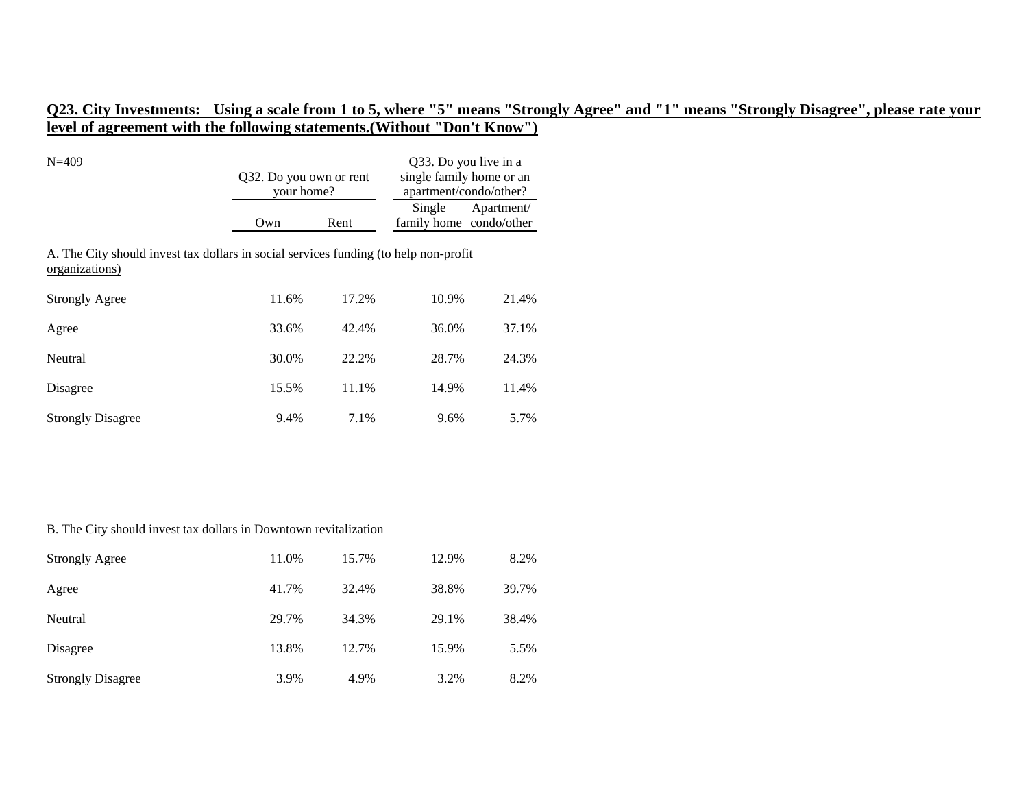**Q23. City Investments: Using a scale from 1 to 5, where "5" means "Strongly Agree" and "1" means "Strongly Disagree", please rate your level of agreement with the following statements.(Without "Don't Know")**

| N=409 | Q32. Do you own or rent your home? | | Q33. Do you live in a single family home or an apartment/condo/other? | |
|---|---|---|---|---|
| | Own | Rent | Single family home | Apartment/ condo/other |
| A. The City should invest tax dollars in social services funding (to help non-profit organizations) | | | | |
| Strongly Agree | 11.6% | 17.2% | 10.9% | 21.4% |
| Agree | 33.6% | 42.4% | 36.0% | 37.1% |
| Neutral | 30.0% | 22.2% | 28.7% | 24.3% |
| Disagree | 15.5% | 11.1% | 14.9% | 11.4% |
| Strongly Disagree | 9.4% | 7.1% | 9.6% | 5.7% |
| B. The City should invest tax dollars in Downtown revitalization | | | | |
| Strongly Agree | 11.0% | 15.7% | 12.9% | 8.2% |
| Agree | 41.7% | 32.4% | 38.8% | 39.7% |
| Neutral | 29.7% | 34.3% | 29.1% | 38.4% |
| Disagree | 13.8% | 12.7% | 15.9% | 5.5% |
| Strongly Disagree | 3.9% | 4.9% | 3.2% | 8.2% |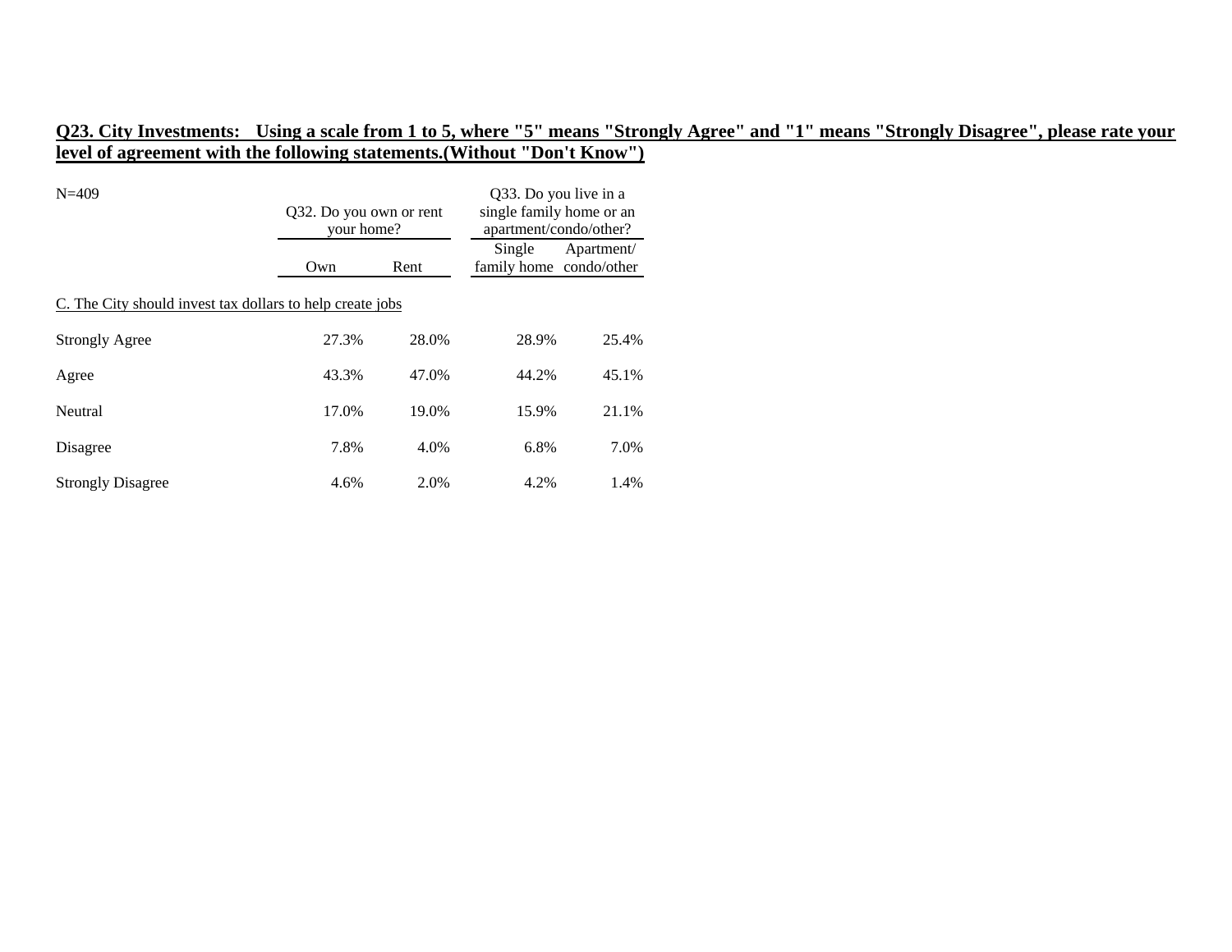## Q23. City Investments: Using a scale from 1 to 5, where "5" means "Strongly Agree" and "1" means "Strongly Disagree", please rate your level of agreement with the following statements.(Without "Don't Know")

| N=409 | Q32. Do you own or rent your home? | | Q33. Do you live in a single family home or an apartment/condo/other? | |
|---|---|---|---|---|
| | Own | Rent | Single family home | Apartment/ condo/other |
| C. The City should invest tax dollars to help create jobs | | | | |
| Strongly Agree | 27.3% | 28.0% | 28.9% | 25.4% |
| Agree | 43.3% | 47.0% | 44.2% | 45.1% |
| Neutral | 17.0% | 19.0% | 15.9% | 21.1% |
| Disagree | 7.8% | 4.0% | 6.8% | 7.0% |
| Strongly Disagree | 4.6% | 2.0% | 4.2% | 1.4% |